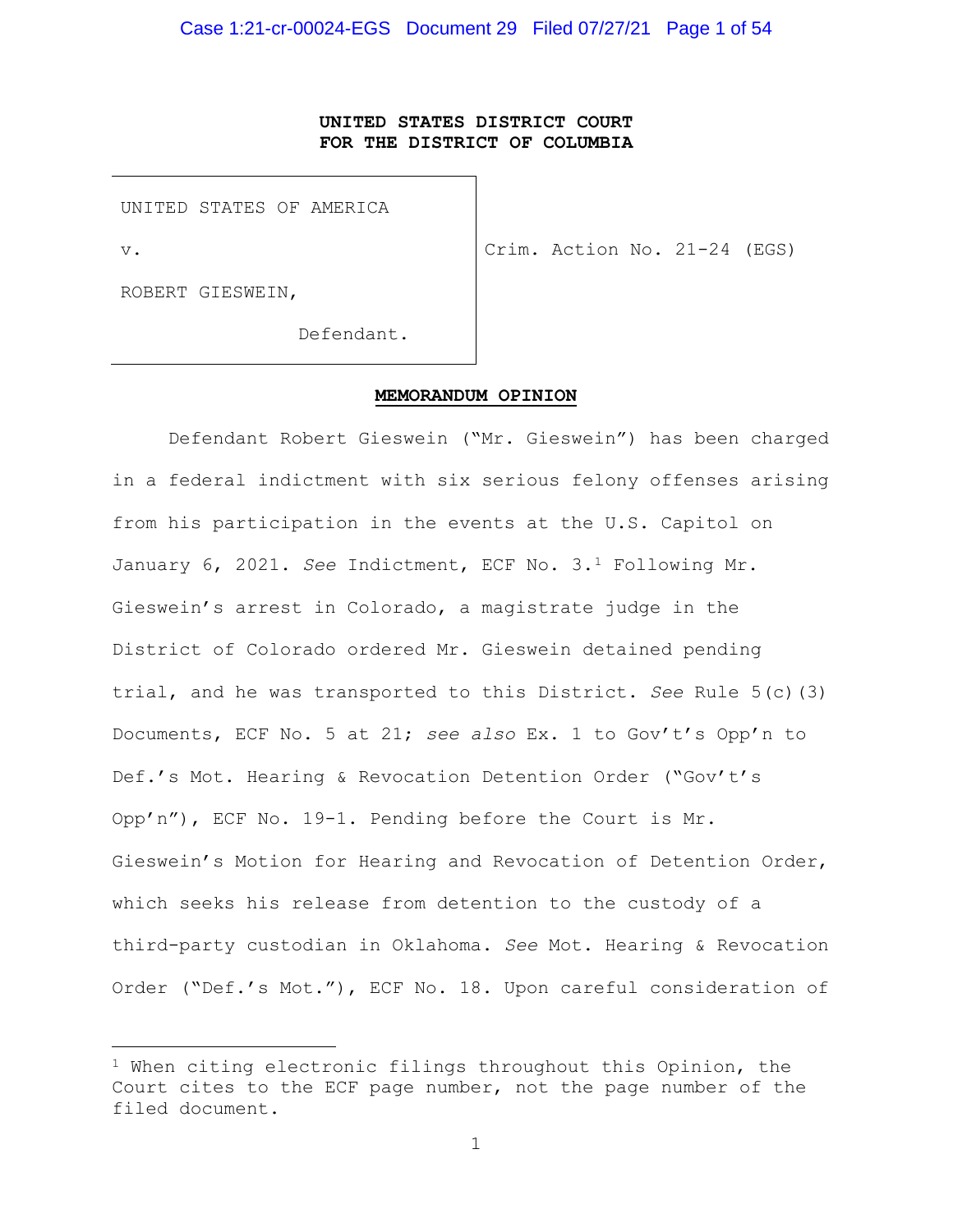**UNITED STATES DISTRICT COURT**
**FOR THE DISTRICT OF COLUMBIA**

| | |
|---|---|
| UNITED STATES OF AMERICA<br><br>v.<br><br>ROBERT GIESWEIN,<br><br>Defendant. | Crim. Action No. 21-24 (EGS) |

**MEMORANDUM OPINION**

Defendant Robert Gieswein ("Mr. Gieswein") has been charged in a federal indictment with six serious felony offenses arising from his participation in the events at the U.S. Capitol on January 6, 2021. *See* Indictment, ECF No. 3.[1] Following Mr. Gieswein's arrest in Colorado, a magistrate judge in the District of Colorado ordered Mr. Gieswein detained pending trial, and he was transported to this District. *See* Rule 5(c)(3) Documents, ECF No. 5 at 21; *see also* Ex. 1 to Gov't's Opp'n to Def.'s Mot. Hearing & Revocation Detention Order ("Gov't's Opp'n"), ECF No. 19-1. Pending before the Court is Mr. Gieswein's Motion for Hearing and Revocation of Detention Order, which seeks his release from detention to the custody of a third-party custodian in Oklahoma. *See* Mot. Hearing & Revocation Order ("Def.'s Mot."), ECF No. 18. Upon careful consideration of

---

[1] When citing electronic filings throughout this Opinion, the Court cites to the ECF page number, not the page number of the filed document.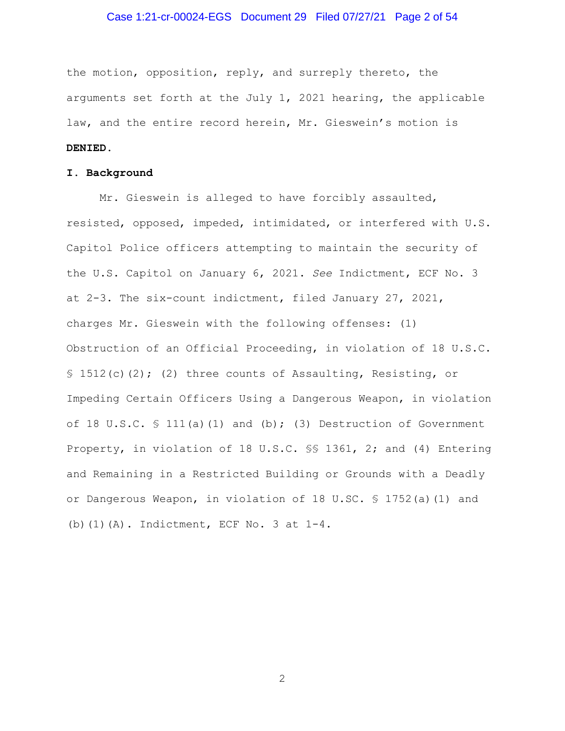the motion, opposition, reply, and surreply thereto, the arguments set forth at the July 1, 2021 hearing, the applicable law, and the entire record herein, Mr. Gieswein's motion is **DENIED.**

## I. Background

Mr. Gieswein is alleged to have forcibly assaulted, resisted, opposed, impeded, intimidated, or interfered with U.S. Capitol Police officers attempting to maintain the security of the U.S. Capitol on January 6, 2021. *See* Indictment, ECF No. 3 at 2-3. The six-count indictment, filed January 27, 2021, charges Mr. Gieswein with the following offenses: (1) Obstruction of an Official Proceeding, in violation of 18 U.S.C. § 1512(c)(2); (2) three counts of Assaulting, Resisting, or Impeding Certain Officers Using a Dangerous Weapon, in violation of 18 U.S.C. § 111(a)(1) and (b); (3) Destruction of Government Property, in violation of 18 U.S.C. §§ 1361, 2; and (4) Entering and Remaining in a Restricted Building or Grounds with a Deadly or Dangerous Weapon, in violation of 18 U.SC. § 1752(a)(1) and (b)(1)(A). Indictment, ECF No. 3 at 1-4.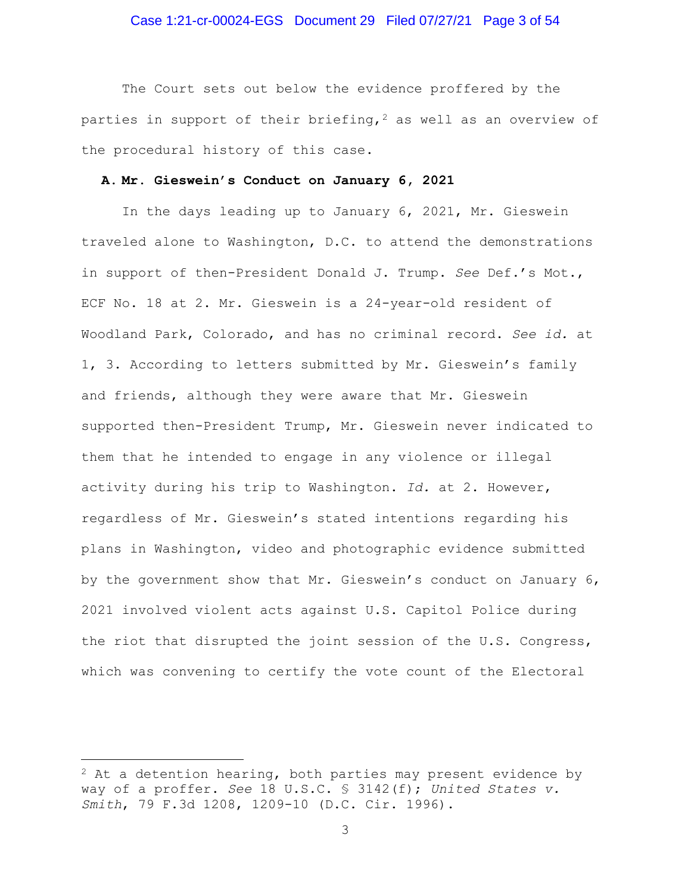The Court sets out below the evidence proffered by the parties in support of their briefing,[2] as well as an overview of the procedural history of this case.

**A. Mr. Gieswein's Conduct on January 6, 2021**

In the days leading up to January 6, 2021, Mr. Gieswein traveled alone to Washington, D.C. to attend the demonstrations in support of then-President Donald J. Trump. *See* Def.'s Mot., ECF No. 18 at 2. Mr. Gieswein is a 24-year-old resident of Woodland Park, Colorado, and has no criminal record. *See id.* at 1, 3. According to letters submitted by Mr. Gieswein's family and friends, although they were aware that Mr. Gieswein supported then-President Trump, Mr. Gieswein never indicated to them that he intended to engage in any violence or illegal activity during his trip to Washington. *Id.* at 2. However, regardless of Mr. Gieswein's stated intentions regarding his plans in Washington, video and photographic evidence submitted by the government show that Mr. Gieswein's conduct on January 6, 2021 involved violent acts against U.S. Capitol Police during the riot that disrupted the joint session of the U.S. Congress, which was convening to certify the vote count of the Electoral

---

[2] At a detention hearing, both parties may present evidence by way of a proffer. *See* 18 U.S.C. § 3142(f); *United States v. Smith*, 79 F.3d 1208, 1209-10 (D.C. Cir. 1996).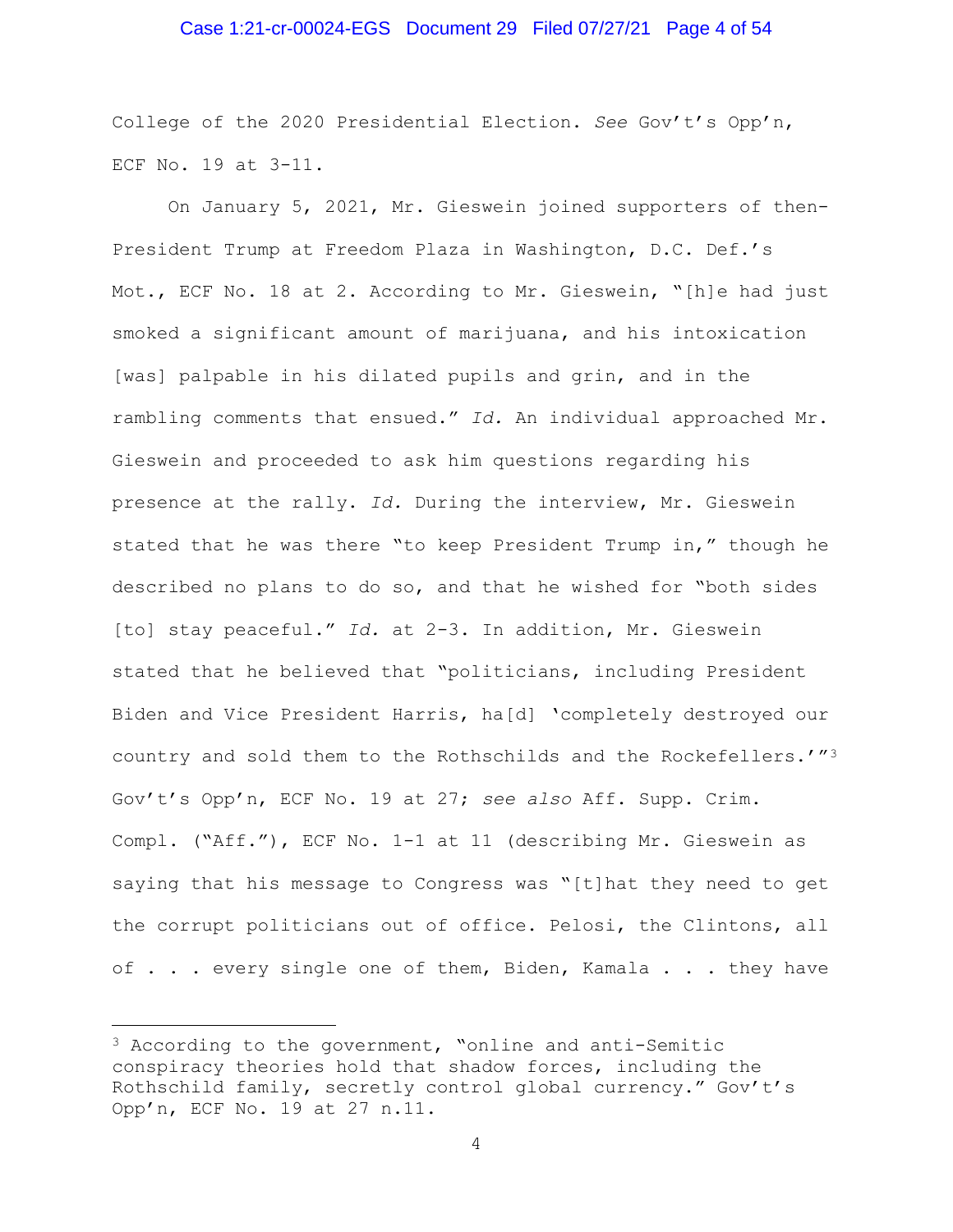College of the 2020 Presidential Election. *See* Gov't's Opp'n, ECF No. 19 at 3-11.

On January 5, 2021, Mr. Gieswein joined supporters of then-President Trump at Freedom Plaza in Washington, D.C. Def.'s Mot., ECF No. 18 at 2. According to Mr. Gieswein, "[h]e had just smoked a significant amount of marijuana, and his intoxication [was] palpable in his dilated pupils and grin, and in the rambling comments that ensued." *Id.* An individual approached Mr. Gieswein and proceeded to ask him questions regarding his presence at the rally. *Id.* During the interview, Mr. Gieswein stated that he was there "to keep President Trump in," though he described no plans to do so, and that he wished for "both sides [to] stay peaceful." *Id.* at 2-3. In addition, Mr. Gieswein stated that he believed that "politicians, including President Biden and Vice President Harris, ha[d] 'completely destroyed our country and sold them to the Rothschilds and the Rockefellers.'"[3] Gov't's Opp'n, ECF No. 19 at 27; *see also* Aff. Supp. Crim. Compl. ("Aff."), ECF No. 1-1 at 11 (describing Mr. Gieswein as saying that his message to Congress was "[t]hat they need to get the corrupt politicians out of office. Pelosi, the Clintons, all of . . . every single one of them, Biden, Kamala . . . they have

---

[3] According to the government, "online and anti-Semitic conspiracy theories hold that shadow forces, including the Rothschild family, secretly control global currency." Gov't's Opp'n, ECF No. 19 at 27 n.11.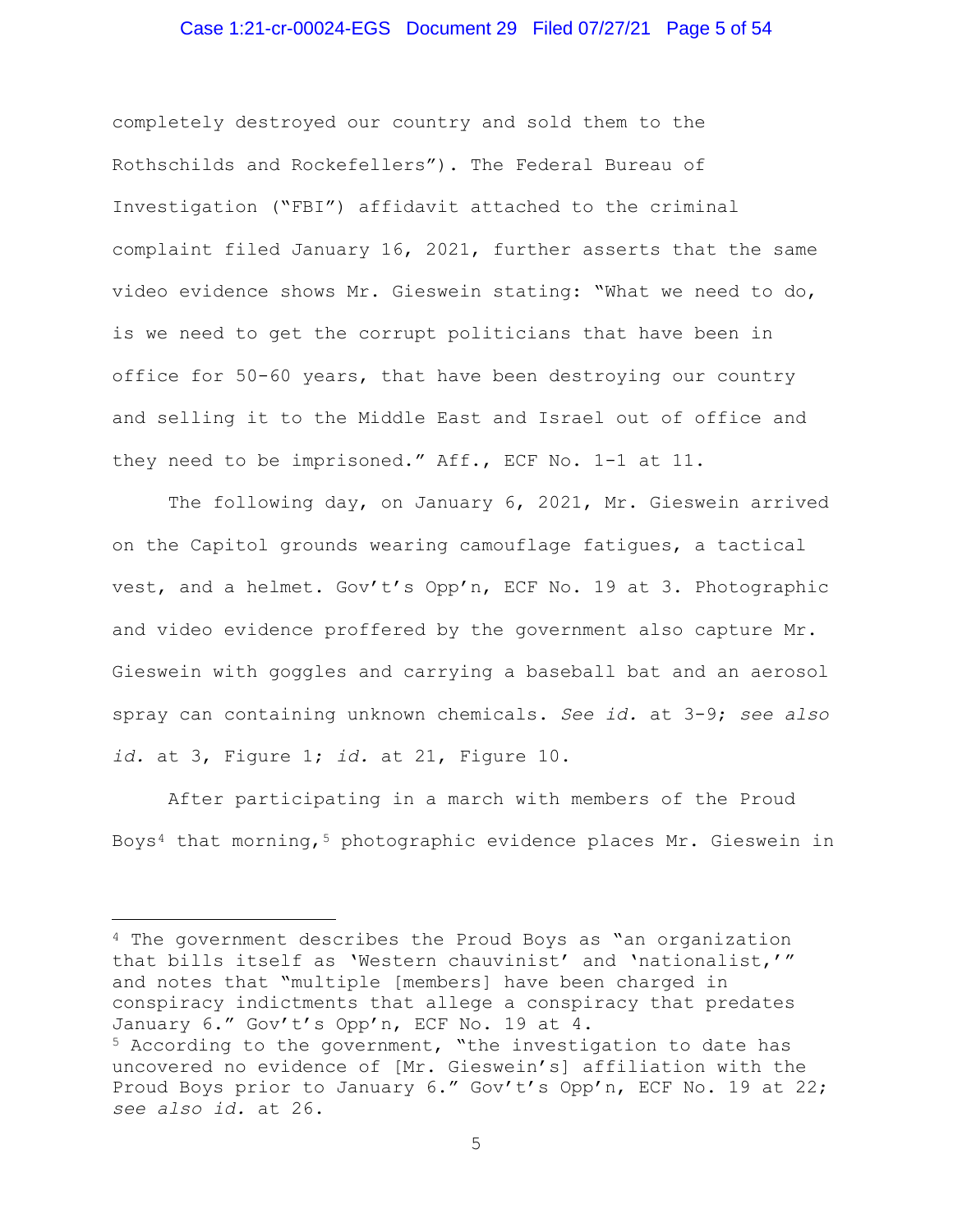completely destroyed our country and sold them to the Rothschilds and Rockefellers"). The Federal Bureau of Investigation ("FBI") affidavit attached to the criminal complaint filed January 16, 2021, further asserts that the same video evidence shows Mr. Gieswein stating: "What we need to do, is we need to get the corrupt politicians that have been in office for 50-60 years, that have been destroying our country and selling it to the Middle East and Israel out of office and they need to be imprisoned." Aff., ECF No. 1-1 at 11.

The following day, on January 6, 2021, Mr. Gieswein arrived on the Capitol grounds wearing camouflage fatigues, a tactical vest, and a helmet. Gov't's Opp'n, ECF No. 19 at 3. Photographic and video evidence proffered by the government also capture Mr. Gieswein with goggles and carrying a baseball bat and an aerosol spray can containing unknown chemicals. *See id.* at 3-9; *see also id.* at 3, Figure 1; *id.* at 21, Figure 10.

After participating in a march with members of the Proud Boys[4] that morning,[5] photographic evidence places Mr. Gieswein in

---

[4] The government describes the Proud Boys as "an organization that bills itself as 'Western chauvinist' and 'nationalist,'" and notes that "multiple [members] have been charged in conspiracy indictments that allege a conspiracy that predates January 6." Gov't's Opp'n, ECF No. 19 at 4.

[5] According to the government, "the investigation to date has uncovered no evidence of [Mr. Gieswein's] affiliation with the Proud Boys prior to January 6." Gov't's Opp'n, ECF No. 19 at 22; *see also id.* at 26.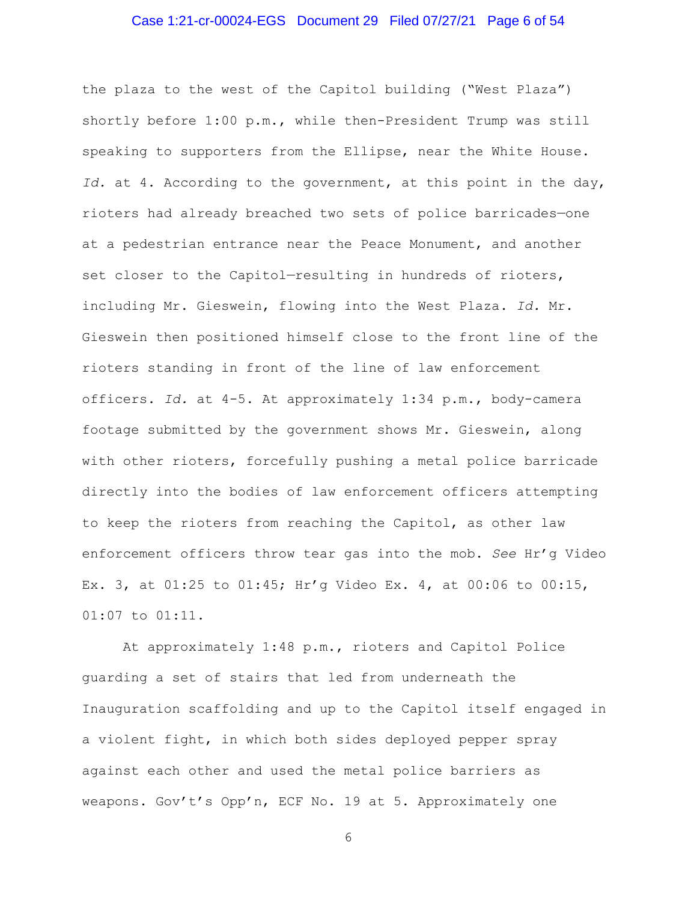the plaza to the west of the Capitol building ("West Plaza") shortly before 1:00 p.m., while then-President Trump was still speaking to supporters from the Ellipse, near the White House. *Id.* at 4. According to the government, at this point in the day, rioters had already breached two sets of police barricades—one at a pedestrian entrance near the Peace Monument, and another set closer to the Capitol—resulting in hundreds of rioters, including Mr. Gieswein, flowing into the West Plaza. *Id.* Mr. Gieswein then positioned himself close to the front line of the rioters standing in front of the line of law enforcement officers. *Id.* at 4-5. At approximately 1:34 p.m., body-camera footage submitted by the government shows Mr. Gieswein, along with other rioters, forcefully pushing a metal police barricade directly into the bodies of law enforcement officers attempting to keep the rioters from reaching the Capitol, as other law enforcement officers throw tear gas into the mob. *See* Hr'g Video Ex. 3, at 01:25 to 01:45; Hr'g Video Ex. 4, at 00:06 to 00:15, 01:07 to 01:11.

At approximately 1:48 p.m., rioters and Capitol Police guarding a set of stairs that led from underneath the Inauguration scaffolding and up to the Capitol itself engaged in a violent fight, in which both sides deployed pepper spray against each other and used the metal police barriers as weapons. Gov't's Opp'n, ECF No. 19 at 5. Approximately one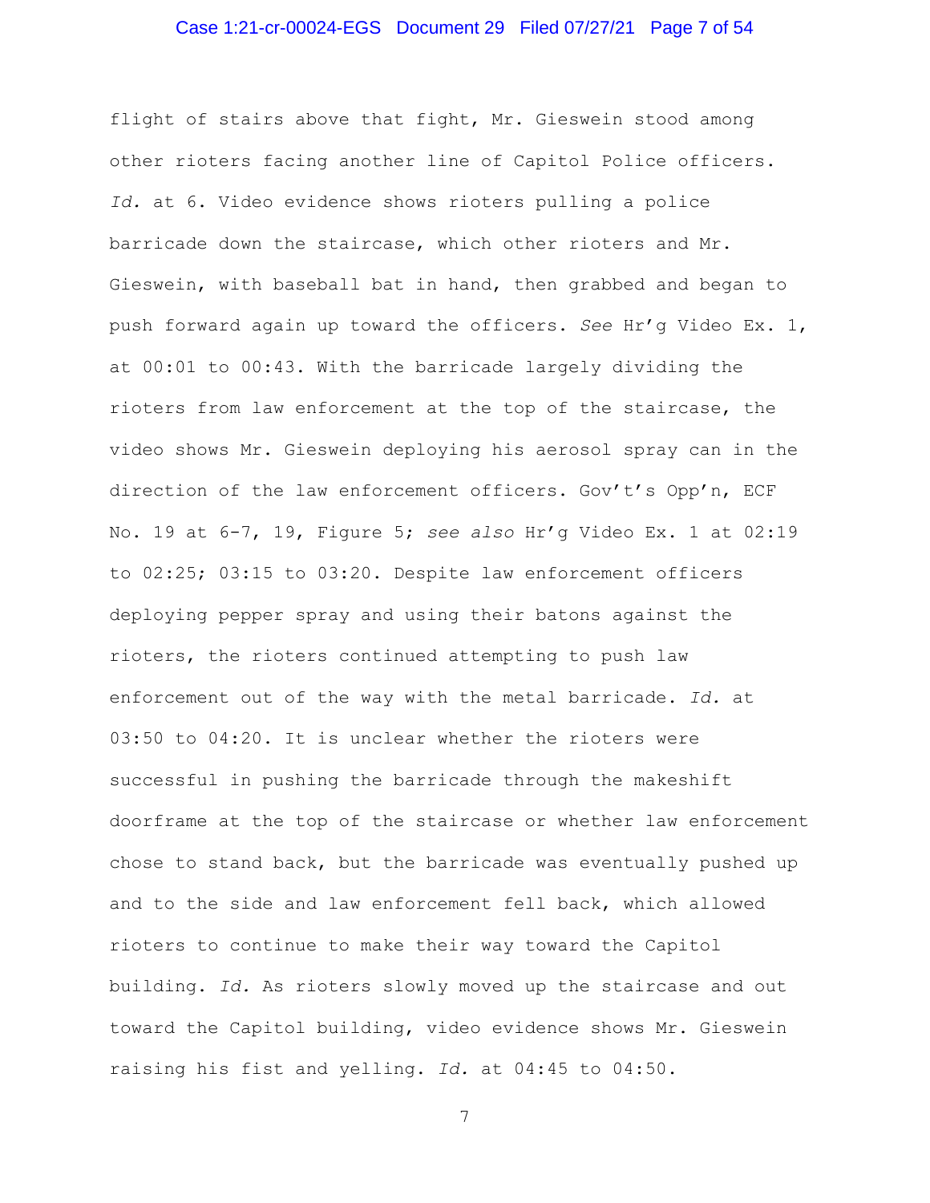flight of stairs above that fight, Mr. Gieswein stood among other rioters facing another line of Capitol Police officers. *Id.* at 6. Video evidence shows rioters pulling a police barricade down the staircase, which other rioters and Mr. Gieswein, with baseball bat in hand, then grabbed and began to push forward again up toward the officers. *See* Hr'g Video Ex. 1, at 00:01 to 00:43. With the barricade largely dividing the rioters from law enforcement at the top of the staircase, the video shows Mr. Gieswein deploying his aerosol spray can in the direction of the law enforcement officers. Gov't's Opp'n, ECF No. 19 at 6-7, 19, Figure 5; *see also* Hr'g Video Ex. 1 at 02:19 to 02:25; 03:15 to 03:20. Despite law enforcement officers deploying pepper spray and using their batons against the rioters, the rioters continued attempting to push law enforcement out of the way with the metal barricade. *Id.* at 03:50 to 04:20. It is unclear whether the rioters were successful in pushing the barricade through the makeshift doorframe at the top of the staircase or whether law enforcement chose to stand back, but the barricade was eventually pushed up and to the side and law enforcement fell back, which allowed rioters to continue to make their way toward the Capitol building. *Id.* As rioters slowly moved up the staircase and out toward the Capitol building, video evidence shows Mr. Gieswein raising his fist and yelling. *Id.* at 04:45 to 04:50.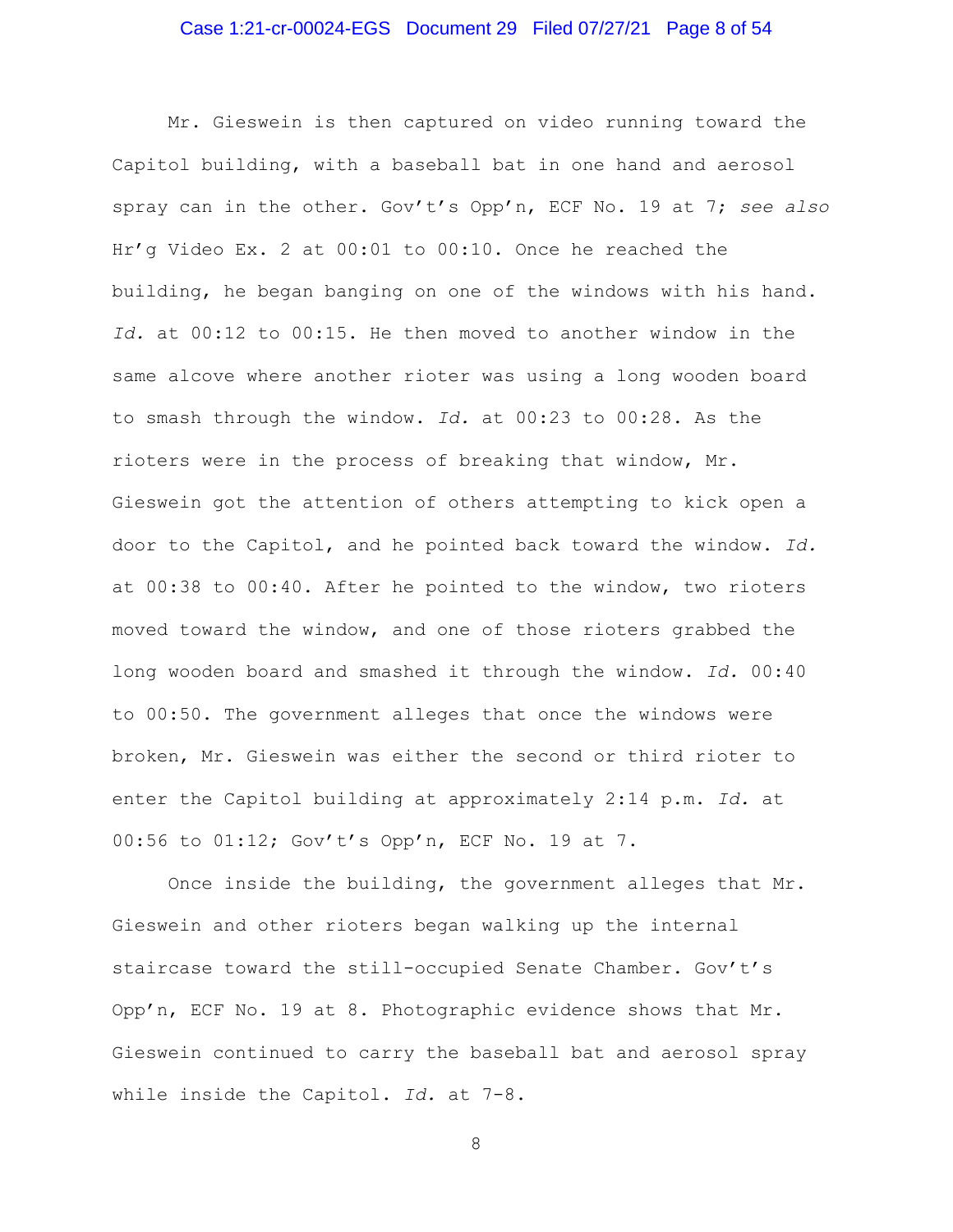Mr. Gieswein is then captured on video running toward the Capitol building, with a baseball bat in one hand and aerosol spray can in the other. Gov't's Opp'n, ECF No. 19 at 7; *see also* Hr'g Video Ex. 2 at 00:01 to 00:10. Once he reached the building, he began banging on one of the windows with his hand. *Id.* at 00:12 to 00:15. He then moved to another window in the same alcove where another rioter was using a long wooden board to smash through the window. *Id.* at 00:23 to 00:28. As the rioters were in the process of breaking that window, Mr. Gieswein got the attention of others attempting to kick open a door to the Capitol, and he pointed back toward the window. *Id.* at 00:38 to 00:40. After he pointed to the window, two rioters moved toward the window, and one of those rioters grabbed the long wooden board and smashed it through the window. *Id.* 00:40 to 00:50. The government alleges that once the windows were broken, Mr. Gieswein was either the second or third rioter to enter the Capitol building at approximately 2:14 p.m. *Id.* at 00:56 to 01:12; Gov't's Opp'n, ECF No. 19 at 7.

Once inside the building, the government alleges that Mr. Gieswein and other rioters began walking up the internal staircase toward the still-occupied Senate Chamber. Gov't's Opp'n, ECF No. 19 at 8. Photographic evidence shows that Mr. Gieswein continued to carry the baseball bat and aerosol spray while inside the Capitol. *Id.* at 7-8.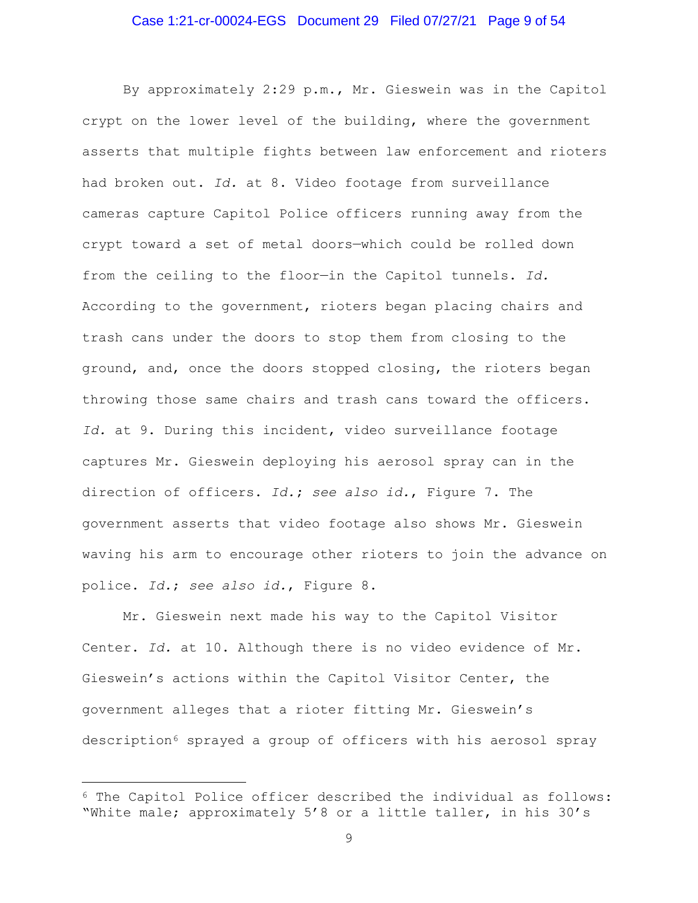By approximately 2:29 p.m., Mr. Gieswein was in the Capitol crypt on the lower level of the building, where the government asserts that multiple fights between law enforcement and rioters had broken out. *Id.* at 8. Video footage from surveillance cameras capture Capitol Police officers running away from the crypt toward a set of metal doors—which could be rolled down from the ceiling to the floor—in the Capitol tunnels. *Id.* According to the government, rioters began placing chairs and trash cans under the doors to stop them from closing to the ground, and, once the doors stopped closing, the rioters began throwing those same chairs and trash cans toward the officers. *Id.* at 9. During this incident, video surveillance footage captures Mr. Gieswein deploying his aerosol spray can in the direction of officers. *Id.*; *see also id.*, Figure 7. The government asserts that video footage also shows Mr. Gieswein waving his arm to encourage other rioters to join the advance on police. *Id.*; *see also id.*, Figure 8.

Mr. Gieswein next made his way to the Capitol Visitor Center. *Id.* at 10. Although there is no video evidence of Mr. Gieswein's actions within the Capitol Visitor Center, the government alleges that a rioter fitting Mr. Gieswein's description[6] sprayed a group of officers with his aerosol spray

[6] The Capitol Police officer described the individual as follows: "White male; approximately 5'8 or a little taller, in his 30's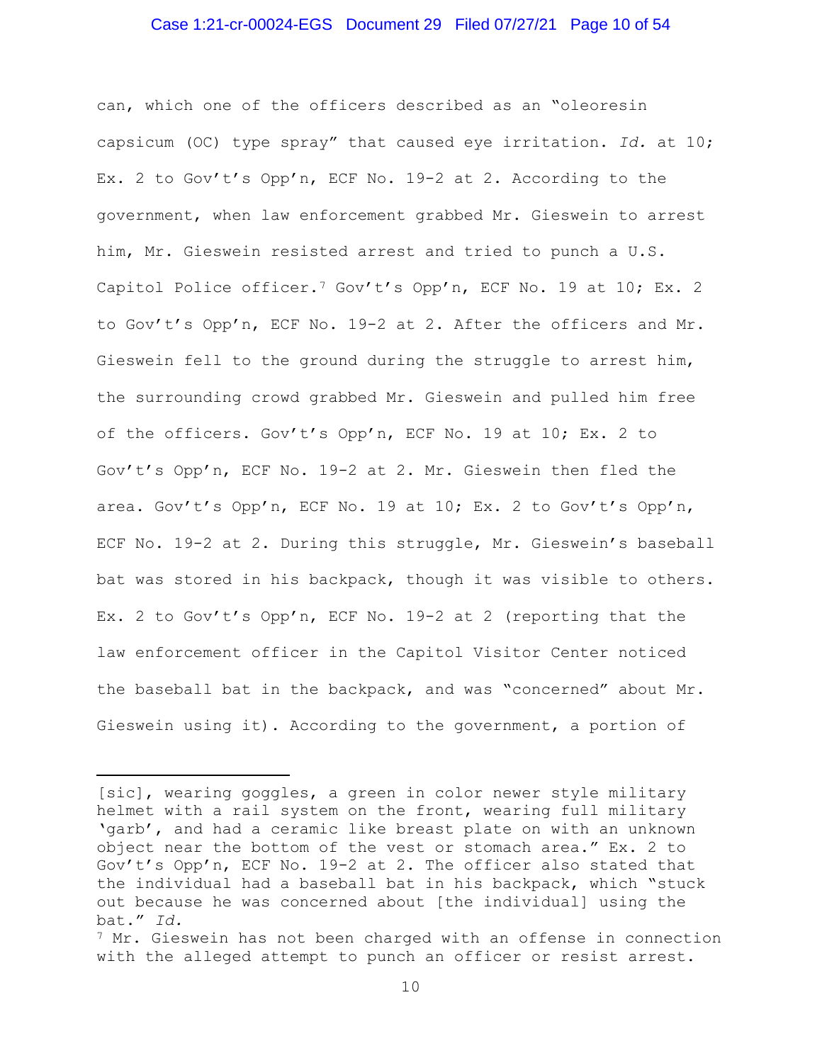can, which one of the officers described as an "oleoresin capsicum (OC) type spray" that caused eye irritation. *Id.* at 10; Ex. 2 to Gov't's Opp'n, ECF No. 19-2 at 2. According to the government, when law enforcement grabbed Mr. Gieswein to arrest him, Mr. Gieswein resisted arrest and tried to punch a U.S. Capitol Police officer.[7] Gov't's Opp'n, ECF No. 19 at 10; Ex. 2 to Gov't's Opp'n, ECF No. 19-2 at 2. After the officers and Mr. Gieswein fell to the ground during the struggle to arrest him, the surrounding crowd grabbed Mr. Gieswein and pulled him free of the officers. Gov't's Opp'n, ECF No. 19 at 10; Ex. 2 to Gov't's Opp'n, ECF No. 19-2 at 2. Mr. Gieswein then fled the area. Gov't's Opp'n, ECF No. 19 at 10; Ex. 2 to Gov't's Opp'n, ECF No. 19-2 at 2. During this struggle, Mr. Gieswein's baseball bat was stored in his backpack, though it was visible to others. Ex. 2 to Gov't's Opp'n, ECF No. 19-2 at 2 (reporting that the law enforcement officer in the Capitol Visitor Center noticed the baseball bat in the backpack, and was "concerned" about Mr. Gieswein using it). According to the government, a portion of

---

[sic], wearing goggles, a green in color newer style military helmet with a rail system on the front, wearing full military 'garb', and had a ceramic like breast plate on with an unknown object near the bottom of the vest or stomach area." Ex. 2 to Gov't's Opp'n, ECF No. 19-2 at 2. The officer also stated that the individual had a baseball bat in his backpack, which "stuck out because he was concerned about [the individual] using the bat." *Id.*

[7] Mr. Gieswein has not been charged with an offense in connection with the alleged attempt to punch an officer or resist arrest.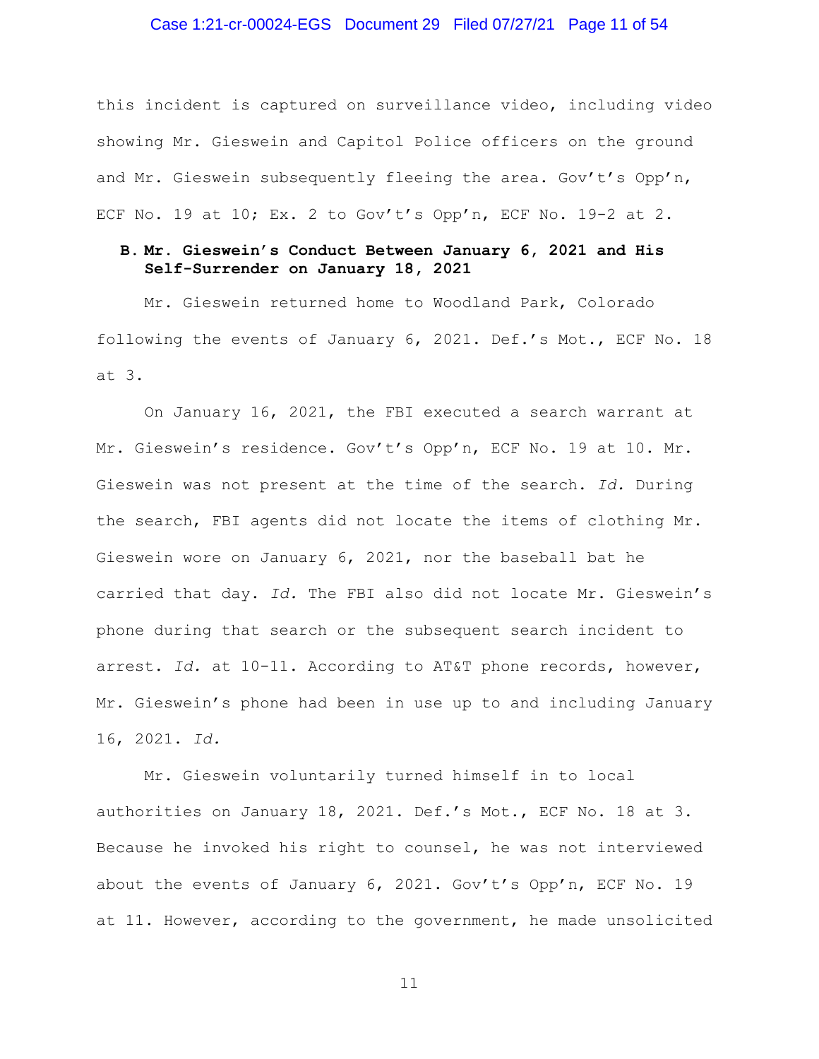this incident is captured on surveillance video, including video showing Mr. Gieswein and Capitol Police officers on the ground and Mr. Gieswein subsequently fleeing the area. Gov't's Opp'n, ECF No. 19 at 10; Ex. 2 to Gov't's Opp'n, ECF No. 19-2 at 2.

### B. Mr. Gieswein's Conduct Between January 6, 2021 and His Self-Surrender on January 18, 2021

Mr. Gieswein returned home to Woodland Park, Colorado following the events of January 6, 2021. Def.'s Mot., ECF No. 18 at 3.

On January 16, 2021, the FBI executed a search warrant at Mr. Gieswein's residence. Gov't's Opp'n, ECF No. 19 at 10. Mr. Gieswein was not present at the time of the search. *Id.* During the search, FBI agents did not locate the items of clothing Mr. Gieswein wore on January 6, 2021, nor the baseball bat he carried that day. *Id.* The FBI also did not locate Mr. Gieswein's phone during that search or the subsequent search incident to arrest. *Id.* at 10-11. According to AT&T phone records, however, Mr. Gieswein's phone had been in use up to and including January 16, 2021. *Id.*

Mr. Gieswein voluntarily turned himself in to local authorities on January 18, 2021. Def.'s Mot., ECF No. 18 at 3. Because he invoked his right to counsel, he was not interviewed about the events of January 6, 2021. Gov't's Opp'n, ECF No. 19 at 11. However, according to the government, he made unsolicited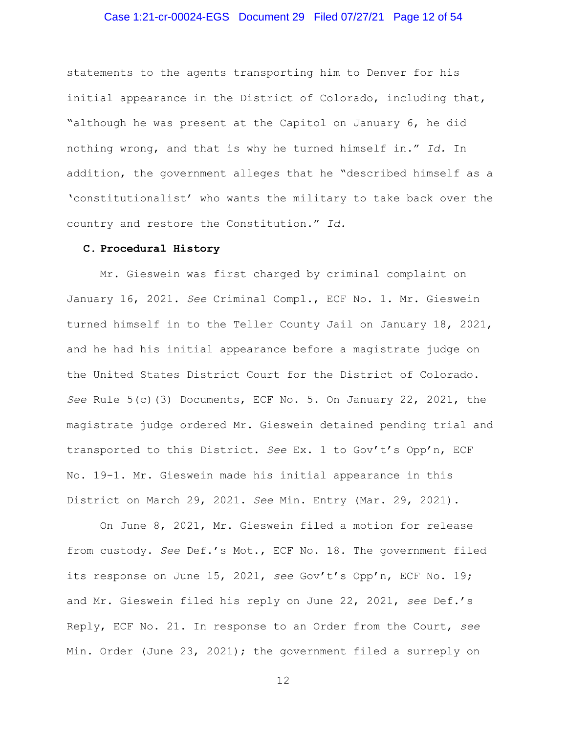statements to the agents transporting him to Denver for his initial appearance in the District of Colorado, including that, "although he was present at the Capitol on January 6, he did nothing wrong, and that is why he turned himself in." *Id.* In addition, the government alleges that he "described himself as a 'constitutionalist' who wants the military to take back over the country and restore the Constitution." *Id.*

### C. Procedural History

Mr. Gieswein was first charged by criminal complaint on January 16, 2021. *See* Criminal Compl., ECF No. 1. Mr. Gieswein turned himself in to the Teller County Jail on January 18, 2021, and he had his initial appearance before a magistrate judge on the United States District Court for the District of Colorado. *See* Rule 5(c)(3) Documents, ECF No. 5. On January 22, 2021, the magistrate judge ordered Mr. Gieswein detained pending trial and transported to this District. *See* Ex. 1 to Gov't's Opp'n, ECF No. 19-1. Mr. Gieswein made his initial appearance in this District on March 29, 2021. *See* Min. Entry (Mar. 29, 2021).

On June 8, 2021, Mr. Gieswein filed a motion for release from custody. *See* Def.'s Mot., ECF No. 18. The government filed its response on June 15, 2021, *see* Gov't's Opp'n, ECF No. 19; and Mr. Gieswein filed his reply on June 22, 2021, *see* Def.'s Reply, ECF No. 21. In response to an Order from the Court, *see* Min. Order (June 23, 2021); the government filed a surreply on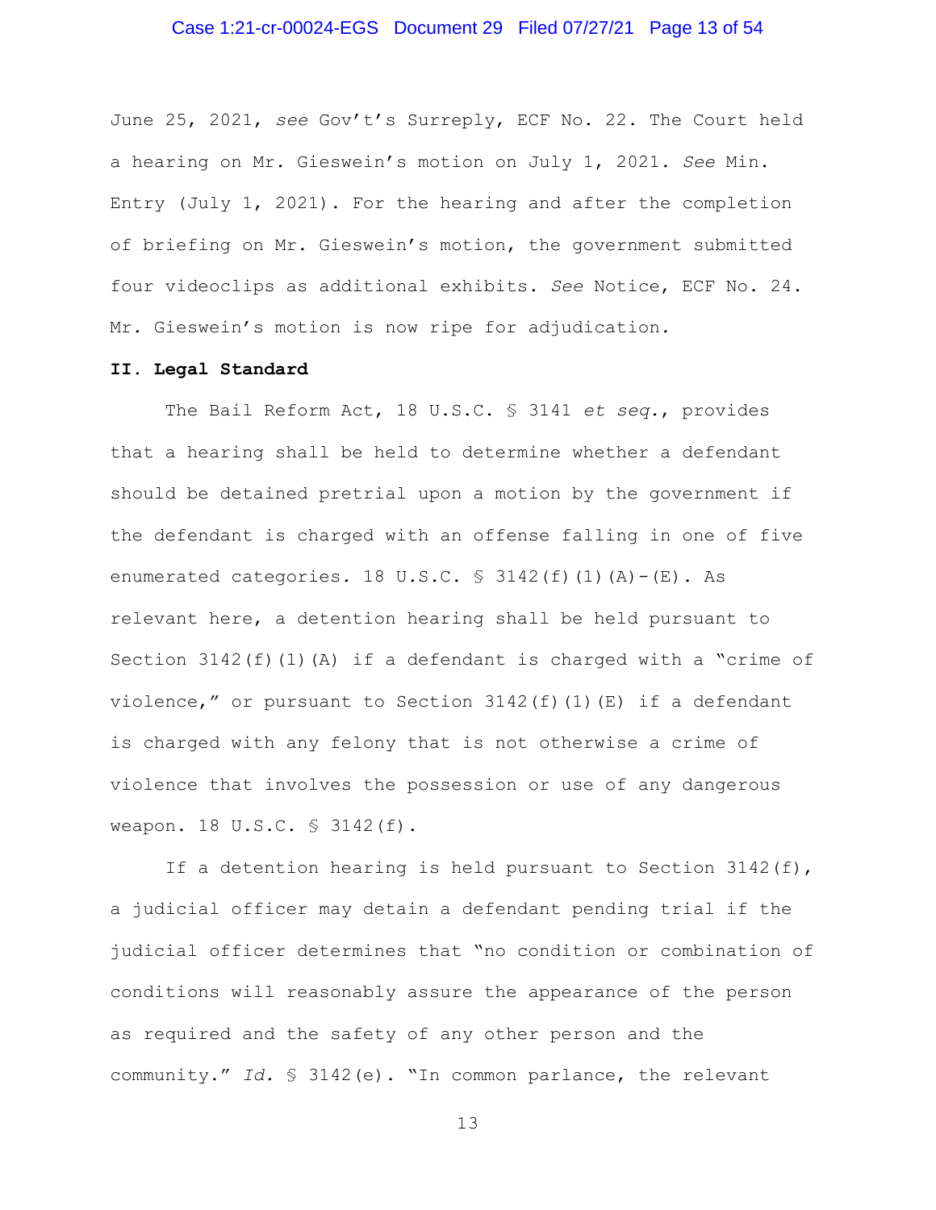June 25, 2021, *see* Gov't's Surreply, ECF No. 22. The Court held a hearing on Mr. Gieswein's motion on July 1, 2021. *See* Min. Entry (July 1, 2021). For the hearing and after the completion of briefing on Mr. Gieswein's motion, the government submitted four videoclips as additional exhibits. *See* Notice, ECF No. 24. Mr. Gieswein's motion is now ripe for adjudication.

## II. Legal Standard

The Bail Reform Act, 18 U.S.C. § 3141 *et seq.*, provides that a hearing shall be held to determine whether a defendant should be detained pretrial upon a motion by the government if the defendant is charged with an offense falling in one of five enumerated categories. 18 U.S.C. § 3142(f)(1)(A)-(E). As relevant here, a detention hearing shall be held pursuant to Section 3142(f)(1)(A) if a defendant is charged with a "crime of violence," or pursuant to Section 3142(f)(1)(E) if a defendant is charged with any felony that is not otherwise a crime of violence that involves the possession or use of any dangerous weapon. 18 U.S.C. § 3142(f).

If a detention hearing is held pursuant to Section 3142(f), a judicial officer may detain a defendant pending trial if the judicial officer determines that "no condition or combination of conditions will reasonably assure the appearance of the person as required and the safety of any other person and the community." *Id.* § 3142(e). "In common parlance, the relevant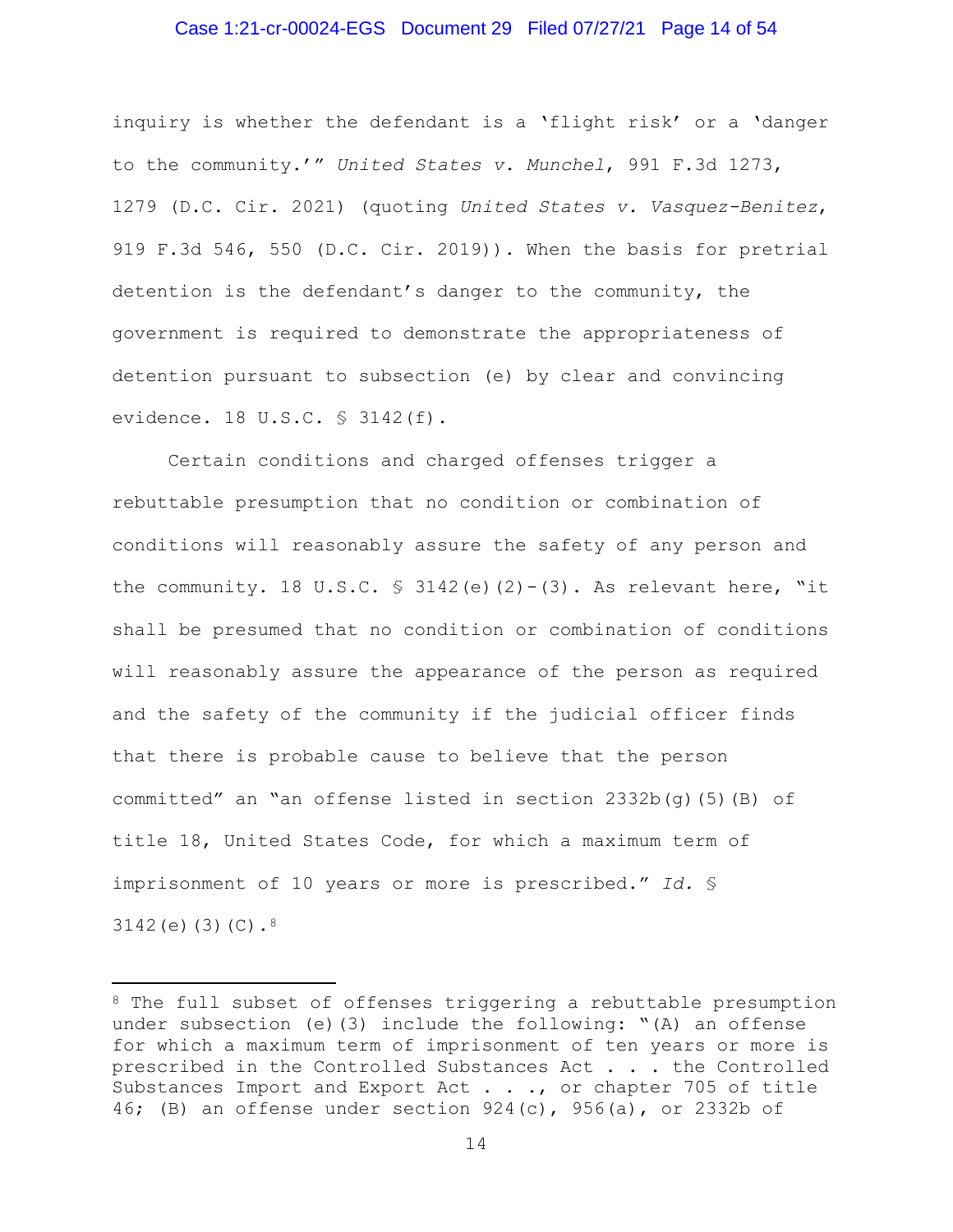inquiry is whether the defendant is a 'flight risk' or a 'danger to the community.'" *United States v. Munchel*, 991 F.3d 1273, 1279 (D.C. Cir. 2021) (quoting *United States v. Vasquez-Benitez*, 919 F.3d 546, 550 (D.C. Cir. 2019)). When the basis for pretrial detention is the defendant's danger to the community, the government is required to demonstrate the appropriateness of detention pursuant to subsection (e) by clear and convincing evidence. 18 U.S.C. § 3142(f).

Certain conditions and charged offenses trigger a rebuttable presumption that no condition or combination of conditions will reasonably assure the safety of any person and the community. 18 U.S.C. § 3142(e)(2)-(3). As relevant here, "it shall be presumed that no condition or combination of conditions will reasonably assure the appearance of the person as required and the safety of the community if the judicial officer finds that there is probable cause to believe that the person committed" an "an offense listed in section 2332b(g)(5)(B) of title 18, United States Code, for which a maximum term of imprisonment of 10 years or more is prescribed." *Id.* § 3142(e)(3)(C).[8]

---

[8] The full subset of offenses triggering a rebuttable presumption under subsection (e)(3) include the following: "(A) an offense for which a maximum term of imprisonment of ten years or more is prescribed in the Controlled Substances Act . . . the Controlled Substances Import and Export Act . . ., or chapter 705 of title 46; (B) an offense under section 924(c), 956(a), or 2332b of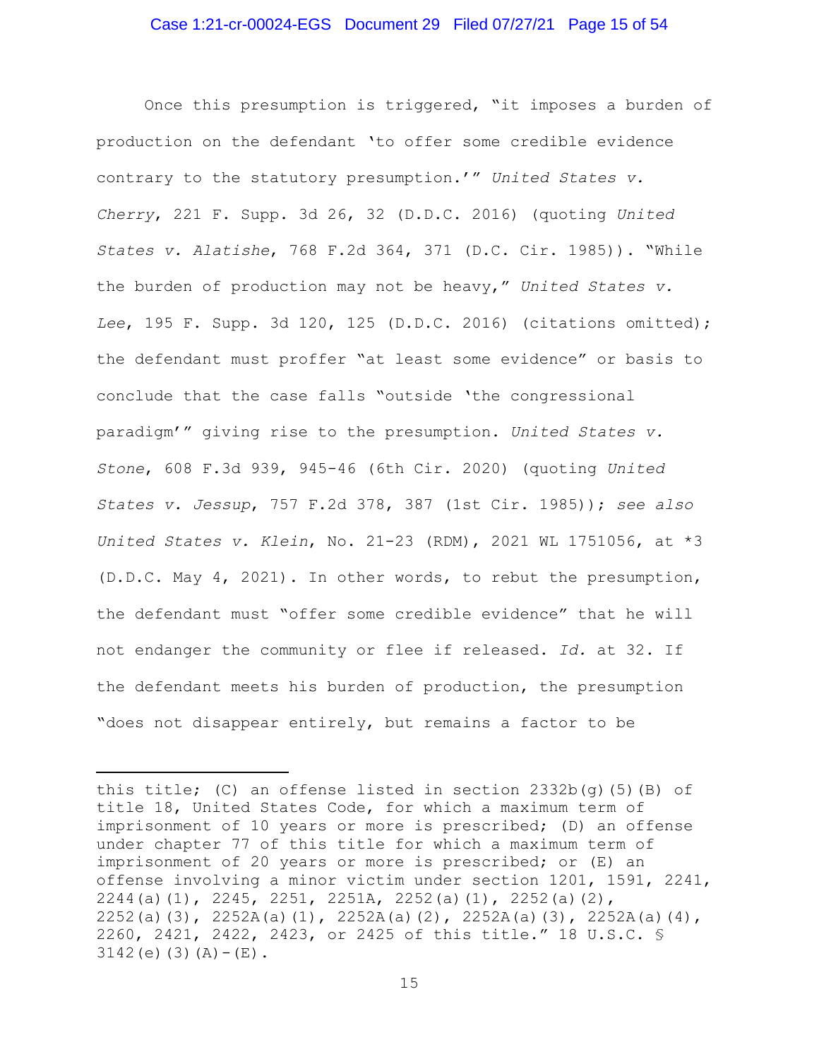Once this presumption is triggered, "it imposes a burden of production on the defendant 'to offer some credible evidence contrary to the statutory presumption.'" *United States v. Cherry*, 221 F. Supp. 3d 26, 32 (D.D.C. 2016) (quoting *United States v. Alatishe*, 768 F.2d 364, 371 (D.C. Cir. 1985)). "While the burden of production may not be heavy," *United States v. Lee*, 195 F. Supp. 3d 120, 125 (D.D.C. 2016) (citations omitted); the defendant must proffer "at least some evidence" or basis to conclude that the case falls "outside 'the congressional paradigm'" giving rise to the presumption. *United States v. Stone*, 608 F.3d 939, 945-46 (6th Cir. 2020) (quoting *United States v. Jessup*, 757 F.2d 378, 387 (1st Cir. 1985)); *see also United States v. Klein*, No. 21-23 (RDM), 2021 WL 1751056, at *3 (D.D.C. May 4, 2021). In other words, to rebut the presumption, the defendant must "offer some credible evidence" that he will not endanger the community or flee if released. *Id.* at 32. If the defendant meets his burden of production, the presumption "does not disappear entirely, but remains a factor to be

---

this title; (C) an offense listed in section 2332b(g)(5)(B) of title 18, United States Code, for which a maximum term of imprisonment of 10 years or more is prescribed; (D) an offense under chapter 77 of this title for which a maximum term of imprisonment of 20 years or more is prescribed; or (E) an offense involving a minor victim under section 1201, 1591, 2241, 2244(a)(1), 2245, 2251, 2251A, 2252(a)(1), 2252(a)(2), 2252(a)(3), 2252A(a)(1), 2252A(a)(2), 2252A(a)(3), 2252A(a)(4), 2260, 2421, 2422, 2423, or 2425 of this title." 18 U.S.C. § 3142(e)(3)(A)-(E).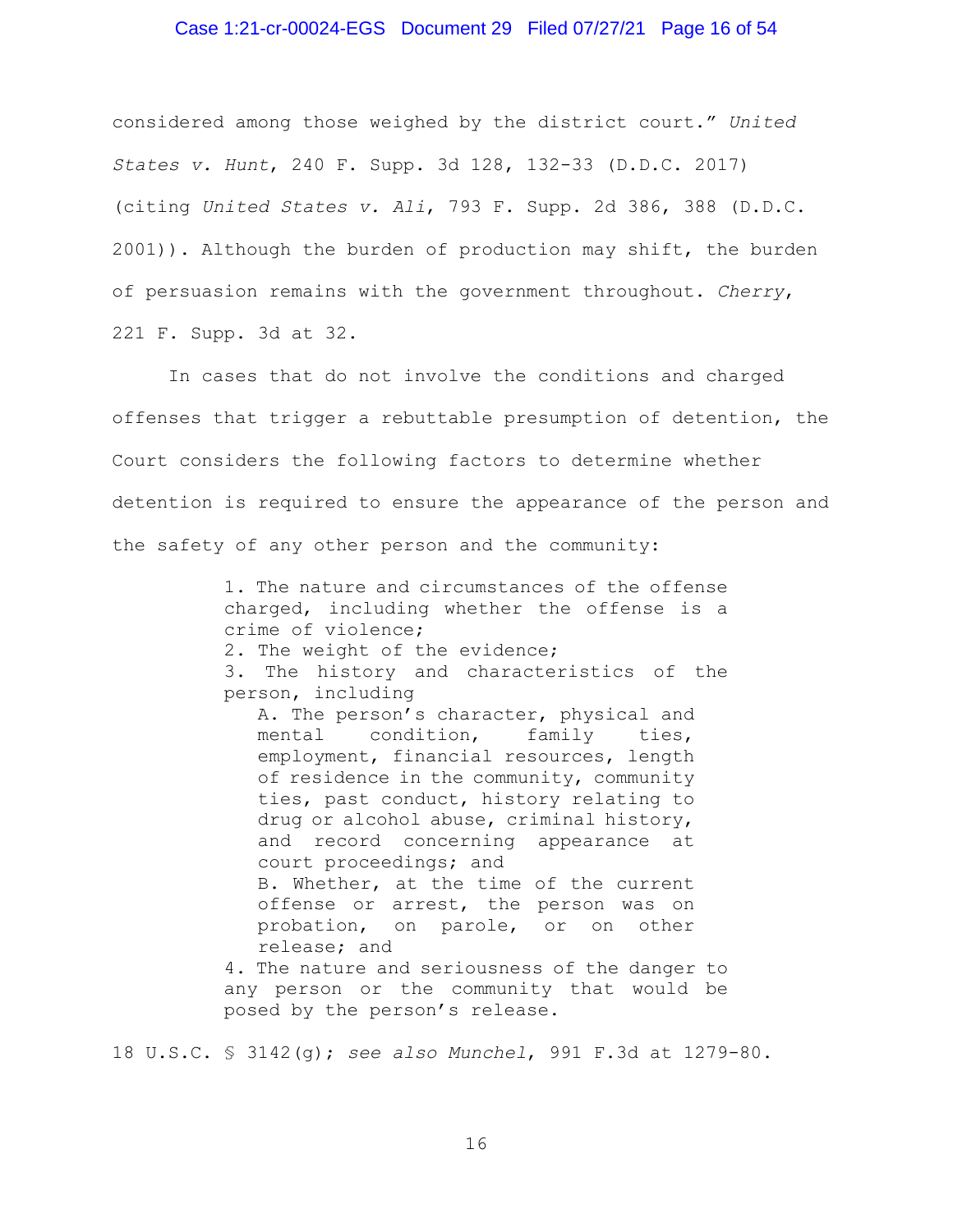considered among those weighed by the district court." *United States v. Hunt*, 240 F. Supp. 3d 128, 132-33 (D.D.C. 2017) (citing *United States v. Ali*, 793 F. Supp. 2d 386, 388 (D.D.C. 2001)). Although the burden of production may shift, the burden of persuasion remains with the government throughout. *Cherry*, 221 F. Supp. 3d at 32.

In cases that do not involve the conditions and charged offenses that trigger a rebuttable presumption of detention, the Court considers the following factors to determine whether detention is required to ensure the appearance of the person and the safety of any other person and the community:

> 1. The nature and circumstances of the offense charged, including whether the offense is a crime of violence;
> 2. The weight of the evidence;
> 3. The history and characteristics of the person, including
>    A. The person's character, physical and mental condition, family ties, employment, financial resources, length of residence in the community, community ties, past conduct, history relating to drug or alcohol abuse, criminal history, and record concerning appearance at court proceedings; and
>    B. Whether, at the time of the current offense or arrest, the person was on probation, on parole, or on other release; and
> 4. The nature and seriousness of the danger to any person or the community that would be posed by the person's release.

18 U.S.C. § 3142(g); *see also Munchel*, 991 F.3d at 1279-80.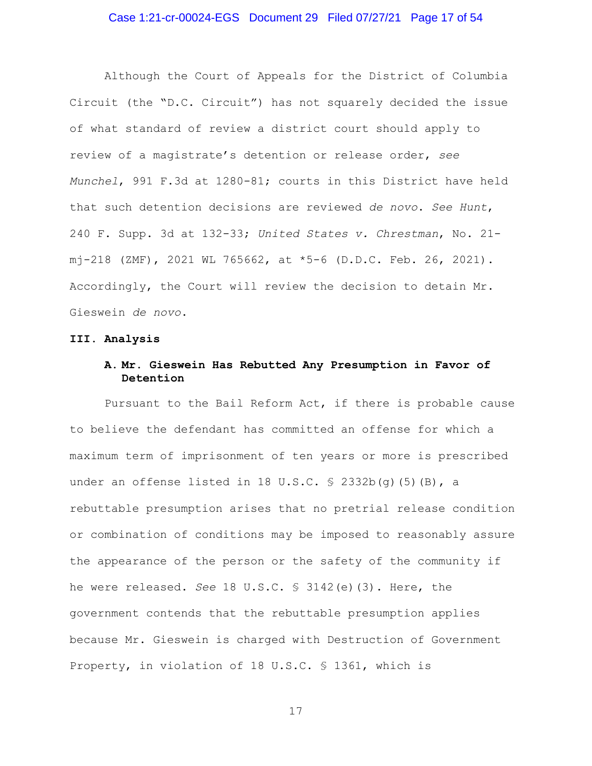Although the Court of Appeals for the District of Columbia Circuit (the "D.C. Circuit") has not squarely decided the issue of what standard of review a district court should apply to review of a magistrate's detention or release order, *see Munchel*, 991 F.3d at 1280-81; courts in this District have held that such detention decisions are reviewed *de novo*. *See Hunt*, 240 F. Supp. 3d at 132-33; *United States v. Chrestman*, No. 21-mj-218 (ZMF), 2021 WL 765662, at *5-6 (D.D.C. Feb. 26, 2021). Accordingly, the Court will review the decision to detain Mr. Gieswein *de novo*.

## III. Analysis

### A. Mr. Gieswein Has Rebutted Any Presumption in Favor of Detention

Pursuant to the Bail Reform Act, if there is probable cause to believe the defendant has committed an offense for which a maximum term of imprisonment of ten years or more is prescribed under an offense listed in 18 U.S.C. § 2332b(g)(5)(B), a rebuttable presumption arises that no pretrial release condition or combination of conditions may be imposed to reasonably assure the appearance of the person or the safety of the community if he were released. *See* 18 U.S.C. § 3142(e)(3). Here, the government contends that the rebuttable presumption applies because Mr. Gieswein is charged with Destruction of Government Property, in violation of 18 U.S.C. § 1361, which is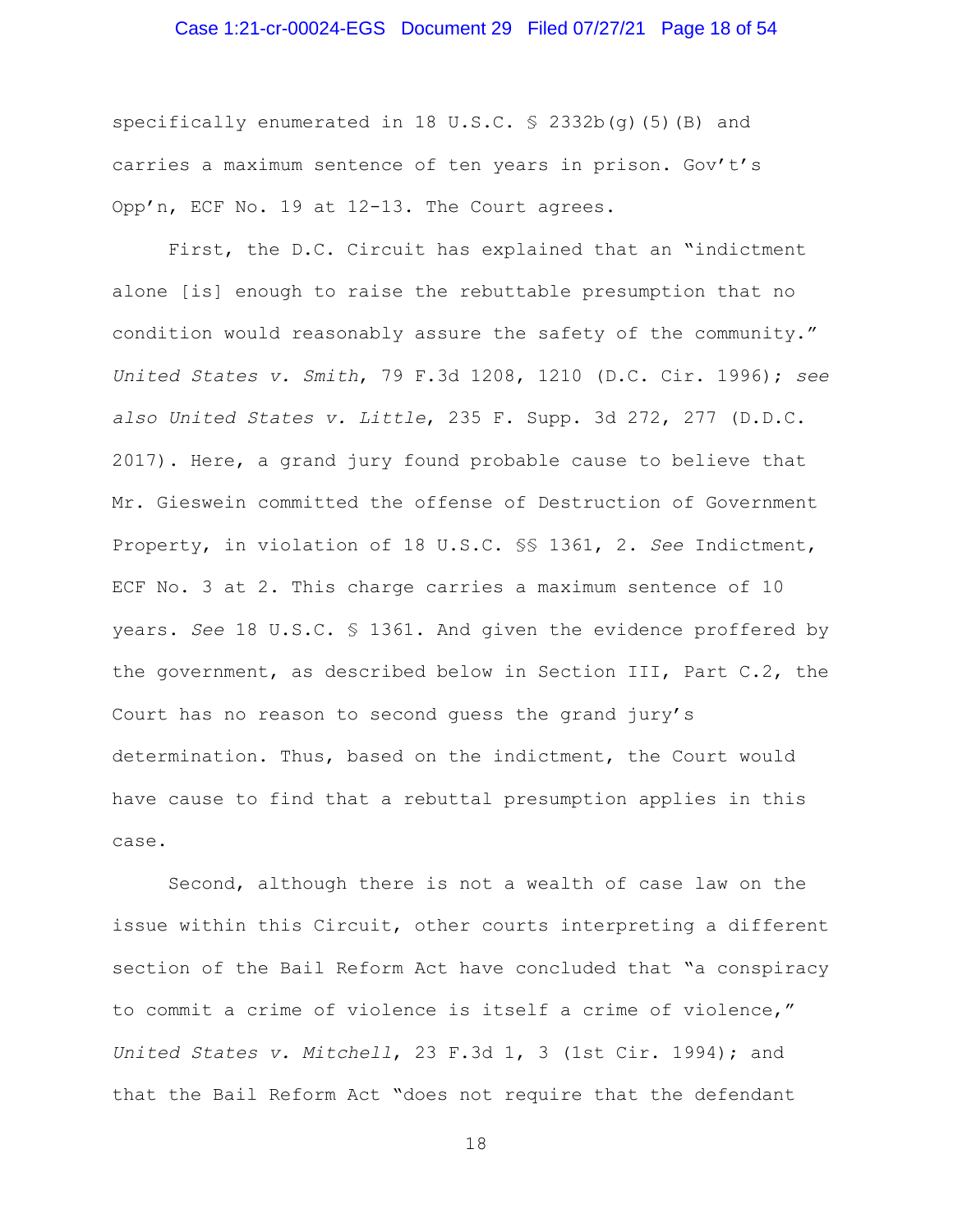specifically enumerated in 18 U.S.C. § 2332b(g)(5)(B) and carries a maximum sentence of ten years in prison. Gov't's Opp'n, ECF No. 19 at 12-13. The Court agrees.

First, the D.C. Circuit has explained that an "indictment alone [is] enough to raise the rebuttable presumption that no condition would reasonably assure the safety of the community." *United States v. Smith*, 79 F.3d 1208, 1210 (D.C. Cir. 1996); *see also United States v. Little*, 235 F. Supp. 3d 272, 277 (D.D.C. 2017). Here, a grand jury found probable cause to believe that Mr. Gieswein committed the offense of Destruction of Government Property, in violation of 18 U.S.C. §§ 1361, 2. *See* Indictment, ECF No. 3 at 2. This charge carries a maximum sentence of 10 years. *See* 18 U.S.C. § 1361. And given the evidence proffered by the government, as described below in Section III, Part C.2, the Court has no reason to second guess the grand jury's determination. Thus, based on the indictment, the Court would have cause to find that a rebuttal presumption applies in this case.

Second, although there is not a wealth of case law on the issue within this Circuit, other courts interpreting a different section of the Bail Reform Act have concluded that "a conspiracy to commit a crime of violence is itself a crime of violence," *United States v. Mitchell*, 23 F.3d 1, 3 (1st Cir. 1994); and that the Bail Reform Act "does not require that the defendant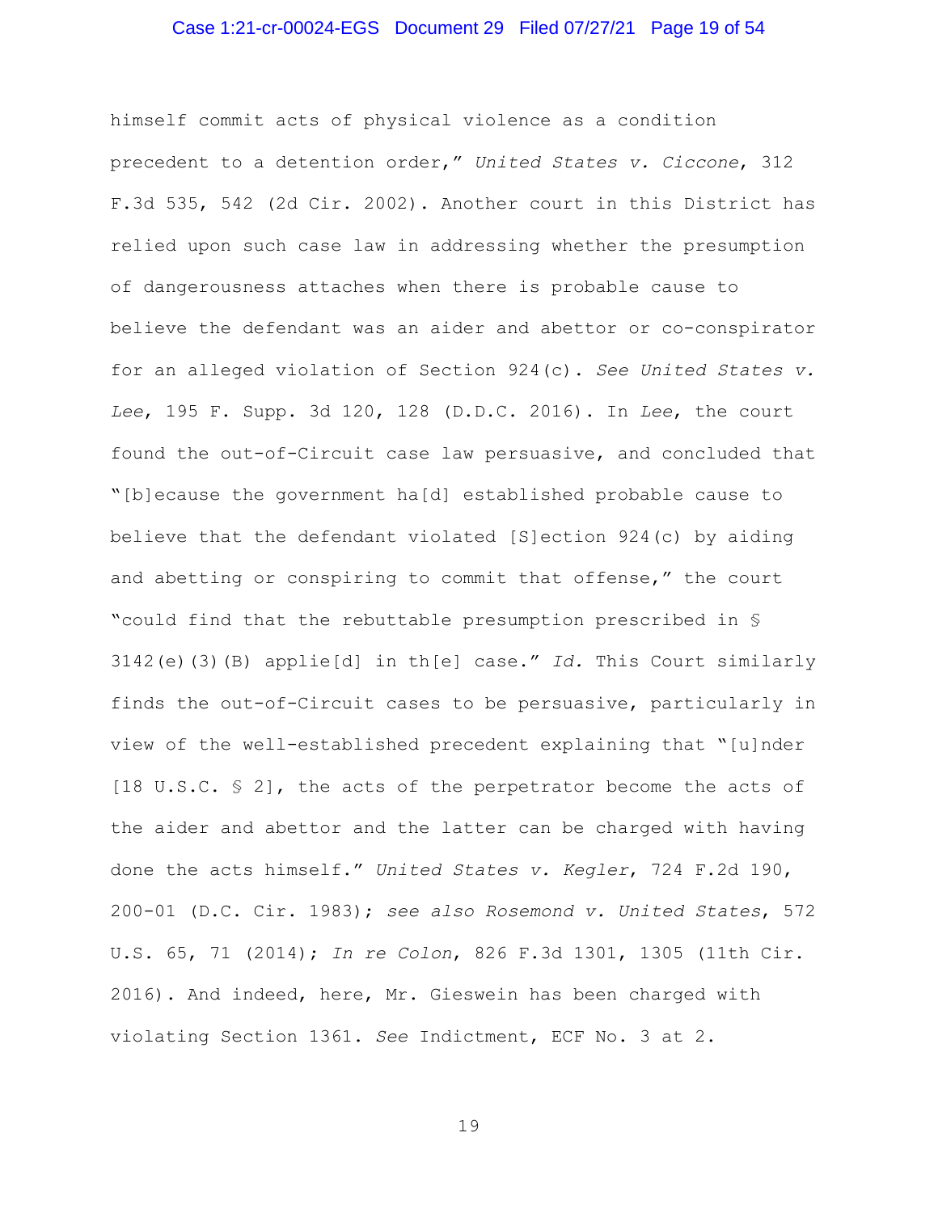himself commit acts of physical violence as a condition precedent to a detention order," *United States v. Ciccone*, 312 F.3d 535, 542 (2d Cir. 2002). Another court in this District has relied upon such case law in addressing whether the presumption of dangerousness attaches when there is probable cause to believe the defendant was an aider and abettor or co-conspirator for an alleged violation of Section 924(c). *See United States v. Lee*, 195 F. Supp. 3d 120, 128 (D.D.C. 2016). In *Lee*, the court found the out-of-Circuit case law persuasive, and concluded that "[b]ecause the government ha[d] established probable cause to believe that the defendant violated [S]ection 924(c) by aiding and abetting or conspiring to commit that offense," the court "could find that the rebuttable presumption prescribed in § 3142(e)(3)(B) applie[d] in th[e] case." *Id.* This Court similarly finds the out-of-Circuit cases to be persuasive, particularly in view of the well-established precedent explaining that "[u]nder [18 U.S.C. § 2], the acts of the perpetrator become the acts of the aider and abettor and the latter can be charged with having done the acts himself." *United States v. Kegler*, 724 F.2d 190, 200-01 (D.C. Cir. 1983); *see also Rosemond v. United States*, 572 U.S. 65, 71 (2014); *In re Colon*, 826 F.3d 1301, 1305 (11th Cir. 2016). And indeed, here, Mr. Gieswein has been charged with violating Section 1361. *See* Indictment, ECF No. 3 at 2.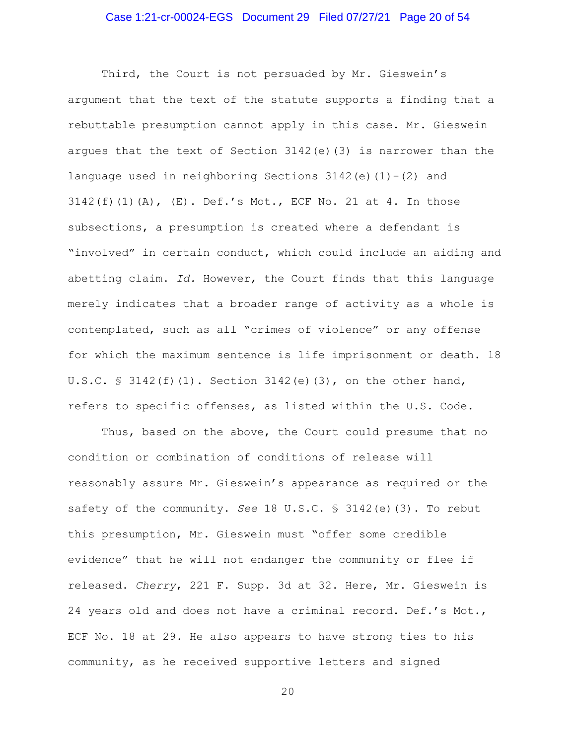Third, the Court is not persuaded by Mr. Gieswein's argument that the text of the statute supports a finding that a rebuttable presumption cannot apply in this case. Mr. Gieswein argues that the text of Section 3142(e)(3) is narrower than the language used in neighboring Sections 3142(e)(1)-(2) and 3142(f)(1)(A), (E). Def.'s Mot., ECF No. 21 at 4. In those subsections, a presumption is created where a defendant is "involved" in certain conduct, which could include an aiding and abetting claim. *Id.* However, the Court finds that this language merely indicates that a broader range of activity as a whole is contemplated, such as all "crimes of violence" or any offense for which the maximum sentence is life imprisonment or death. 18 U.S.C. § 3142(f)(1). Section 3142(e)(3), on the other hand, refers to specific offenses, as listed within the U.S. Code.

Thus, based on the above, the Court could presume that no condition or combination of conditions of release will reasonably assure Mr. Gieswein's appearance as required or the safety of the community. *See* 18 U.S.C. § 3142(e)(3). To rebut this presumption, Mr. Gieswein must "offer some credible evidence" that he will not endanger the community or flee if released. *Cherry*, 221 F. Supp. 3d at 32. Here, Mr. Gieswein is 24 years old and does not have a criminal record. Def.'s Mot., ECF No. 18 at 29. He also appears to have strong ties to his community, as he received supportive letters and signed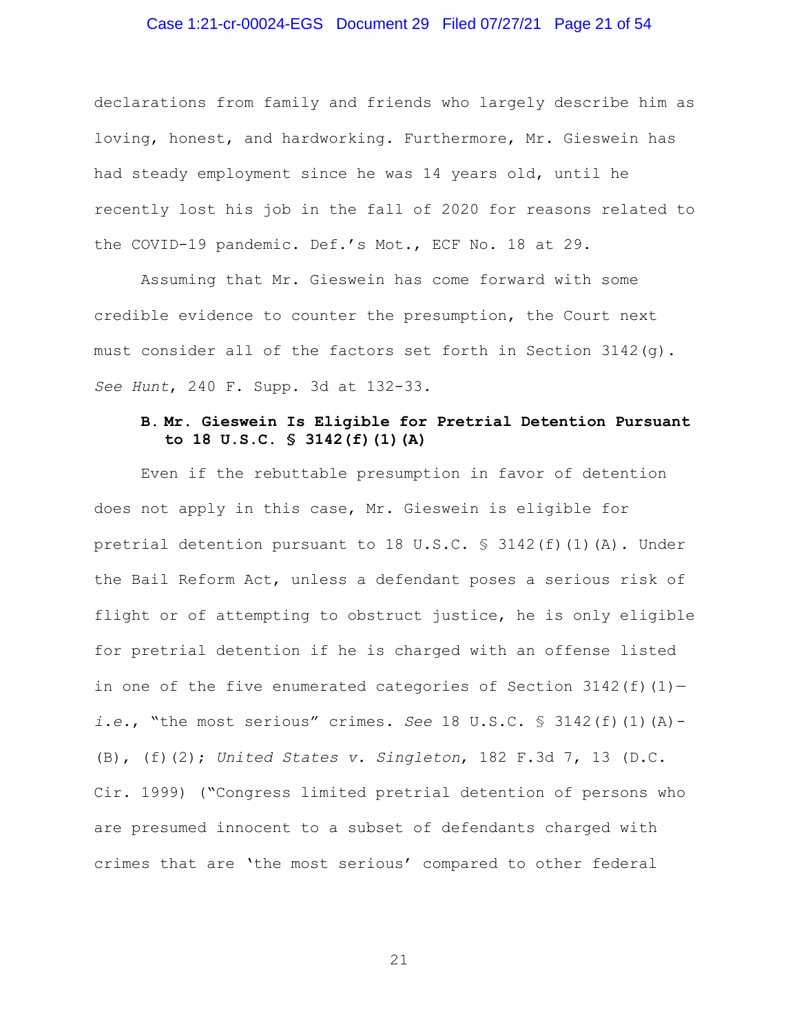declarations from family and friends who largely describe him as loving, honest, and hardworking. Furthermore, Mr. Gieswein has had steady employment since he was 14 years old, until he recently lost his job in the fall of 2020 for reasons related to the COVID-19 pandemic. Def.'s Mot., ECF No. 18 at 29.

Assuming that Mr. Gieswein has come forward with some credible evidence to counter the presumption, the Court next must consider all of the factors set forth in Section 3142(g). *See Hunt*, 240 F. Supp. 3d at 132-33.

**B. Mr. Gieswein Is Eligible for Pretrial Detention Pursuant to 18 U.S.C. § 3142(f)(1)(A)**

Even if the rebuttable presumption in favor of detention does not apply in this case, Mr. Gieswein is eligible for pretrial detention pursuant to 18 U.S.C. § 3142(f)(1)(A). Under the Bail Reform Act, unless a defendant poses a serious risk of flight or of attempting to obstruct justice, he is only eligible for pretrial detention if he is charged with an offense listed in one of the five enumerated categories of Section 3142(f)(1)—*i.e.*, "the most serious" crimes. *See* 18 U.S.C. § 3142(f)(1)(A)-(B), (f)(2); *United States v. Singleton*, 182 F.3d 7, 13 (D.C. Cir. 1999) ("Congress limited pretrial detention of persons who are presumed innocent to a subset of defendants charged with crimes that are 'the most serious' compared to other federal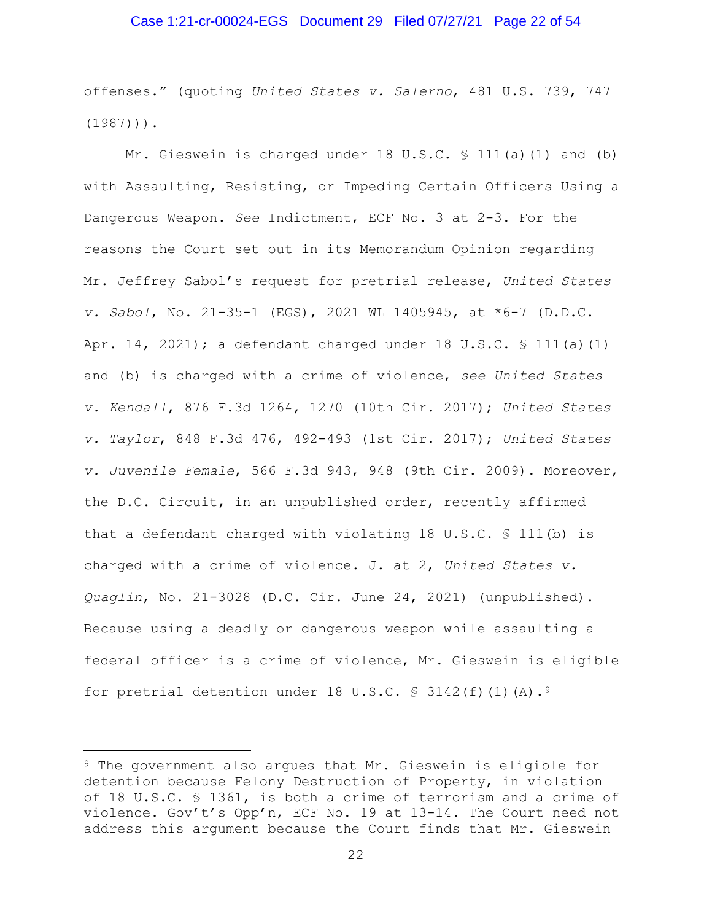offenses." (quoting *United States v. Salerno*, 481 U.S. 739, 747 (1987))).

Mr. Gieswein is charged under 18 U.S.C. § 111(a)(1) and (b) with Assaulting, Resisting, or Impeding Certain Officers Using a Dangerous Weapon. *See* Indictment, ECF No. 3 at 2-3. For the reasons the Court set out in its Memorandum Opinion regarding Mr. Jeffrey Sabol's request for pretrial release, *United States v. Sabol*, No. 21-35-1 (EGS), 2021 WL 1405945, at *6-7 (D.D.C. Apr. 14, 2021); a defendant charged under 18 U.S.C. § 111(a)(1) and (b) is charged with a crime of violence, *see United States v. Kendall*, 876 F.3d 1264, 1270 (10th Cir. 2017); *United States v. Taylor*, 848 F.3d 476, 492-493 (1st Cir. 2017); *United States v. Juvenile Female*, 566 F.3d 943, 948 (9th Cir. 2009). Moreover, the D.C. Circuit, in an unpublished order, recently affirmed that a defendant charged with violating 18 U.S.C. § 111(b) is charged with a crime of violence. J. at 2, *United States v. Quaglin*, No. 21-3028 (D.C. Cir. June 24, 2021) (unpublished). Because using a deadly or dangerous weapon while assaulting a federal officer is a crime of violence, Mr. Gieswein is eligible for pretrial detention under 18 U.S.C. § 3142(f)(1)(A).[9]

---

[9] The government also argues that Mr. Gieswein is eligible for detention because Felony Destruction of Property, in violation of 18 U.S.C. § 1361, is both a crime of terrorism and a crime of violence. Gov't's Opp'n, ECF No. 19 at 13-14. The Court need not address this argument because the Court finds that Mr. Gieswein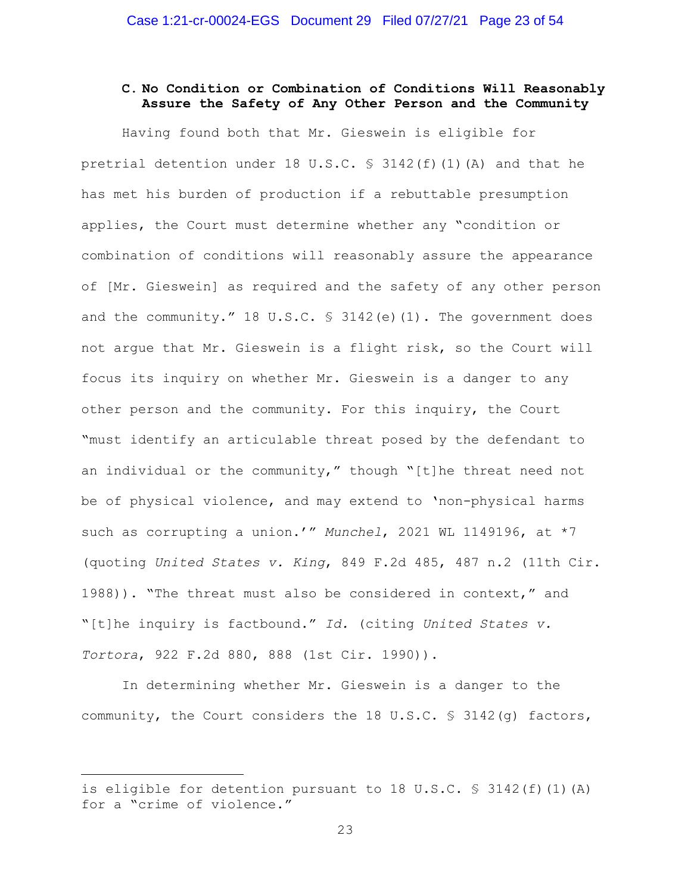### C. No Condition or Combination of Conditions Will Reasonably Assure the Safety of Any Other Person and the Community

Having found both that Mr. Gieswein is eligible for pretrial detention under 18 U.S.C. § 3142(f)(1)(A) and that he has met his burden of production if a rebuttable presumption applies, the Court must determine whether any "condition or combination of conditions will reasonably assure the appearance of [Mr. Gieswein] as required and the safety of any other person and the community." 18 U.S.C. § 3142(e)(1). The government does not argue that Mr. Gieswein is a flight risk, so the Court will focus its inquiry on whether Mr. Gieswein is a danger to any other person and the community. For this inquiry, the Court "must identify an articulable threat posed by the defendant to an individual or the community," though "[t]he threat need not be of physical violence, and may extend to 'non-physical harms such as corrupting a union.'" *Munchel*, 2021 WL 1149196, at *7 (quoting *United States v. King*, 849 F.2d 485, 487 n.2 (11th Cir. 1988)). "The threat must also be considered in context," and "[t]he inquiry is factbound." *Id.* (citing *United States v. Tortora*, 922 F.2d 880, 888 (1st Cir. 1990)).

In determining whether Mr. Gieswein is a danger to the community, the Court considers the 18 U.S.C. § 3142(g) factors,

---

is eligible for detention pursuant to 18 U.S.C. § 3142(f)(1)(A) for a "crime of violence."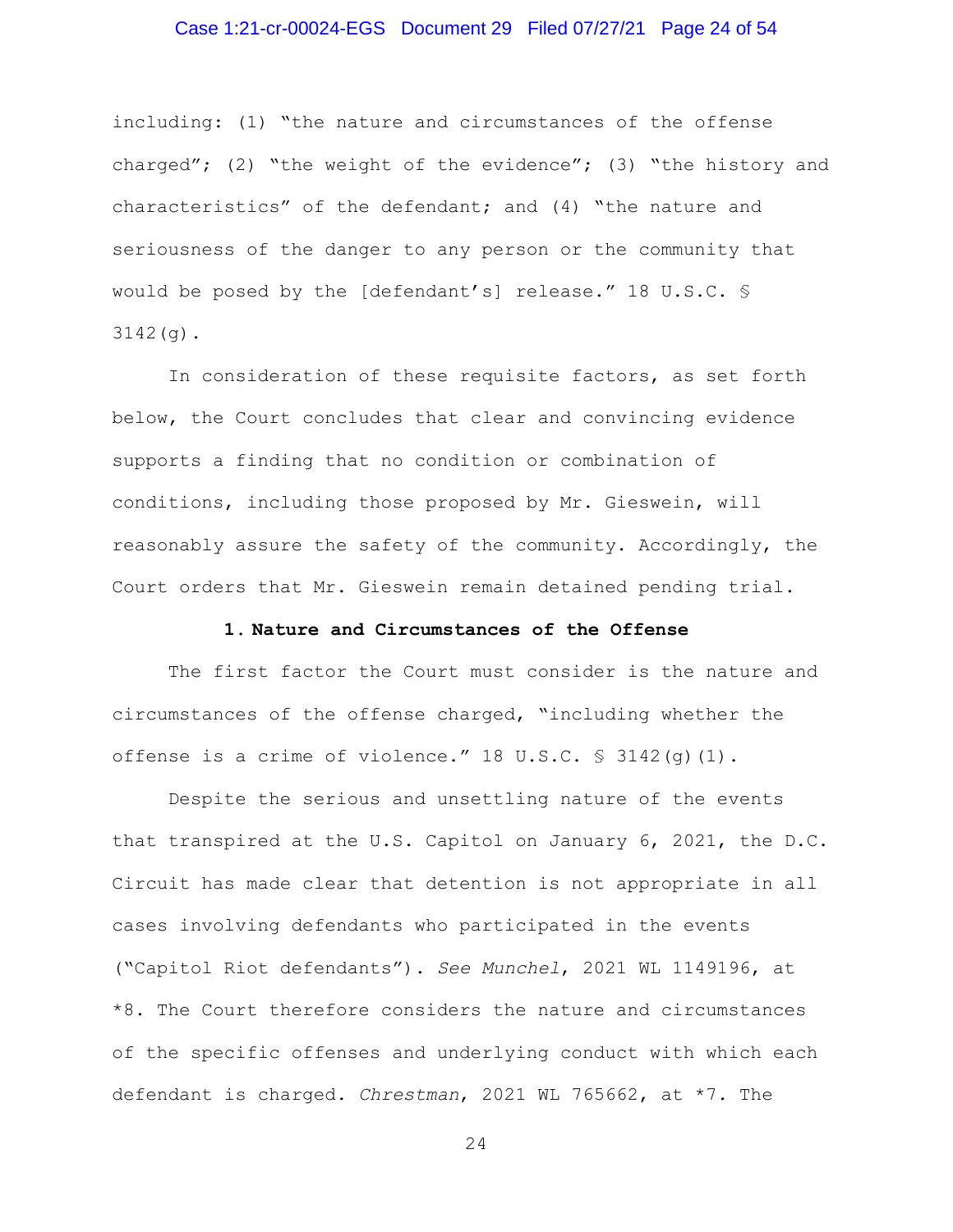including: (1) "the nature and circumstances of the offense charged"; (2) "the weight of the evidence"; (3) "the history and characteristics" of the defendant; and (4) "the nature and seriousness of the danger to any person or the community that would be posed by the [defendant's] release." 18 U.S.C. § 3142(g).

In consideration of these requisite factors, as set forth below, the Court concludes that clear and convincing evidence supports a finding that no condition or combination of conditions, including those proposed by Mr. Gieswein, will reasonably assure the safety of the community. Accordingly, the Court orders that Mr. Gieswein remain detained pending trial.

### 1. Nature and Circumstances of the Offense

The first factor the Court must consider is the nature and circumstances of the offense charged, "including whether the offense is a crime of violence." 18 U.S.C. § 3142(g)(1).

Despite the serious and unsettling nature of the events that transpired at the U.S. Capitol on January 6, 2021, the D.C. Circuit has made clear that detention is not appropriate in all cases involving defendants who participated in the events ("Capitol Riot defendants"). *See Munchel*, 2021 WL 1149196, at *8. The Court therefore considers the nature and circumstances of the specific offenses and underlying conduct with which each defendant is charged. *Chrestman*, 2021 WL 765662, at *7. The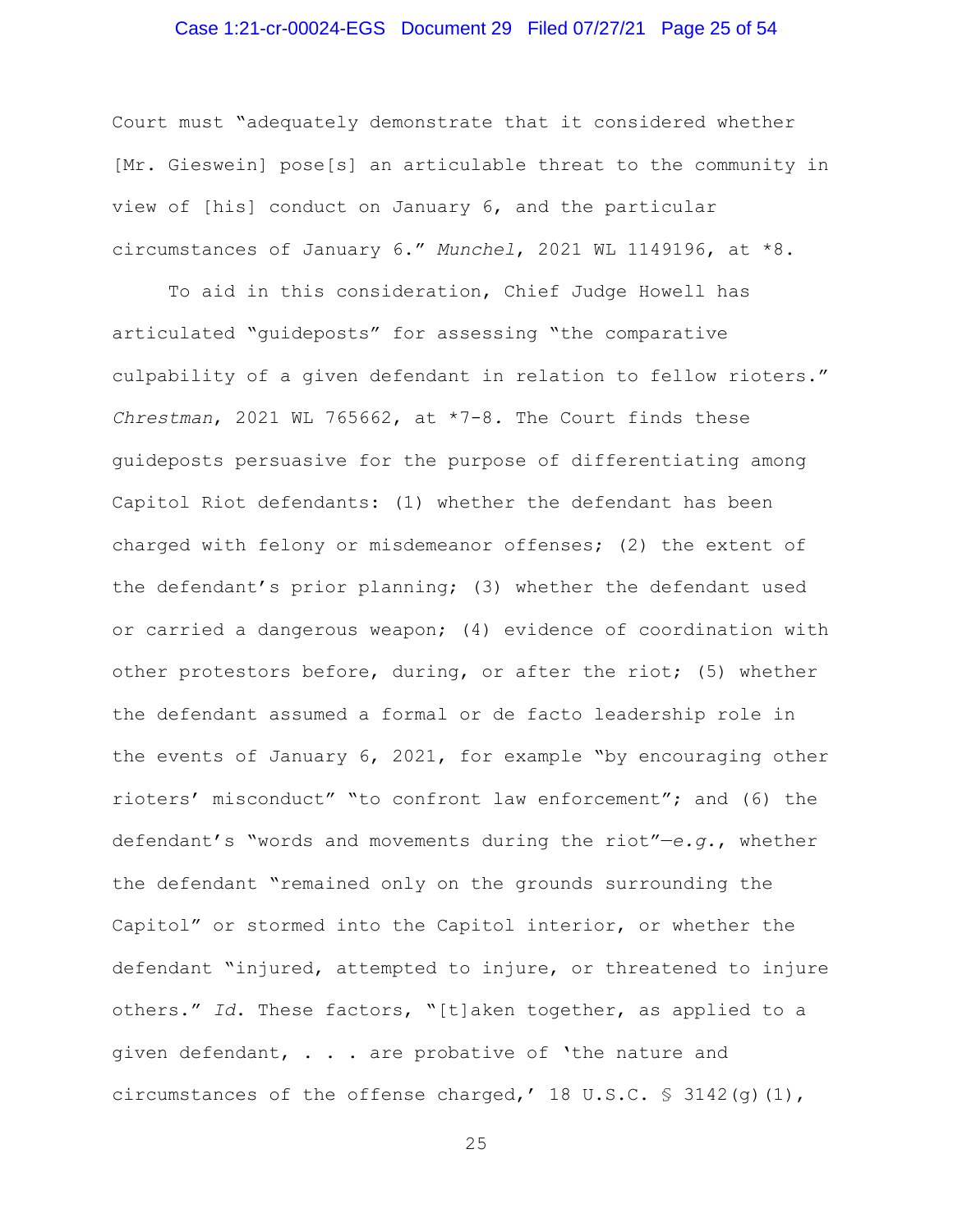Court must "adequately demonstrate that it considered whether [Mr. Gieswein] pose[s] an articulable threat to the community in view of [his] conduct on January 6, and the particular circumstances of January 6." *Munchel*, 2021 WL 1149196, at *8.

To aid in this consideration, Chief Judge Howell has articulated "guideposts" for assessing "the comparative culpability of a given defendant in relation to fellow rioters." *Chrestman*, 2021 WL 765662, at *7-8. The Court finds these guideposts persuasive for the purpose of differentiating among Capitol Riot defendants: (1) whether the defendant has been charged with felony or misdemeanor offenses; (2) the extent of the defendant's prior planning; (3) whether the defendant used or carried a dangerous weapon; (4) evidence of coordination with other protestors before, during, or after the riot; (5) whether the defendant assumed a formal or de facto leadership role in the events of January 6, 2021, for example "by encouraging other rioters' misconduct" "to confront law enforcement"; and (6) the defendant's "words and movements during the riot"—*e.g.*, whether the defendant "remained only on the grounds surrounding the Capitol" or stormed into the Capitol interior, or whether the defendant "injured, attempted to injure, or threatened to injure others." *Id.* These factors, "[t]aken together, as applied to a given defendant, . . . are probative of 'the nature and circumstances of the offense charged,' 18 U.S.C. § 3142(g)(1),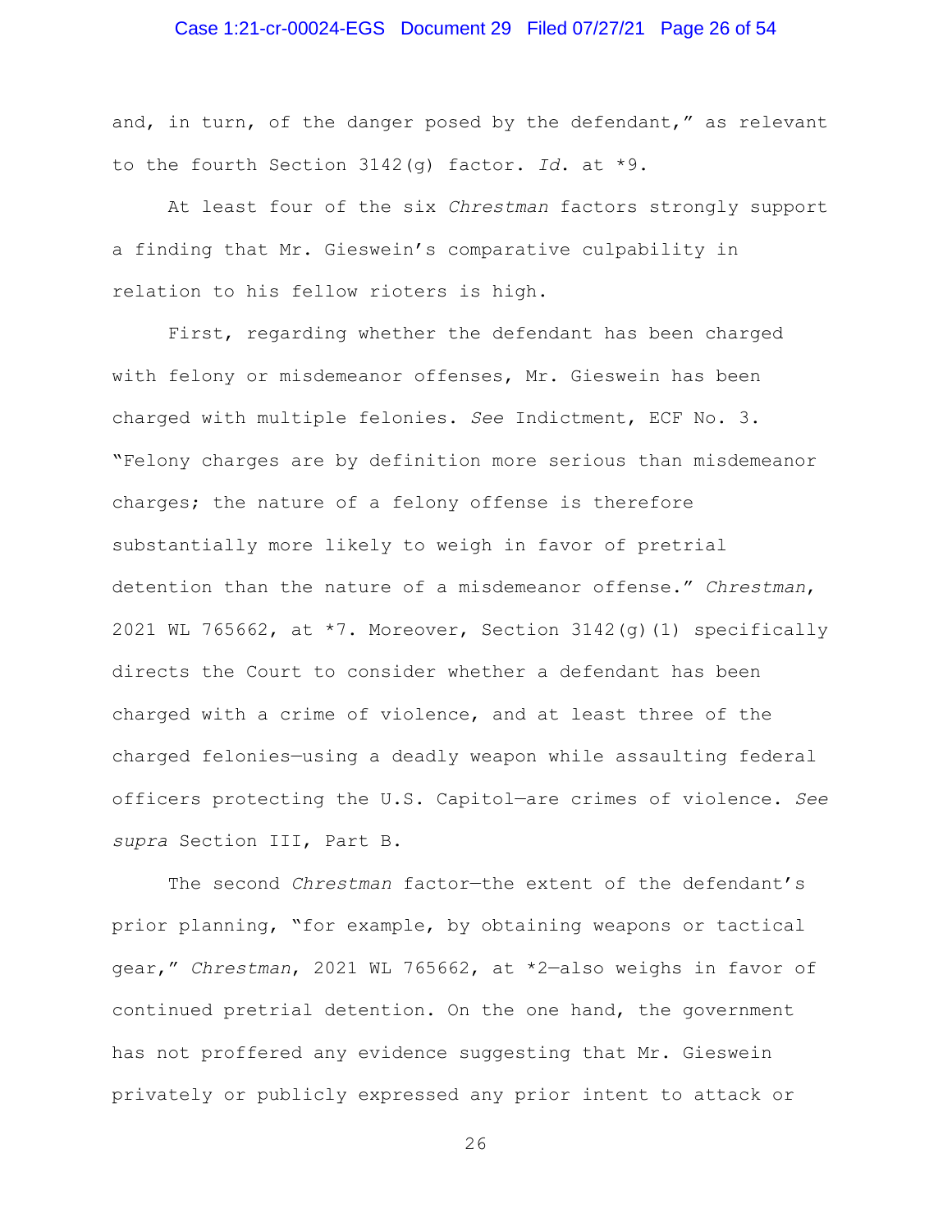and, in turn, of the danger posed by the defendant," as relevant to the fourth Section 3142(g) factor. *Id.* at *9.

At least four of the six *Chestman* factors strongly support a finding that Mr. Gieswein's comparative culpability in relation to his fellow rioters is high.

First, regarding whether the defendant has been charged with felony or misdemeanor offenses, Mr. Gieswein has been charged with multiple felonies. *See* Indictment, ECF No. 3. "Felony charges are by definition more serious than misdemeanor charges; the nature of a felony offense is therefore substantially more likely to weigh in favor of pretrial detention than the nature of a misdemeanor offense." *Chrestman*, 2021 WL 765662, at *7. Moreover, Section 3142(g)(1) specifically directs the Court to consider whether a defendant has been charged with a crime of violence, and at least three of the charged felonies—using a deadly weapon while assaulting federal officers protecting the U.S. Capitol—are crimes of violence. *See supra* Section III, Part B.

The second *Chrestman* factor—the extent of the defendant's prior planning, "for example, by obtaining weapons or tactical gear," *Chrestman*, 2021 WL 765662, at *2—also weighs in favor of continued pretrial detention. On the one hand, the government has not proffered any evidence suggesting that Mr. Gieswein privately or publicly expressed any prior intent to attack or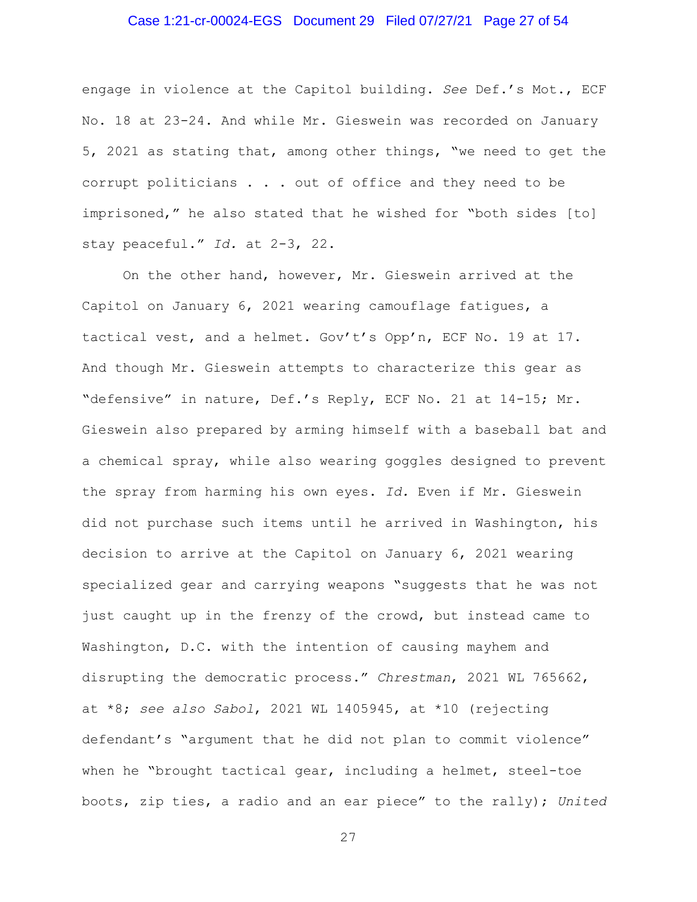engage in violence at the Capitol building. *See* Def.'s Mot., ECF No. 18 at 23-24. And while Mr. Gieswein was recorded on January 5, 2021 as stating that, among other things, "we need to get the corrupt politicians . . . out of office and they need to be imprisoned," he also stated that he wished for "both sides [to] stay peaceful." *Id.* at 2-3, 22.

On the other hand, however, Mr. Gieswein arrived at the Capitol on January 6, 2021 wearing camouflage fatigues, a tactical vest, and a helmet. Gov't's Opp'n, ECF No. 19 at 17. And though Mr. Gieswein attempts to characterize this gear as "defensive" in nature, Def.'s Reply, ECF No. 21 at 14-15; Mr. Gieswein also prepared by arming himself with a baseball bat and a chemical spray, while also wearing goggles designed to prevent the spray from harming his own eyes. *Id.* Even if Mr. Gieswein did not purchase such items until he arrived in Washington, his decision to arrive at the Capitol on January 6, 2021 wearing specialized gear and carrying weapons "suggests that he was not just caught up in the frenzy of the crowd, but instead came to Washington, D.C. with the intention of causing mayhem and disrupting the democratic process." *Chrestman*, 2021 WL 765662, at *8; *see also Sabol*, 2021 WL 1405945, at *10 (rejecting defendant's "argument that he did not plan to commit violence" when he "brought tactical gear, including a helmet, steel-toe boots, zip ties, a radio and an ear piece" to the rally); *United*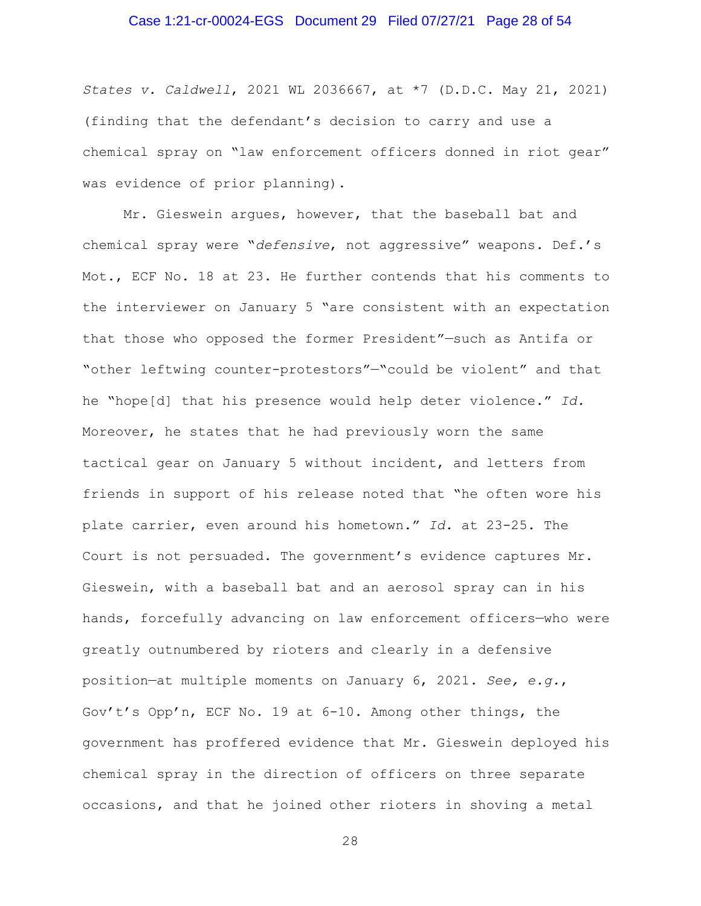*States v. Caldwell*, 2021 WL 2036667, at *7 (D.D.C. May 21, 2021) (finding that the defendant's decision to carry and use a chemical spray on "law enforcement officers donned in riot gear" was evidence of prior planning).

Mr. Gieswein argues, however, that the baseball bat and chemical spray were "*defensive*, not aggressive" weapons. Def.'s Mot., ECF No. 18 at 23. He further contends that his comments to the interviewer on January 5 "are consistent with an expectation that those who opposed the former President"—such as Antifa or "other leftwing counter-protestors"—"could be violent" and that he "hope[d] that his presence would help deter violence." *Id.* Moreover, he states that he had previously worn the same tactical gear on January 5 without incident, and letters from friends in support of his release noted that "he often wore his plate carrier, even around his hometown." *Id.* at 23-25. The Court is not persuaded. The government's evidence captures Mr. Gieswein, with a baseball bat and an aerosol spray can in his hands, forcefully advancing on law enforcement officers—who were greatly outnumbered by rioters and clearly in a defensive position—at multiple moments on January 6, 2021. *See, e.g.*, Gov't's Opp'n, ECF No. 19 at 6-10. Among other things, the government has proffered evidence that Mr. Gieswein deployed his chemical spray in the direction of officers on three separate occasions, and that he joined other rioters in shoving a metal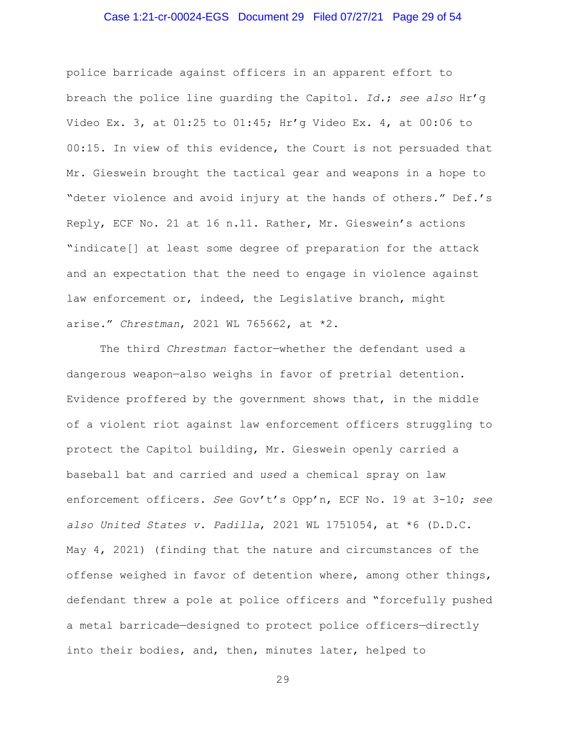police barricade against officers in an apparent effort to breach the police line guarding the Capitol. *Id.*; *see also* Hr'g Video Ex. 3, at 01:25 to 01:45; Hr'g Video Ex. 4, at 00:06 to 00:15. In view of this evidence, the Court is not persuaded that Mr. Gieswein brought the tactical gear and weapons in a hope to "deter violence and avoid injury at the hands of others." Def.'s Reply, ECF No. 21 at 16 n.11. Rather, Mr. Gieswein's actions "indicate[] at least some degree of preparation for the attack and an expectation that the need to engage in violence against law enforcement or, indeed, the Legislative branch, might arise." *Chrestman*, 2021 WL 765662, at *2.

The third *Chrestman* factor—whether the defendant used a dangerous weapon—also weighs in favor of pretrial detention. Evidence proffered by the government shows that, in the middle of a violent riot against law enforcement officers struggling to protect the Capitol building, Mr. Gieswein openly carried a baseball bat and carried and *used* a chemical spray on law enforcement officers. *See* Gov't's Opp'n, ECF No. 19 at 3-10; *see also United States v. Padilla*, 2021 WL 1751054, at *6 (D.D.C. May 4, 2021) (finding that the nature and circumstances of the offense weighed in favor of detention where, among other things, defendant threw a pole at police officers and "forcefully pushed a metal barricade—designed to protect police officers—directly into their bodies, and, then, minutes later, helped to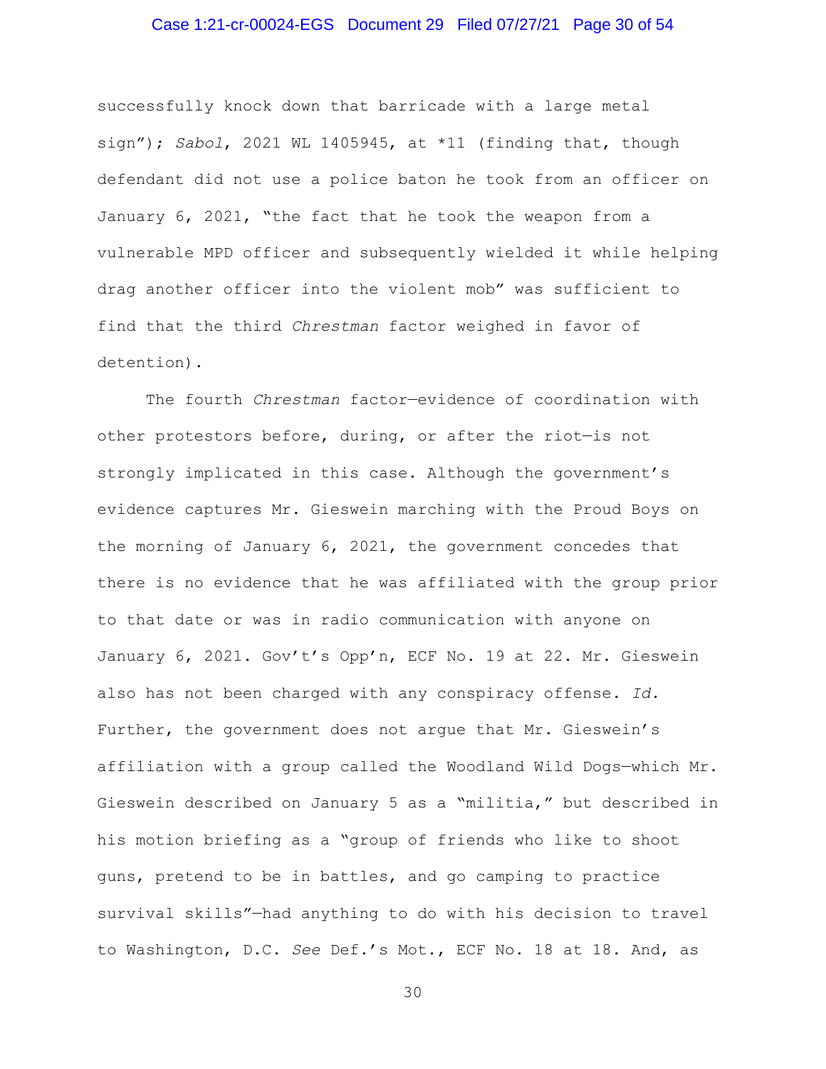successfully knock down that barricade with a large metal sign"); *Sabol*, 2021 WL 1405945, at *11 (finding that, though defendant did not use a police baton he took from an officer on January 6, 2021, "the fact that he took the weapon from a vulnerable MPD officer and subsequently wielded it while helping drag another officer into the violent mob" was sufficient to find that the third *Chrestman* factor weighed in favor of detention).

The fourth *Chrestman* factor—evidence of coordination with other protestors before, during, or after the riot—is not strongly implicated in this case. Although the government's evidence captures Mr. Gieswein marching with the Proud Boys on the morning of January 6, 2021, the government concedes that there is no evidence that he was affiliated with the group prior to that date or was in radio communication with anyone on January 6, 2021. Gov't's Opp'n, ECF No. 19 at 22. Mr. Gieswein also has not been charged with any conspiracy offense. *Id.* Further, the government does not argue that Mr. Gieswein's affiliation with a group called the Woodland Wild Dogs—which Mr. Gieswein described on January 5 as a "militia," but described in his motion briefing as a "group of friends who like to shoot guns, pretend to be in battles, and go camping to practice survival skills"—had anything to do with his decision to travel to Washington, D.C. *See* Def.'s Mot., ECF No. 18 at 18. And, as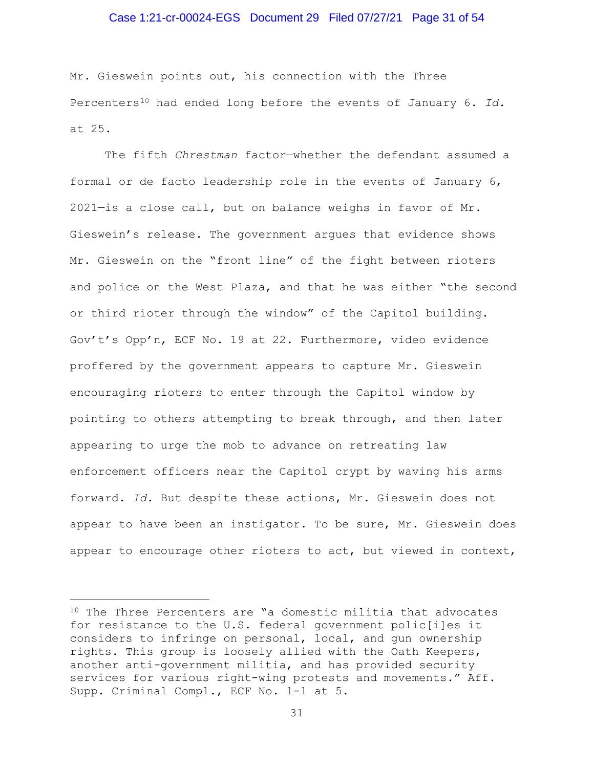Mr. Gieswein points out, his connection with the Three Percenters[10] had ended long before the events of January 6. *Id.* at 25.

The fifth *Chrestman* factor—whether the defendant assumed a formal or de facto leadership role in the events of January 6, 2021—is a close call, but on balance weighs in favor of Mr. Gieswein's release. The government argues that evidence shows Mr. Gieswein on the "front line" of the fight between rioters and police on the West Plaza, and that he was either "the second or third rioter through the window" of the Capitol building. Gov't's Opp'n, ECF No. 19 at 22. Furthermore, video evidence proffered by the government appears to capture Mr. Gieswein encouraging rioters to enter through the Capitol window by pointing to others attempting to break through, and then later appearing to urge the mob to advance on retreating law enforcement officers near the Capitol crypt by waving his arms forward. *Id.* But despite these actions, Mr. Gieswein does not appear to have been an instigator. To be sure, Mr. Gieswein does appear to encourage other rioters to act, but viewed in context,

---

[10] The Three Percenters are "a domestic militia that advocates for resistance to the U.S. federal government polic[i]es it considers to infringe on personal, local, and gun ownership rights. This group is loosely allied with the Oath Keepers, another anti-government militia, and has provided security services for various right-wing protests and movements." Aff. Supp. Criminal Compl., ECF No. 1-1 at 5.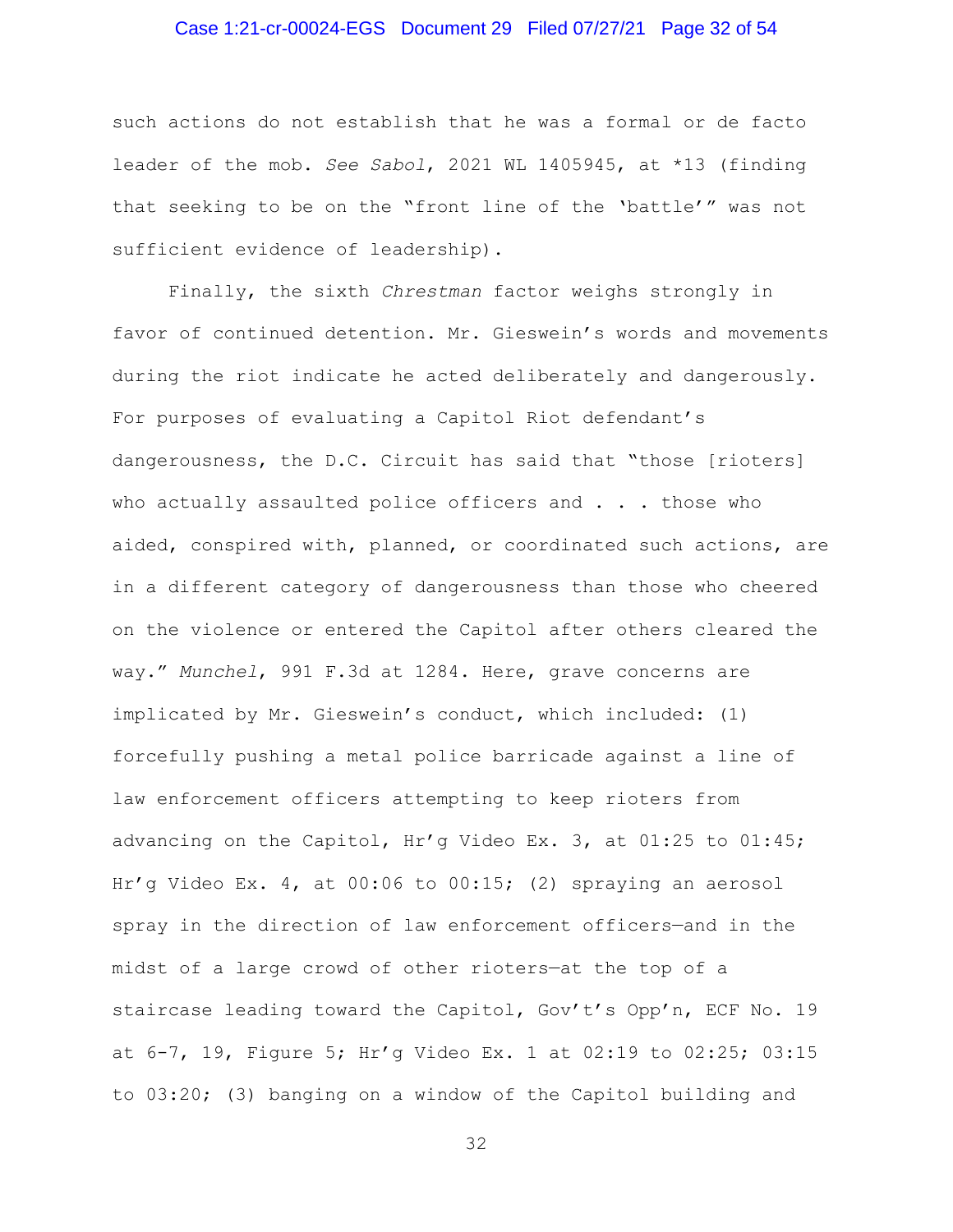such actions do not establish that he was a formal or de facto leader of the mob. *See Sabol*, 2021 WL 1405945, at *13 (finding that seeking to be on the "front line of the 'battle'" was not sufficient evidence of leadership).

Finally, the sixth *Chrestman* factor weighs strongly in favor of continued detention. Mr. Gieswein's words and movements during the riot indicate he acted deliberately and dangerously. For purposes of evaluating a Capitol Riot defendant's dangerousness, the D.C. Circuit has said that "those [rioters] who actually assaulted police officers and . . . those who aided, conspired with, planned, or coordinated such actions, are in a different category of dangerousness than those who cheered on the violence or entered the Capitol after others cleared the way." *Munchel*, 991 F.3d at 1284. Here, grave concerns are implicated by Mr. Gieswein's conduct, which included: (1) forcefully pushing a metal police barricade against a line of law enforcement officers attempting to keep rioters from advancing on the Capitol, Hr'g Video Ex. 3, at 01:25 to 01:45; Hr'g Video Ex. 4, at 00:06 to 00:15; (2) spraying an aerosol spray in the direction of law enforcement officers—and in the midst of a large crowd of other rioters—at the top of a staircase leading toward the Capitol, Gov't's Opp'n, ECF No. 19 at 6-7, 19, Figure 5; Hr'g Video Ex. 1 at 02:19 to 02:25; 03:15 to 03:20; (3) banging on a window of the Capitol building and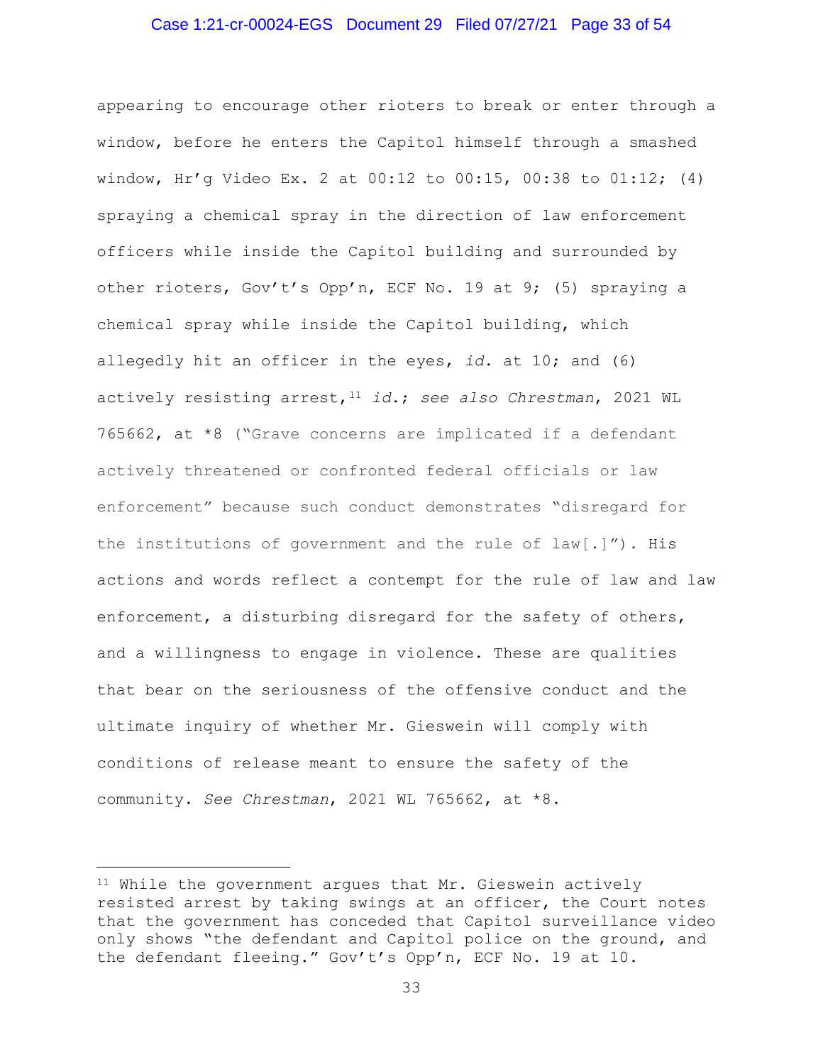appearing to encourage other rioters to break or enter through a window, before he enters the Capitol himself through a smashed window, Hr'g Video Ex. 2 at 00:12 to 00:15, 00:38 to 01:12; (4) spraying a chemical spray in the direction of law enforcement officers while inside the Capitol building and surrounded by other rioters, Gov't's Opp'n, ECF No. 19 at 9; (5) spraying a chemical spray while inside the Capitol building, which allegedly hit an officer in the eyes, *id.* at 10; and (6) actively resisting arrest,[11] *id.*; *see also Chrestman*, 2021 WL 765662, at *8 ("Grave concerns are implicated if a defendant actively threatened or confronted federal officials or law enforcement" because such conduct demonstrates "disregard for the institutions of government and the rule of law[.]"). His actions and words reflect a contempt for the rule of law and law enforcement, a disturbing disregard for the safety of others, and a willingness to engage in violence. These are qualities that bear on the seriousness of the offensive conduct and the ultimate inquiry of whether Mr. Gieswein will comply with conditions of release meant to ensure the safety of the community. *See Chrestman*, 2021 WL 765662, at *8.

---

[11] While the government argues that Mr. Gieswein actively resisted arrest by taking swings at an officer, the Court notes that the government has conceded that Capitol surveillance video only shows "the defendant and Capitol police on the ground, and the defendant fleeing." Gov't's Opp'n, ECF No. 19 at 10.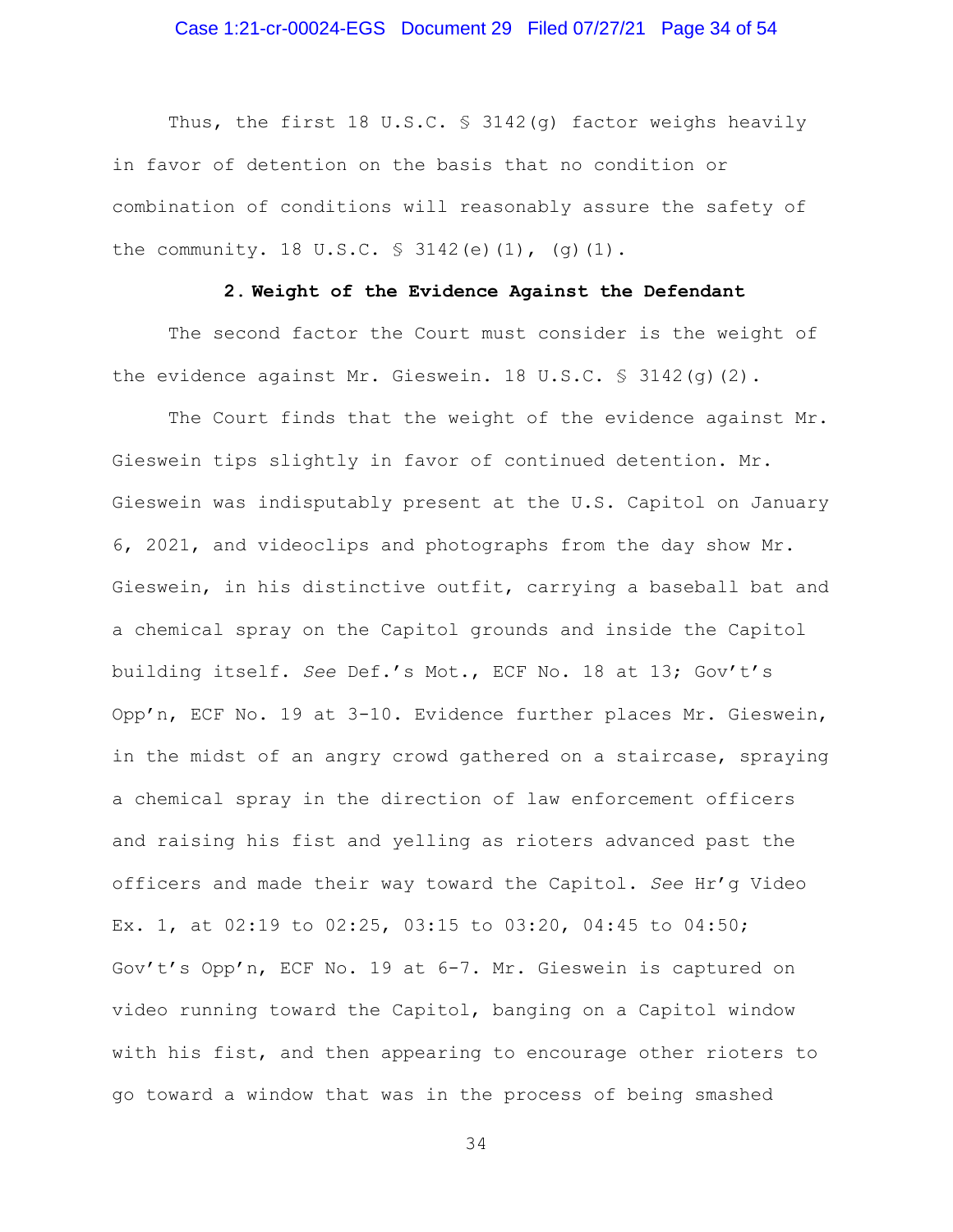Thus, the first 18 U.S.C. § 3142(g) factor weighs heavily in favor of detention on the basis that no condition or combination of conditions will reasonably assure the safety of the community. 18 U.S.C. § 3142(e)(1), (g)(1).

### 2. Weight of the Evidence Against the Defendant

The second factor the Court must consider is the weight of the evidence against Mr. Gieswein. 18 U.S.C. § 3142(g)(2).

The Court finds that the weight of the evidence against Mr. Gieswein tips slightly in favor of continued detention. Mr. Gieswein was indisputably present at the U.S. Capitol on January 6, 2021, and videoclips and photographs from the day show Mr. Gieswein, in his distinctive outfit, carrying a baseball bat and a chemical spray on the Capitol grounds and inside the Capitol building itself. *See* Def.'s Mot., ECF No. 18 at 13; Gov't's Opp'n, ECF No. 19 at 3-10. Evidence further places Mr. Gieswein, in the midst of an angry crowd gathered on a staircase, spraying a chemical spray in the direction of law enforcement officers and raising his fist and yelling as rioters advanced past the officers and made their way toward the Capitol. *See* Hr'g Video Ex. 1, at 02:19 to 02:25, 03:15 to 03:20, 04:45 to 04:50; Gov't's Opp'n, ECF No. 19 at 6-7. Mr. Gieswein is captured on video running toward the Capitol, banging on a Capitol window with his fist, and then appearing to encourage other rioters to go toward a window that was in the process of being smashed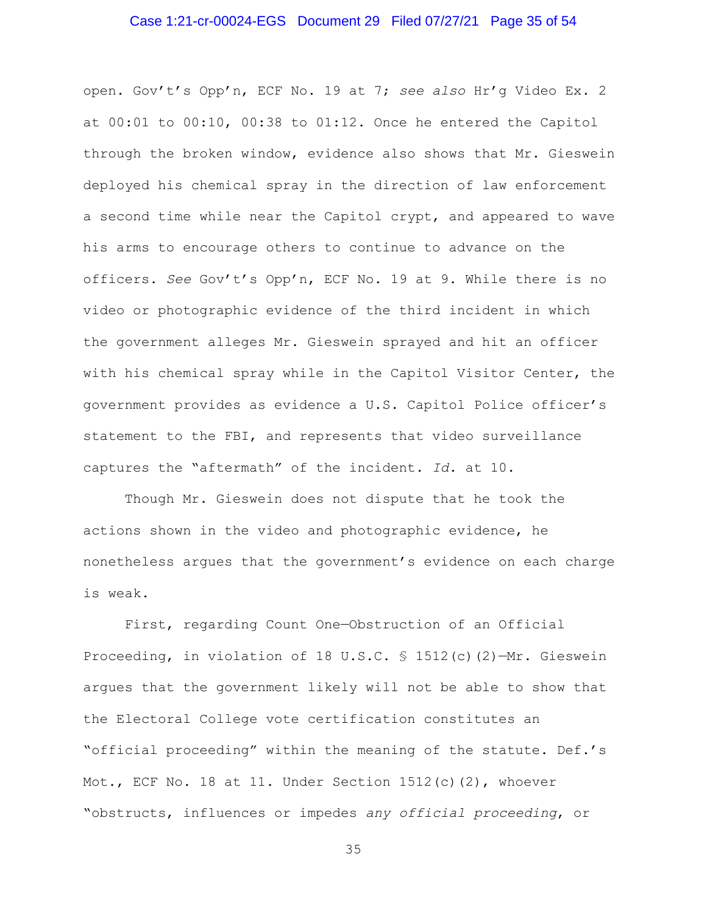open. Gov't's Opp'n, ECF No. 19 at 7; *see also* Hr'g Video Ex. 2 at 00:01 to 00:10, 00:38 to 01:12. Once he entered the Capitol through the broken window, evidence also shows that Mr. Gieswein deployed his chemical spray in the direction of law enforcement a second time while near the Capitol crypt, and appeared to wave his arms to encourage others to continue to advance on the officers. *See* Gov't's Opp'n, ECF No. 19 at 9. While there is no video or photographic evidence of the third incident in which the government alleges Mr. Gieswein sprayed and hit an officer with his chemical spray while in the Capitol Visitor Center, the government provides as evidence a U.S. Capitol Police officer's statement to the FBI, and represents that video surveillance captures the "aftermath" of the incident. *Id.* at 10.

Though Mr. Gieswein does not dispute that he took the actions shown in the video and photographic evidence, he nonetheless argues that the government's evidence on each charge is weak.

First, regarding Count One—Obstruction of an Official Proceeding, in violation of 18 U.S.C. § 1512(c)(2)—Mr. Gieswein argues that the government likely will not be able to show that the Electoral College vote certification constitutes an "official proceeding" within the meaning of the statute. Def.'s Mot., ECF No. 18 at 11. Under Section 1512(c)(2), whoever "obstructs, influences or impedes *any official proceeding*, or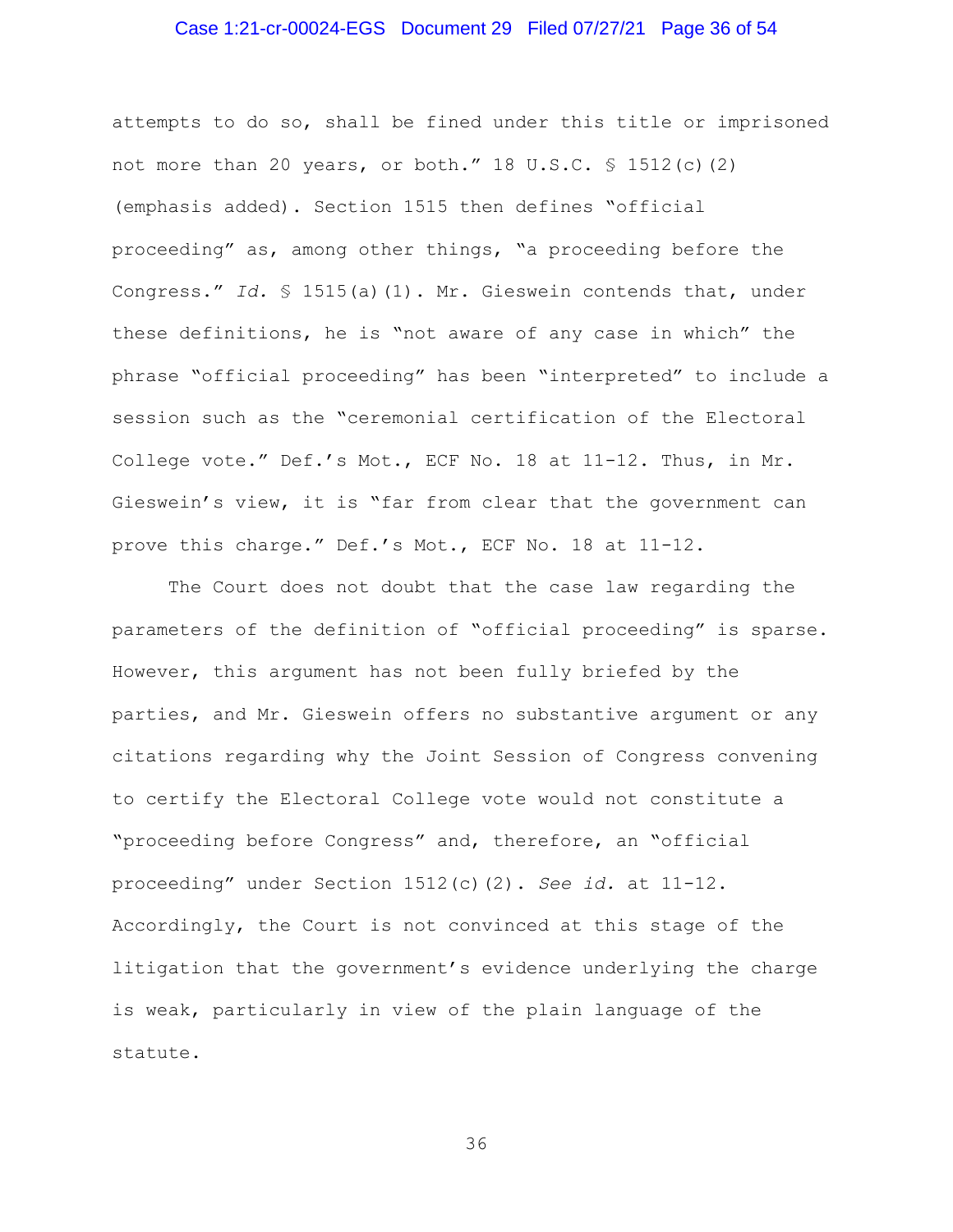attempts to do so, shall be fined under this title or imprisoned not more than 20 years, or both." 18 U.S.C. § 1512(c)(2) (emphasis added). Section 1515 then defines "official proceeding" as, among other things, "a proceeding before the Congress." *Id.* § 1515(a)(1). Mr. Gieswein contends that, under these definitions, he is "not aware of any case in which" the phrase "official proceeding" has been "interpreted" to include a session such as the "ceremonial certification of the Electoral College vote." Def.'s Mot., ECF No. 18 at 11-12. Thus, in Mr. Gieswein's view, it is "far from clear that the government can prove this charge." Def.'s Mot., ECF No. 18 at 11-12.

The Court does not doubt that the case law regarding the parameters of the definition of "official proceeding" is sparse. However, this argument has not been fully briefed by the parties, and Mr. Gieswein offers no substantive argument or any citations regarding why the Joint Session of Congress convening to certify the Electoral College vote would not constitute a "proceeding before Congress" and, therefore, an "official proceeding" under Section 1512(c)(2). *See id.* at 11-12. Accordingly, the Court is not convinced at this stage of the litigation that the government's evidence underlying the charge is weak, particularly in view of the plain language of the statute.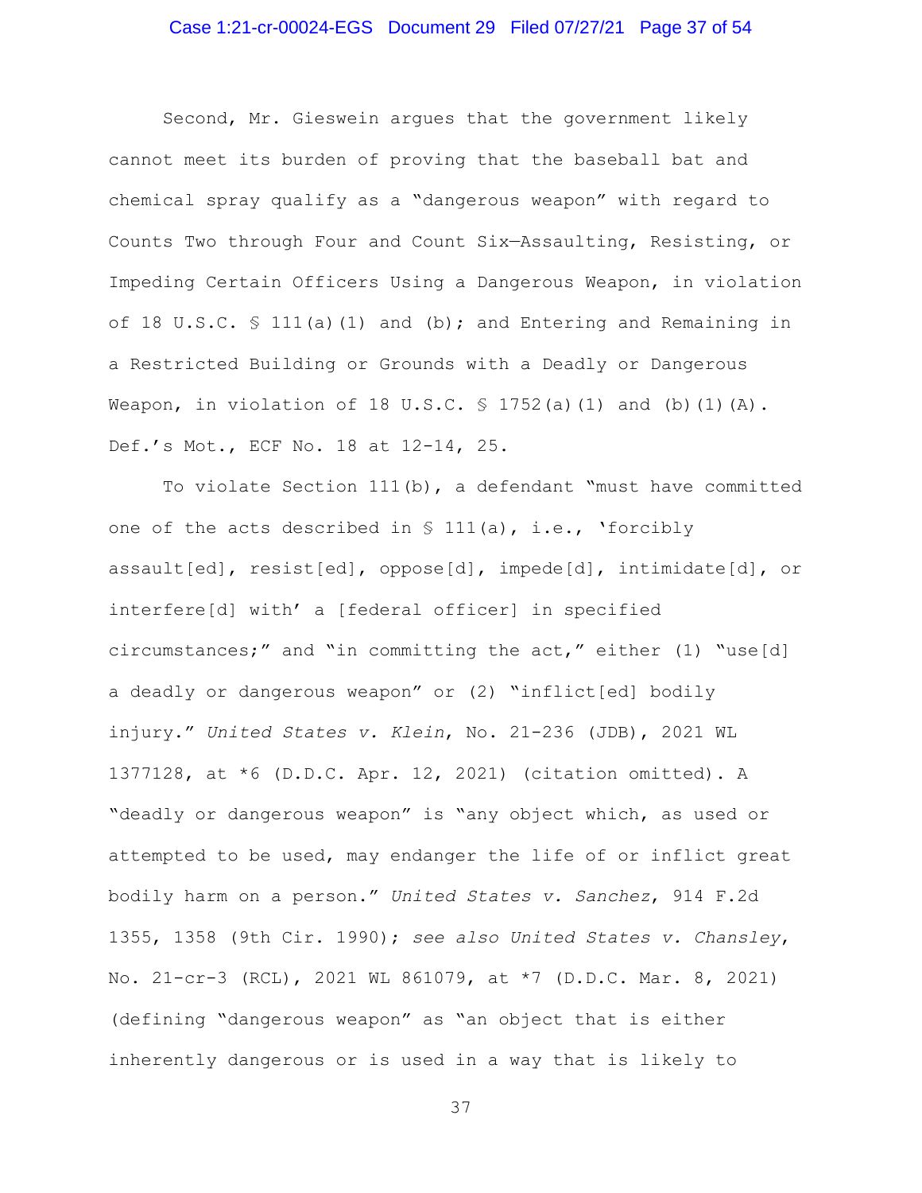Second, Mr. Gieswein argues that the government likely cannot meet its burden of proving that the baseball bat and chemical spray qualify as a "dangerous weapon" with regard to Counts Two through Four and Count Six—Assaulting, Resisting, or Impeding Certain Officers Using a Dangerous Weapon, in violation of 18 U.S.C. § 111(a)(1) and (b); and Entering and Remaining in a Restricted Building or Grounds with a Deadly or Dangerous Weapon, in violation of 18 U.S.C. § 1752(a)(1) and (b)(1)(A). Def.'s Mot., ECF No. 18 at 12-14, 25.

To violate Section 111(b), a defendant "must have committed one of the acts described in § 111(a), i.e., 'forcibly assault[ed], resist[ed], oppose[d], impede[d], intimidate[d], or interfere[d] with' a [federal officer] in specified circumstances;" and "in committing the act," either (1) "use[d] a deadly or dangerous weapon" or (2) "inflict[ed] bodily injury." *United States v. Klein*, No. 21-236 (JDB), 2021 WL 1377128, at *6 (D.D.C. Apr. 12, 2021) (citation omitted). A "deadly or dangerous weapon" is "any object which, as used or attempted to be used, may endanger the life of or inflict great bodily harm on a person." *United States v. Sanchez*, 914 F.2d 1355, 1358 (9th Cir. 1990); *see also United States v. Chansley*, No. 21-cr-3 (RCL), 2021 WL 861079, at *7 (D.D.C. Mar. 8, 2021) (defining "dangerous weapon" as "an object that is either inherently dangerous or is used in a way that is likely to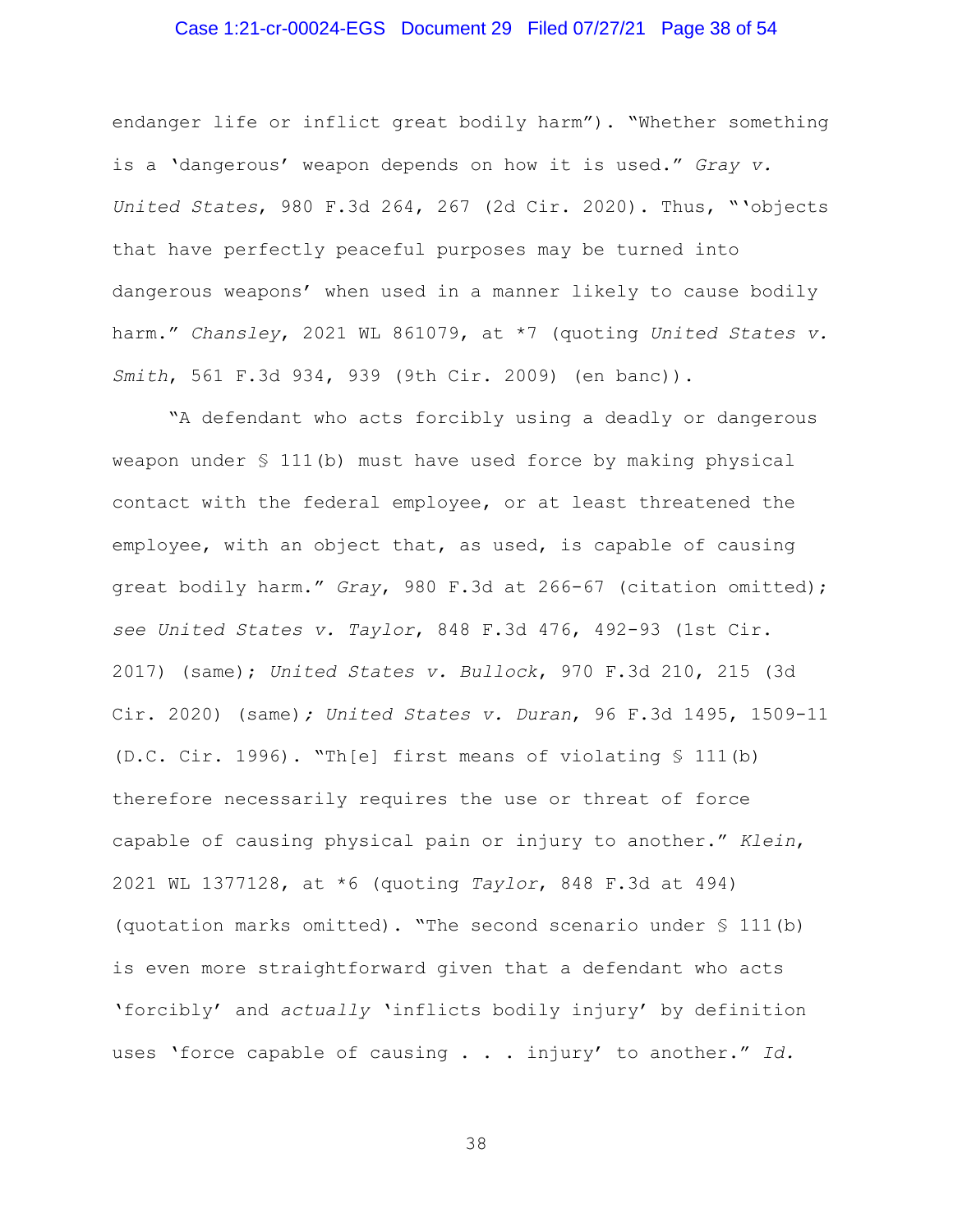endanger life or inflict great bodily harm"). "Whether something is a 'dangerous' weapon depends on how it is used." *Gray v. United States*, 980 F.3d 264, 267 (2d Cir. 2020). Thus, "'objects that have perfectly peaceful purposes may be turned into dangerous weapons' when used in a manner likely to cause bodily harm." *Chansley*, 2021 WL 861079, at *7 (quoting *United States v. Smith*, 561 F.3d 934, 939 (9th Cir. 2009) (en banc)).

"A defendant who acts forcibly using a deadly or dangerous weapon under § 111(b) must have used force by making physical contact with the federal employee, or at least threatened the employee, with an object that, as used, is capable of causing great bodily harm." *Gray*, 980 F.3d at 266-67 (citation omitted); *see United States v. Taylor*, 848 F.3d 476, 492-93 (1st Cir. 2017) (same); *United States v. Bullock*, 970 F.3d 210, 215 (3d Cir. 2020) (same)*; United States v. Duran*, 96 F.3d 1495, 1509-11 (D.C. Cir. 1996). "Th[e] first means of violating § 111(b) therefore necessarily requires the use or threat of force capable of causing physical pain or injury to another." *Klein*, 2021 WL 1377128, at *6 (quoting *Taylor*, 848 F.3d at 494) (quotation marks omitted). "The second scenario under § 111(b) is even more straightforward given that a defendant who acts 'forcibly' and *actually* 'inflicts bodily injury' by definition uses 'force capable of causing . . . injury' to another." *Id.*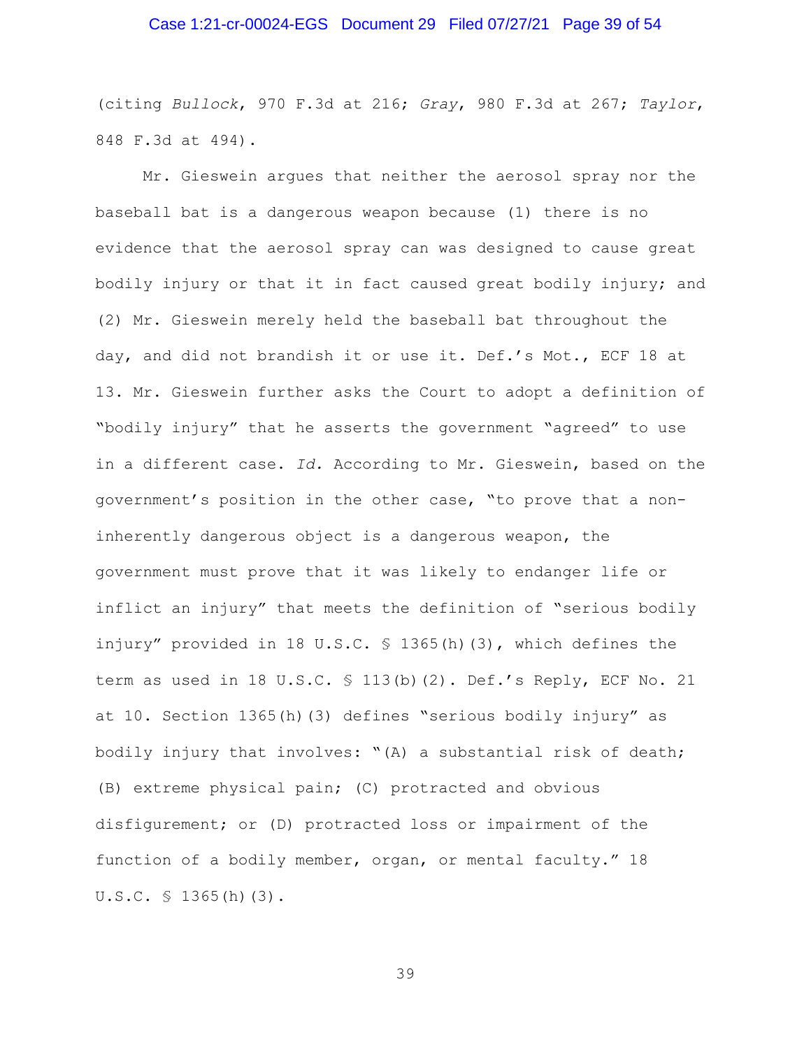(citing *Bullock*, 970 F.3d at 216; *Gray*, 980 F.3d at 267; *Taylor*, 848 F.3d at 494).

Mr. Gieswein argues that neither the aerosol spray nor the baseball bat is a dangerous weapon because (1) there is no evidence that the aerosol spray can was designed to cause great bodily injury or that it in fact caused great bodily injury; and (2) Mr. Gieswein merely held the baseball bat throughout the day, and did not brandish it or use it. Def.'s Mot., ECF 18 at 13. Mr. Gieswein further asks the Court to adopt a definition of "bodily injury" that he asserts the government "agreed" to use in a different case. *Id.* According to Mr. Gieswein, based on the government's position in the other case, "to prove that a non-inherently dangerous object is a dangerous weapon, the government must prove that it was likely to endanger life or inflict an injury" that meets the definition of "serious bodily injury" provided in 18 U.S.C. § 1365(h)(3), which defines the term as used in 18 U.S.C. § 113(b)(2). Def.'s Reply, ECF No. 21 at 10. Section 1365(h)(3) defines "serious bodily injury" as bodily injury that involves: "(A) a substantial risk of death; (B) extreme physical pain; (C) protracted and obvious disfigurement; or (D) protracted loss or impairment of the function of a bodily member, organ, or mental faculty." 18 U.S.C. § 1365(h)(3).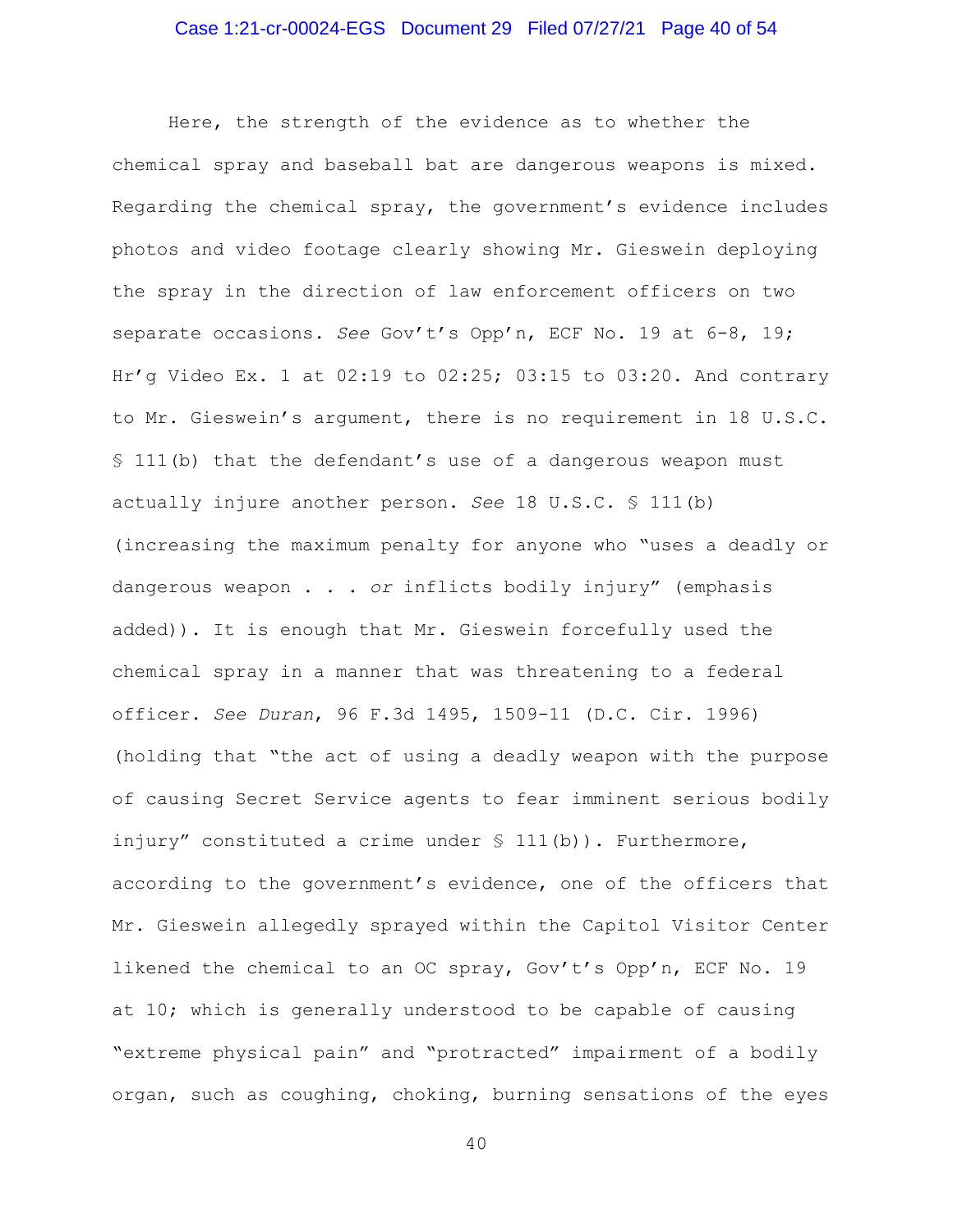Here, the strength of the evidence as to whether the chemical spray and baseball bat are dangerous weapons is mixed. Regarding the chemical spray, the government's evidence includes photos and video footage clearly showing Mr. Gieswein deploying the spray in the direction of law enforcement officers on two separate occasions. *See* Gov't's Opp'n, ECF No. 19 at 6-8, 19; Hr'g Video Ex. 1 at 02:19 to 02:25; 03:15 to 03:20. And contrary to Mr. Gieswein's argument, there is no requirement in 18 U.S.C. § 111(b) that the defendant's use of a dangerous weapon must actually injure another person. *See* 18 U.S.C. § 111(b) (increasing the maximum penalty for anyone who "uses a deadly or dangerous weapon . . . *or* inflicts bodily injury" (emphasis added)). It is enough that Mr. Gieswein forcefully used the chemical spray in a manner that was threatening to a federal officer. *See Duran*, 96 F.3d 1495, 1509-11 (D.C. Cir. 1996) (holding that "the act of using a deadly weapon with the purpose of causing Secret Service agents to fear imminent serious bodily injury" constituted a crime under § 111(b)). Furthermore, according to the government's evidence, one of the officers that Mr. Gieswein allegedly sprayed within the Capitol Visitor Center likened the chemical to an OC spray, Gov't's Opp'n, ECF No. 19 at 10; which is generally understood to be capable of causing "extreme physical pain" and "protracted" impairment of a bodily organ, such as coughing, choking, burning sensations of the eyes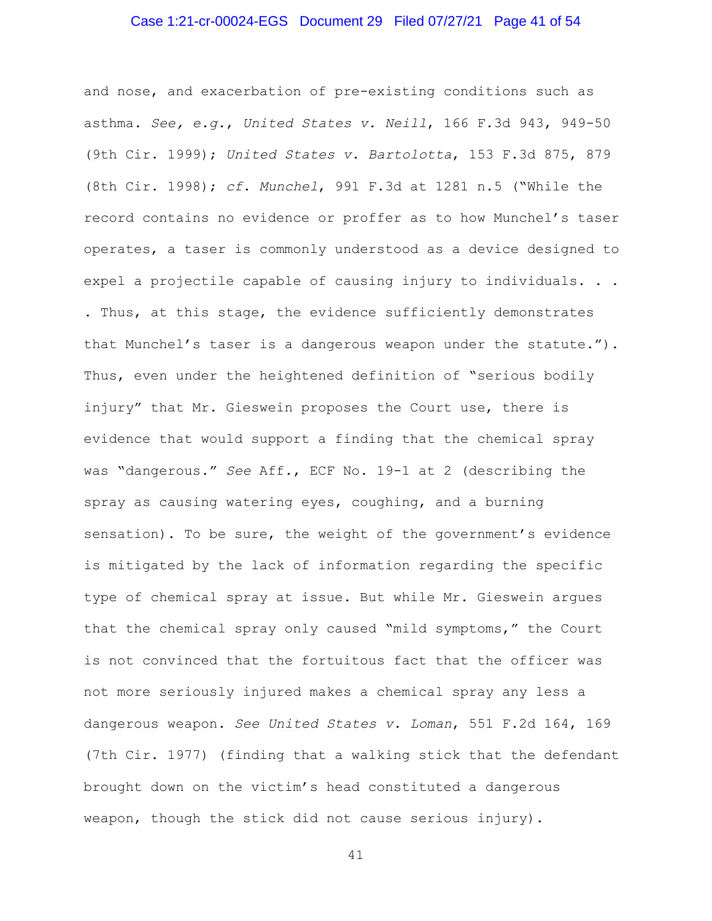and nose, and exacerbation of pre-existing conditions such as asthma. *See, e.g.*, *United States v. Neill*, 166 F.3d 943, 949-50 (9th Cir. 1999); *United States v. Bartolotta*, 153 F.3d 875, 879 (8th Cir. 1998); *cf. Munchel*, 991 F.3d at 1281 n.5 ("While the record contains no evidence or proffer as to how Munchel's taser operates, a taser is commonly understood as a device designed to expel a projectile capable of causing injury to individuals. . . . Thus, at this stage, the evidence sufficiently demonstrates that Munchel's taser is a dangerous weapon under the statute."). Thus, even under the heightened definition of "serious bodily injury" that Mr. Gieswein proposes the Court use, there is evidence that would support a finding that the chemical spray was "dangerous." *See* Aff., ECF No. 19-1 at 2 (describing the spray as causing watering eyes, coughing, and a burning sensation). To be sure, the weight of the government's evidence is mitigated by the lack of information regarding the specific type of chemical spray at issue. But while Mr. Gieswein argues that the chemical spray only caused "mild symptoms," the Court is not convinced that the fortuitous fact that the officer was not more seriously injured makes a chemical spray any less a dangerous weapon. *See United States v. Loman*, 551 F.2d 164, 169 (7th Cir. 1977) (finding that a walking stick that the defendant brought down on the victim's head constituted a dangerous weapon, though the stick did not cause serious injury).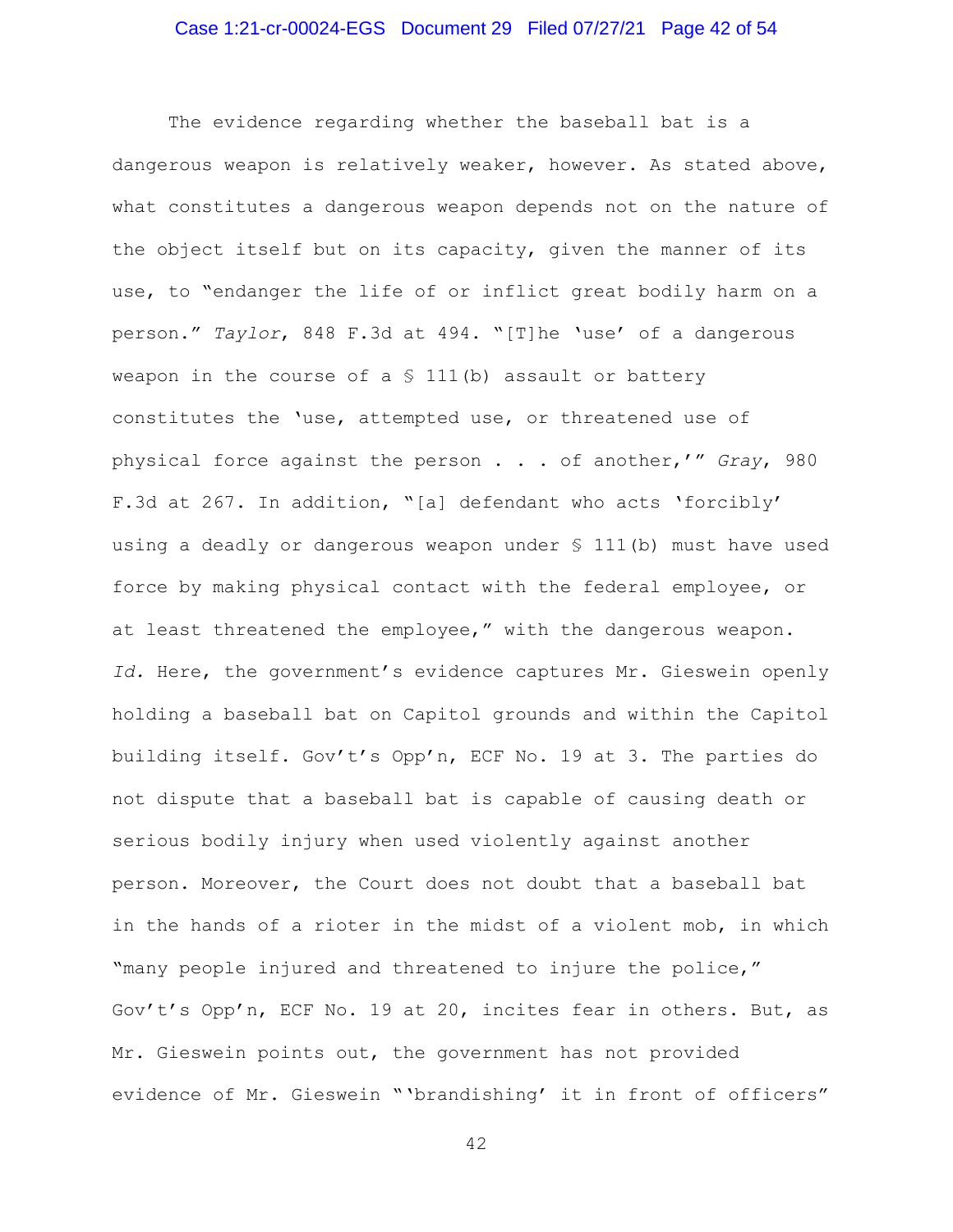The evidence regarding whether the baseball bat is a dangerous weapon is relatively weaker, however. As stated above, what constitutes a dangerous weapon depends not on the nature of the object itself but on its capacity, given the manner of its use, to "endanger the life of or inflict great bodily harm on a person." *Taylor*, 848 F.3d at 494. "[T]he 'use' of a dangerous weapon in the course of a § 111(b) assault or battery constitutes the 'use, attempted use, or threatened use of physical force against the person . . . of another,'" *Gray*, 980 F.3d at 267. In addition, "[a] defendant who acts 'forcibly' using a deadly or dangerous weapon under § 111(b) must have used force by making physical contact with the federal employee, or at least threatened the employee," with the dangerous weapon. *Id.* Here, the government's evidence captures Mr. Gieswein openly holding a baseball bat on Capitol grounds and within the Capitol building itself. Gov't's Opp'n, ECF No. 19 at 3. The parties do not dispute that a baseball bat is capable of causing death or serious bodily injury when used violently against another person. Moreover, the Court does not doubt that a baseball bat in the hands of a rioter in the midst of a violent mob, in which "many people injured and threatened to injure the police," Gov't's Opp'n, ECF No. 19 at 20, incites fear in others. But, as Mr. Gieswein points out, the government has not provided evidence of Mr. Gieswein "'brandishing' it in front of officers"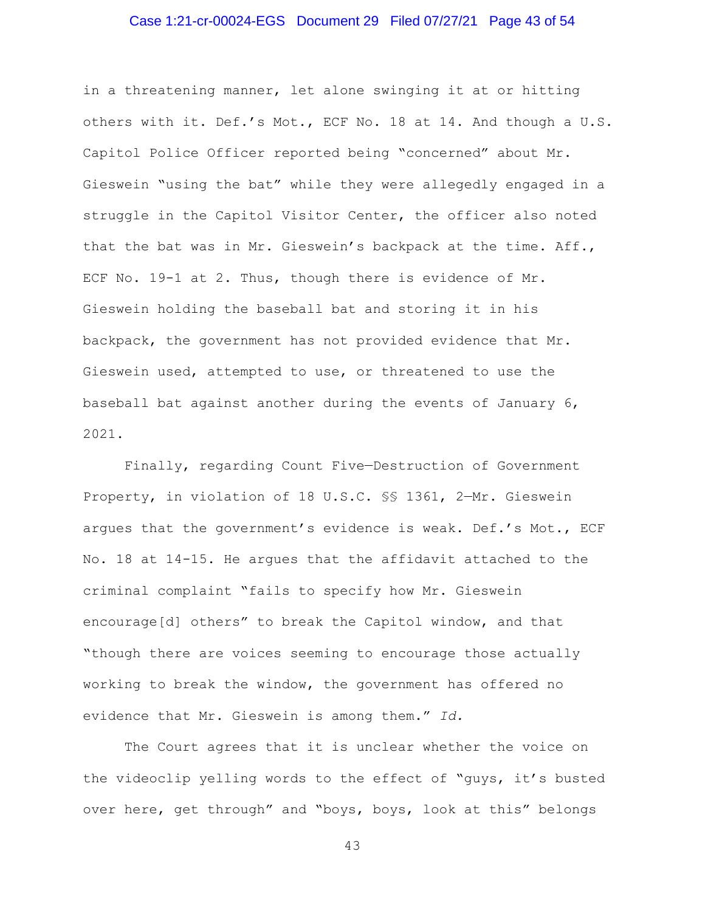in a threatening manner, let alone swinging it at or hitting others with it. Def.'s Mot., ECF No. 18 at 14. And though a U.S. Capitol Police Officer reported being "concerned" about Mr. Gieswein "using the bat" while they were allegedly engaged in a struggle in the Capitol Visitor Center, the officer also noted that the bat was in Mr. Gieswein's backpack at the time. Aff., ECF No. 19-1 at 2. Thus, though there is evidence of Mr. Gieswein holding the baseball bat and storing it in his backpack, the government has not provided evidence that Mr. Gieswein used, attempted to use, or threatened to use the baseball bat against another during the events of January 6, 2021.

Finally, regarding Count Five—Destruction of Government Property, in violation of 18 U.S.C. §§ 1361, 2—Mr. Gieswein argues that the government's evidence is weak. Def.'s Mot., ECF No. 18 at 14-15. He argues that the affidavit attached to the criminal complaint "fails to specify how Mr. Gieswein encourage[d] others" to break the Capitol window, and that "though there are voices seeming to encourage those actually working to break the window, the government has offered no evidence that Mr. Gieswein is among them." *Id.*

The Court agrees that it is unclear whether the voice on the videoclip yelling words to the effect of "guys, it's busted over here, get through" and "boys, boys, look at this" belongs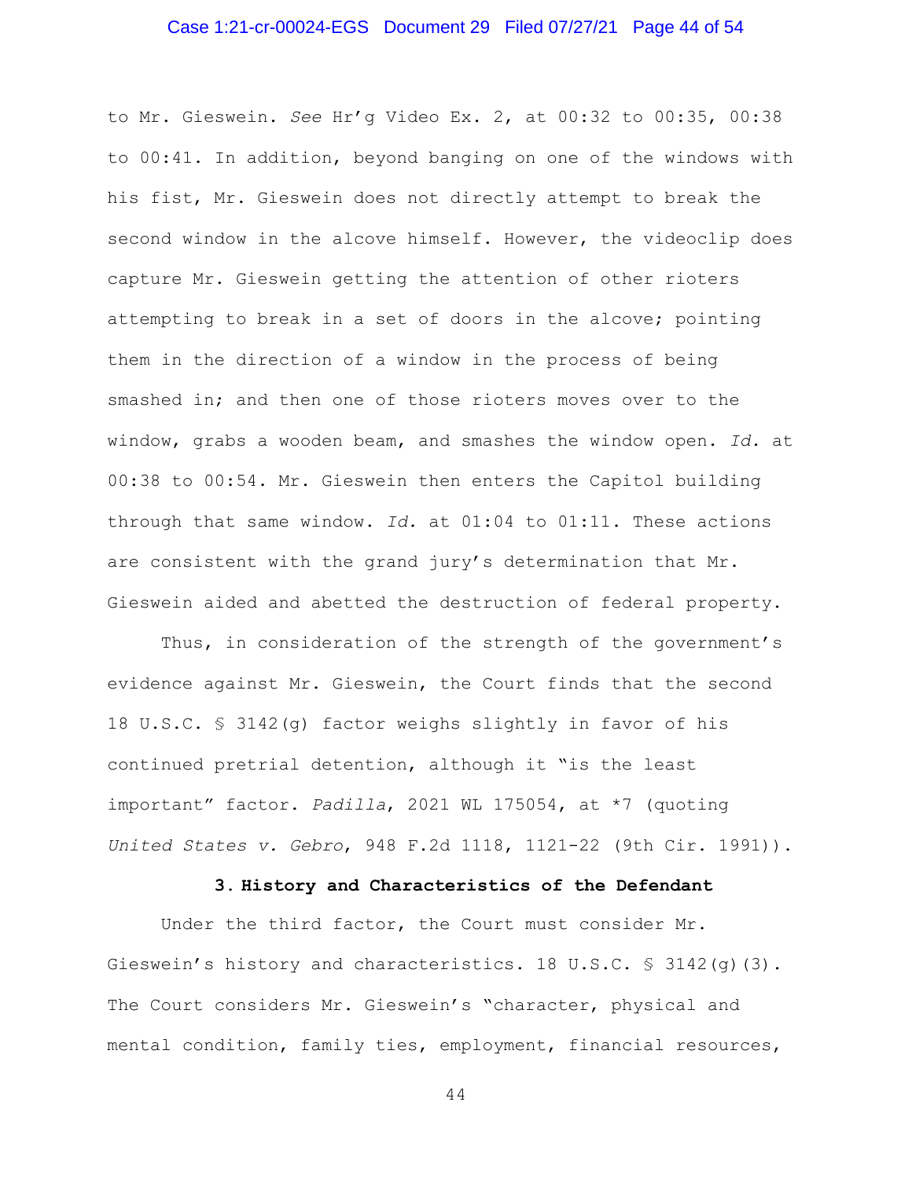to Mr. Gieswein. *See* Hr'g Video Ex. 2, at 00:32 to 00:35, 00:38 to 00:41. In addition, beyond banging on one of the windows with his fist, Mr. Gieswein does not directly attempt to break the second window in the alcove himself. However, the videoclip does capture Mr. Gieswein getting the attention of other rioters attempting to break in a set of doors in the alcove; pointing them in the direction of a window in the process of being smashed in; and then one of those rioters moves over to the window, grabs a wooden beam, and smashes the window open. *Id.* at 00:38 to 00:54. Mr. Gieswein then enters the Capitol building through that same window. *Id.* at 01:04 to 01:11. These actions are consistent with the grand jury's determination that Mr. Gieswein aided and abetted the destruction of federal property.

Thus, in consideration of the strength of the government's evidence against Mr. Gieswein, the Court finds that the second 18 U.S.C. § 3142(g) factor weighs slightly in favor of his continued pretrial detention, although it "is the least important" factor. *Padilla*, 2021 WL 175054, at *7 (quoting *United States v. Gebro*, 948 F.2d 1118, 1121-22 (9th Cir. 1991)).

### 3. History and Characteristics of the Defendant

Under the third factor, the Court must consider Mr. Gieswein's history and characteristics. 18 U.S.C. § 3142(g)(3). The Court considers Mr. Gieswein's "character, physical and mental condition, family ties, employment, financial resources,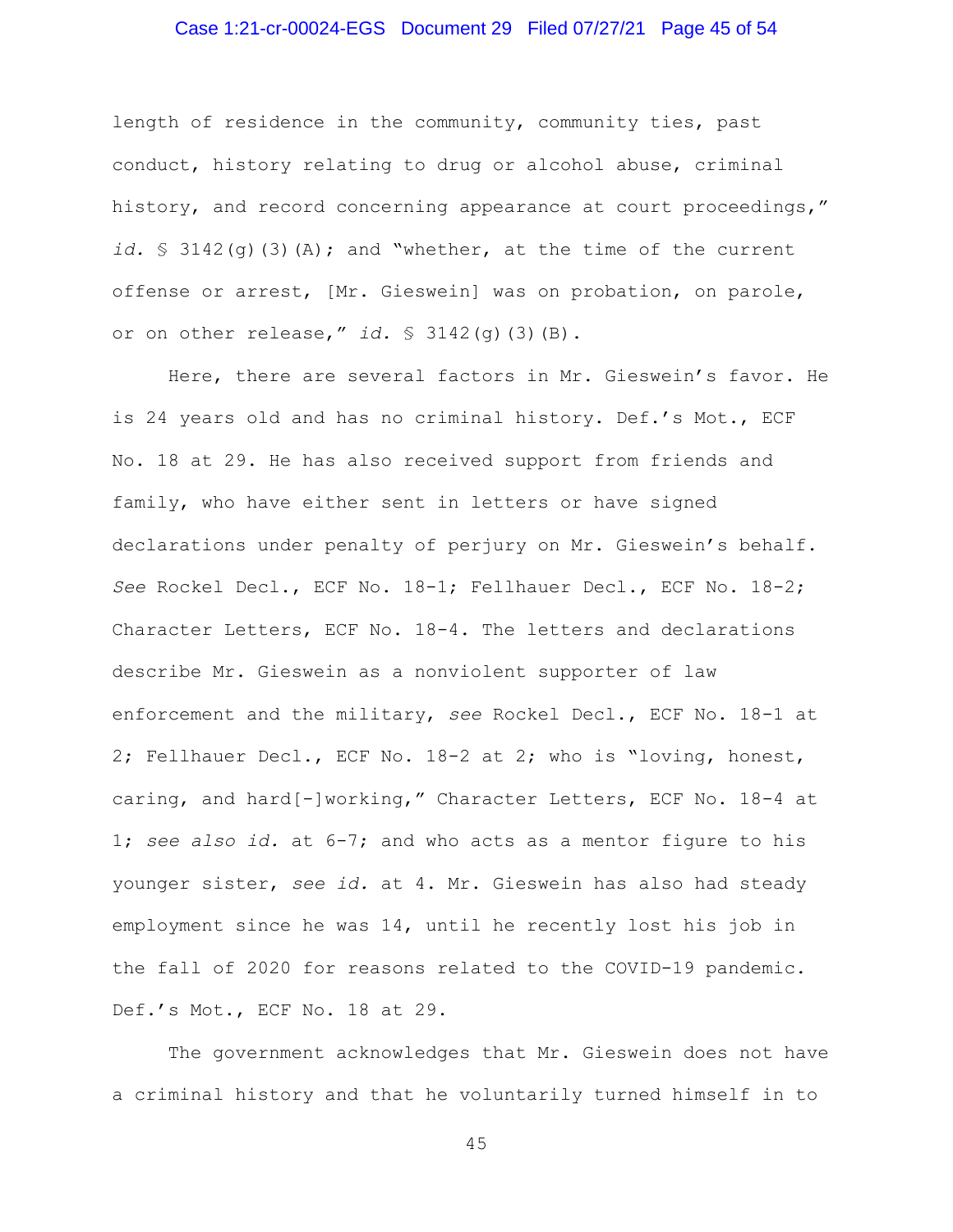length of residence in the community, community ties, past conduct, history relating to drug or alcohol abuse, criminal history, and record concerning appearance at court proceedings," *id.* § 3142(g)(3)(A); and "whether, at the time of the current offense or arrest, [Mr. Gieswein] was on probation, on parole, or on other release," *id.* § 3142(g)(3)(B).

Here, there are several factors in Mr. Gieswein's favor. He is 24 years old and has no criminal history. Def.'s Mot., ECF No. 18 at 29. He has also received support from friends and family, who have either sent in letters or have signed declarations under penalty of perjury on Mr. Gieswein's behalf. *See* Rockel Decl., ECF No. 18-1; Fellhauer Decl., ECF No. 18-2; Character Letters, ECF No. 18-4. The letters and declarations describe Mr. Gieswein as a nonviolent supporter of law enforcement and the military, *see* Rockel Decl., ECF No. 18-1 at 2; Fellhauer Decl., ECF No. 18-2 at 2; who is "loving, honest, caring, and hard[-]working," Character Letters, ECF No. 18-4 at 1; *see also id.* at 6-7; and who acts as a mentor figure to his younger sister, *see id.* at 4. Mr. Gieswein has also had steady employment since he was 14, until he recently lost his job in the fall of 2020 for reasons related to the COVID-19 pandemic. Def.'s Mot., ECF No. 18 at 29.

The government acknowledges that Mr. Gieswein does not have a criminal history and that he voluntarily turned himself in to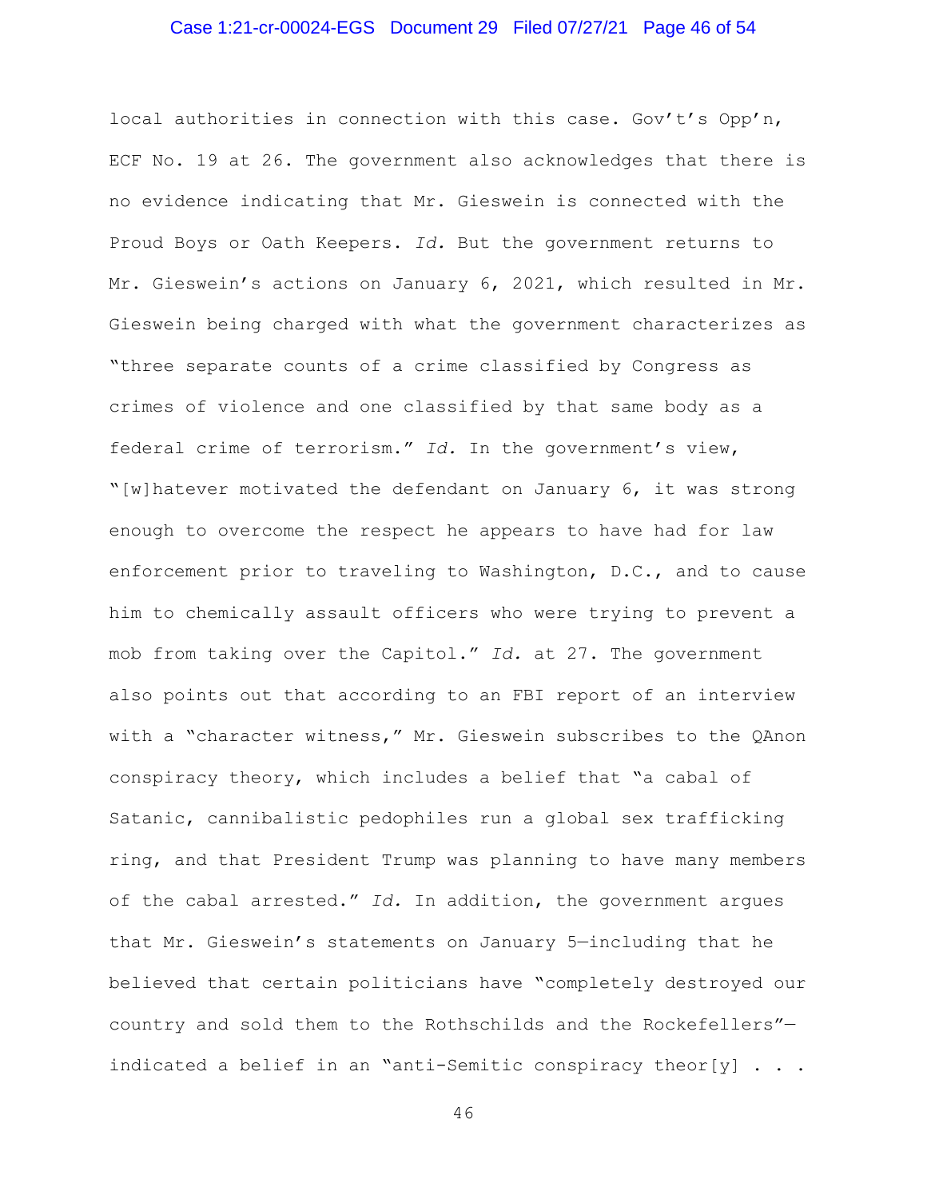local authorities in connection with this case. Gov't's Opp'n, ECF No. 19 at 26. The government also acknowledges that there is no evidence indicating that Mr. Gieswein is connected with the Proud Boys or Oath Keepers. *Id.* But the government returns to Mr. Gieswein's actions on January 6, 2021, which resulted in Mr. Gieswein being charged with what the government characterizes as "three separate counts of a crime classified by Congress as crimes of violence and one classified by that same body as a federal crime of terrorism." *Id.* In the government's view, "[w]hatever motivated the defendant on January 6, it was strong enough to overcome the respect he appears to have had for law enforcement prior to traveling to Washington, D.C., and to cause him to chemically assault officers who were trying to prevent a mob from taking over the Capitol." *Id.* at 27. The government also points out that according to an FBI report of an interview with a "character witness," Mr. Gieswein subscribes to the QAnon conspiracy theory, which includes a belief that "a cabal of Satanic, cannibalistic pedophiles run a global sex trafficking ring, and that President Trump was planning to have many members of the cabal arrested." *Id.* In addition, the government argues that Mr. Gieswein's statements on January 5—including that he believed that certain politicians have "completely destroyed our country and sold them to the Rothschilds and the Rockefellers"—indicated a belief in an "anti-Semitic conspiracy theor[y] . . .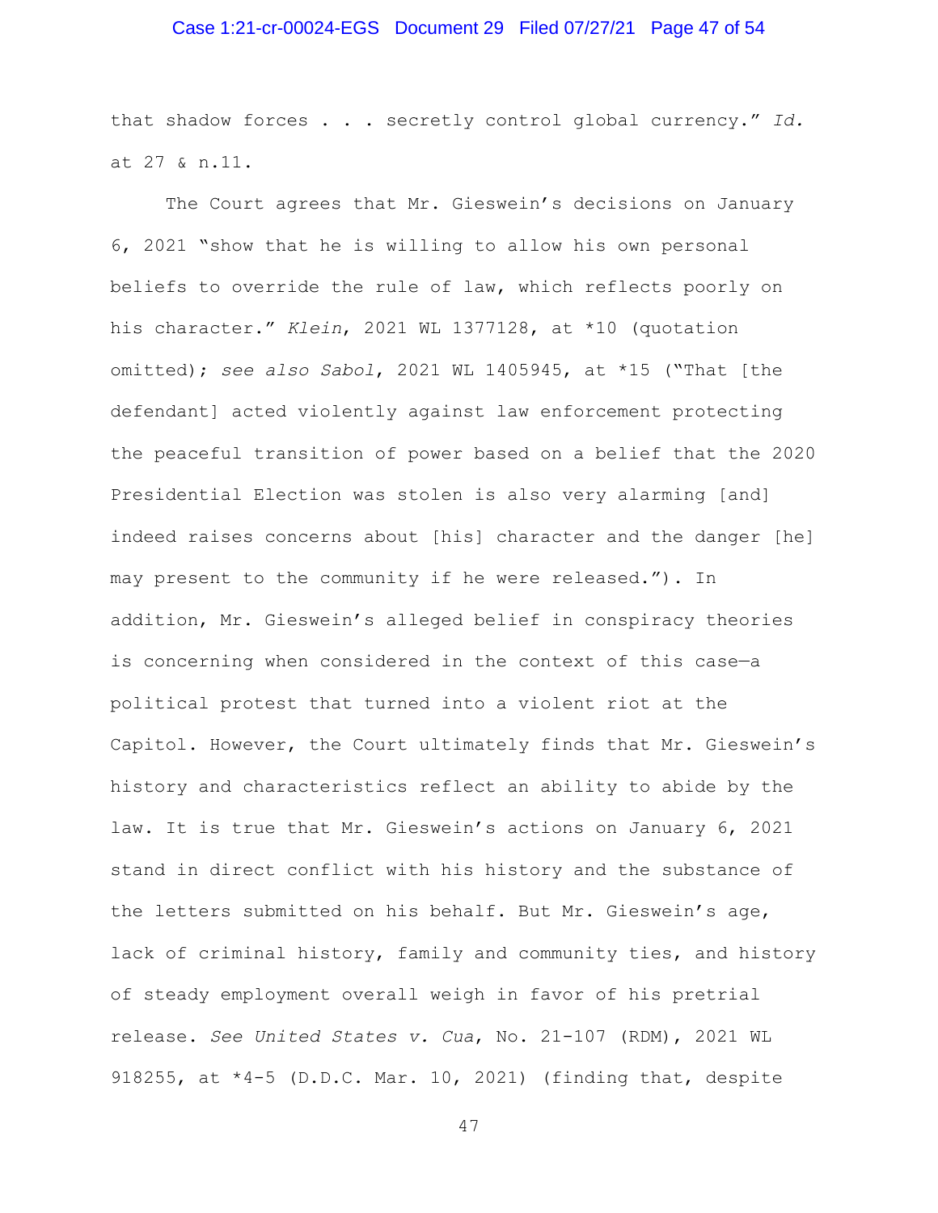that shadow forces . . . secretly control global currency." *Id.* at 27 & n.11.

The Court agrees that Mr. Gieswein's decisions on January 6, 2021 "show that he is willing to allow his own personal beliefs to override the rule of law, which reflects poorly on his character." *Klein*, 2021 WL 1377128, at *10 (quotation omitted); *see also Sabol*, 2021 WL 1405945, at *15 ("That [the defendant] acted violently against law enforcement protecting the peaceful transition of power based on a belief that the 2020 Presidential Election was stolen is also very alarming [and] indeed raises concerns about [his] character and the danger [he] may present to the community if he were released."). In addition, Mr. Gieswein's alleged belief in conspiracy theories is concerning when considered in the context of this case—a political protest that turned into a violent riot at the Capitol. However, the Court ultimately finds that Mr. Gieswein's history and characteristics reflect an ability to abide by the law. It is true that Mr. Gieswein's actions on January 6, 2021 stand in direct conflict with his history and the substance of the letters submitted on his behalf. But Mr. Gieswein's age, lack of criminal history, family and community ties, and history of steady employment overall weigh in favor of his pretrial release. *See United States v. Cua*, No. 21-107 (RDM), 2021 WL 918255, at *4-5 (D.D.C. Mar. 10, 2021) (finding that, despite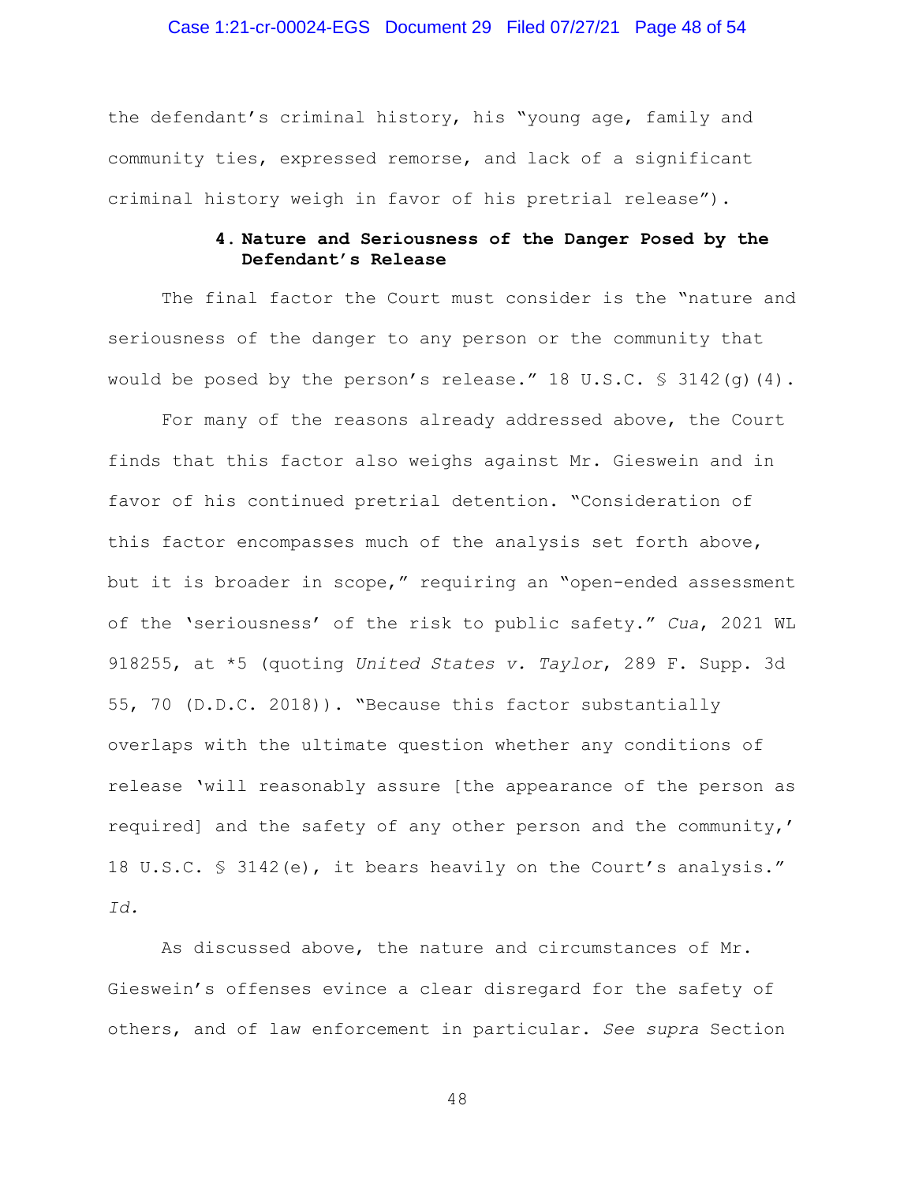the defendant's criminal history, his "young age, family and community ties, expressed remorse, and lack of a significant criminal history weigh in favor of his pretrial release").

#### 4. Nature and Seriousness of the Danger Posed by the Defendant's Release

The final factor the Court must consider is the "nature and seriousness of the danger to any person or the community that would be posed by the person's release." 18 U.S.C. § 3142(g)(4).

For many of the reasons already addressed above, the Court finds that this factor also weighs against Mr. Gieswein and in favor of his continued pretrial detention. "Consideration of this factor encompasses much of the analysis set forth above, but it is broader in scope," requiring an "open-ended assessment of the 'seriousness' of the risk to public safety." *Cua*, 2021 WL 918255, at *5 (quoting *United States v. Taylor*, 289 F. Supp. 3d 55, 70 (D.D.C. 2018)). "Because this factor substantially overlaps with the ultimate question whether any conditions of release 'will reasonably assure [the appearance of the person as required] and the safety of any other person and the community,' 18 U.S.C. § 3142(e), it bears heavily on the Court's analysis." *Id.*

As discussed above, the nature and circumstances of Mr. Gieswein's offenses evince a clear disregard for the safety of others, and of law enforcement in particular. *See supra* Section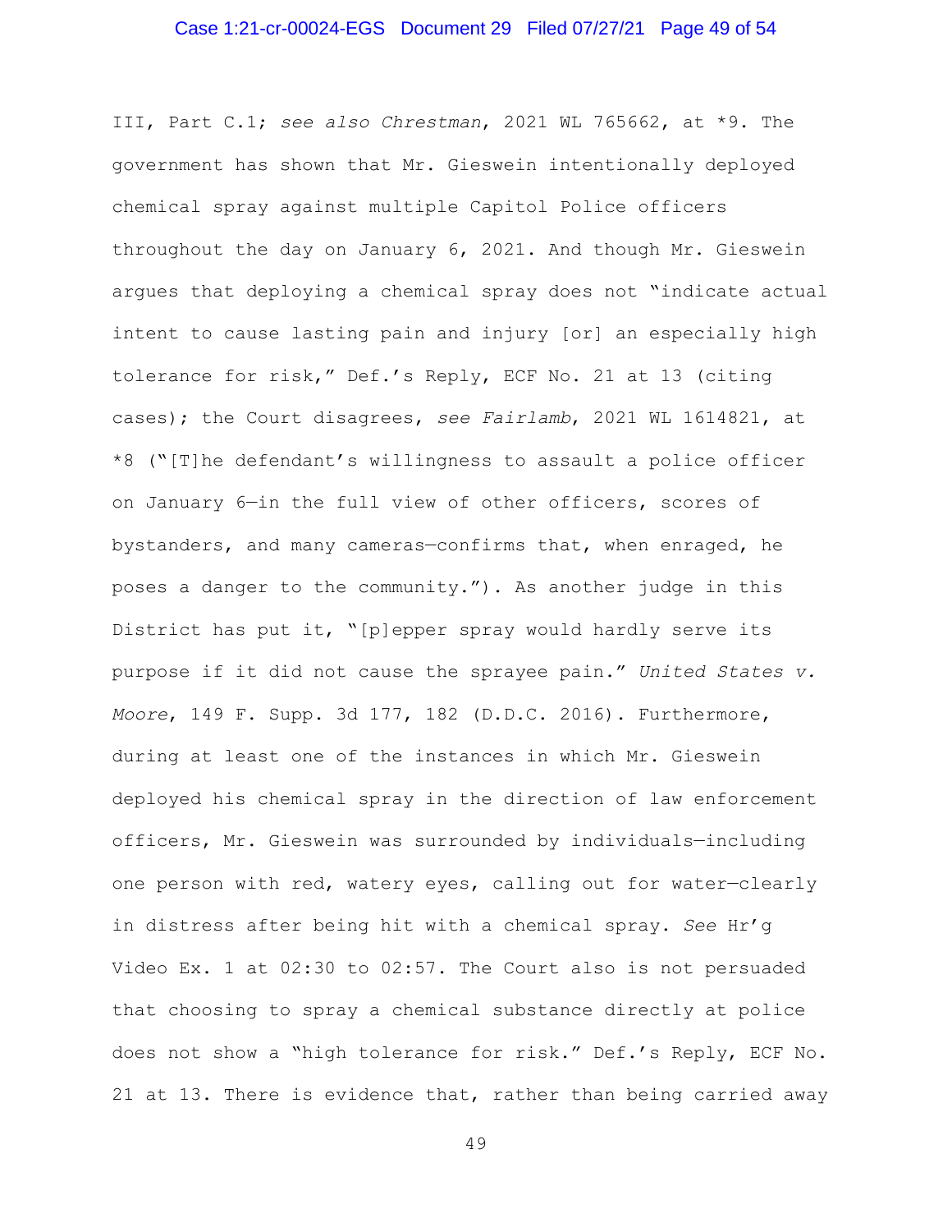III, Part C.1; *see also Chrestman*, 2021 WL 765662, at *9. The government has shown that Mr. Gieswein intentionally deployed chemical spray against multiple Capitol Police officers throughout the day on January 6, 2021. And though Mr. Gieswein argues that deploying a chemical spray does not "indicate actual intent to cause lasting pain and injury [or] an especially high tolerance for risk," Def.'s Reply, ECF No. 21 at 13 (citing cases); the Court disagrees, *see Fairlamb*, 2021 WL 1614821, at *8 ("[T]he defendant's willingness to assault a police officer on January 6—in the full view of other officers, scores of bystanders, and many cameras—confirms that, when enraged, he poses a danger to the community."). As another judge in this District has put it, "[p]epper spray would hardly serve its purpose if it did not cause the sprayee pain." *United States v. Moore*, 149 F. Supp. 3d 177, 182 (D.D.C. 2016). Furthermore, during at least one of the instances in which Mr. Gieswein deployed his chemical spray in the direction of law enforcement officers, Mr. Gieswein was surrounded by individuals—including one person with red, watery eyes, calling out for water—clearly in distress after being hit with a chemical spray. *See* Hr'g Video Ex. 1 at 02:30 to 02:57. The Court also is not persuaded that choosing to spray a chemical substance directly at police does not show a "high tolerance for risk." Def.'s Reply, ECF No. 21 at 13. There is evidence that, rather than being carried away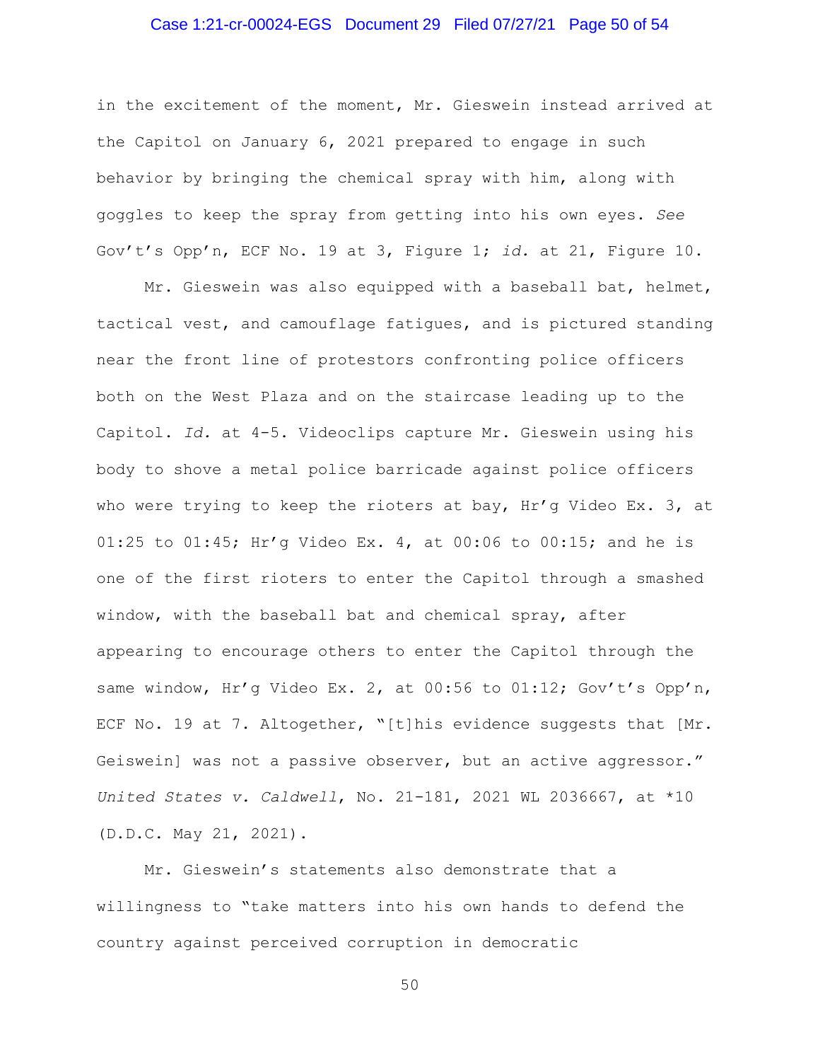in the excitement of the moment, Mr. Gieswein instead arrived at the Capitol on January 6, 2021 prepared to engage in such behavior by bringing the chemical spray with him, along with goggles to keep the spray from getting into his own eyes. *See* Gov't's Opp'n, ECF No. 19 at 3, Figure 1; *id.* at 21, Figure 10.

Mr. Gieswein was also equipped with a baseball bat, helmet, tactical vest, and camouflage fatigues, and is pictured standing near the front line of protestors confronting police officers both on the West Plaza and on the staircase leading up to the Capitol. *Id.* at 4-5. Videoclips capture Mr. Gieswein using his body to shove a metal police barricade against police officers who were trying to keep the rioters at bay, Hr'g Video Ex. 3, at 01:25 to 01:45; Hr'g Video Ex. 4, at 00:06 to 00:15; and he is one of the first rioters to enter the Capitol through a smashed window, with the baseball bat and chemical spray, after appearing to encourage others to enter the Capitol through the same window, Hr'g Video Ex. 2, at 00:56 to 01:12; Gov't's Opp'n, ECF No. 19 at 7. Altogether, "[t]his evidence suggests that [Mr. Geiswein] was not a passive observer, but an active aggressor." *United States v. Caldwell*, No. 21-181, 2021 WL 2036667, at *10 (D.D.C. May 21, 2021).

Mr. Gieswein's statements also demonstrate that a willingness to "take matters into his own hands to defend the country against perceived corruption in democratic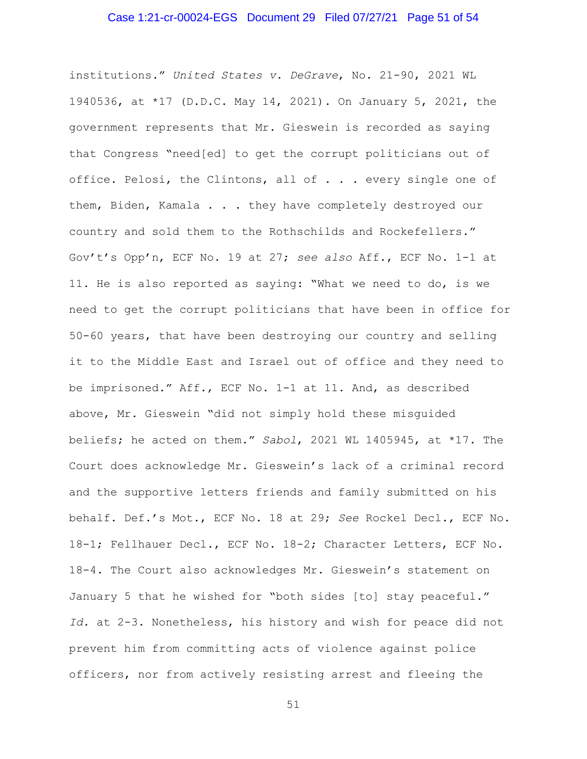institutions." *United States v. DeGrave*, No. 21-90, 2021 WL 1940536, at *17 (D.D.C. May 14, 2021). On January 5, 2021, the government represents that Mr. Gieswein is recorded as saying that Congress "need[ed] to get the corrupt politicians out of office. Pelosi, the Clintons, all of . . . every single one of them, Biden, Kamala . . . they have completely destroyed our country and sold them to the Rothschilds and Rockefellers." Gov't's Opp'n, ECF No. 19 at 27; *see also* Aff., ECF No. 1-1 at 11. He is also reported as saying: "What we need to do, is we need to get the corrupt politicians that have been in office for 50-60 years, that have been destroying our country and selling it to the Middle East and Israel out of office and they need to be imprisoned." Aff., ECF No. 1-1 at 11. And, as described above, Mr. Gieswein "did not simply hold these misguided beliefs; he acted on them." *Sabol*, 2021 WL 1405945, at *17. The Court does acknowledge Mr. Gieswein's lack of a criminal record and the supportive letters friends and family submitted on his behalf. Def.'s Mot., ECF No. 18 at 29; *See* Rockel Decl., ECF No. 18-1; Fellhauer Decl., ECF No. 18-2; Character Letters, ECF No. 18-4. The Court also acknowledges Mr. Gieswein's statement on January 5 that he wished for "both sides [to] stay peaceful." *Id.* at 2-3. Nonetheless, his history and wish for peace did not prevent him from committing acts of violence against police officers, nor from actively resisting arrest and fleeing the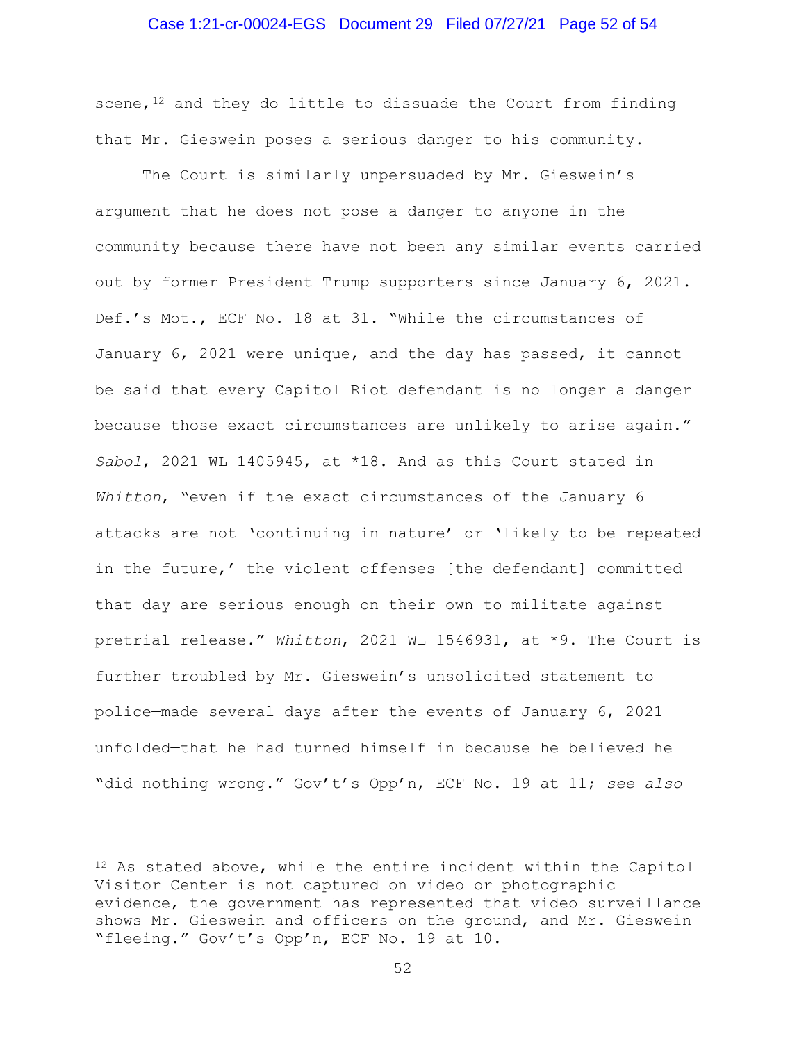scene,[12] and they do little to dissuade the Court from finding that Mr. Gieswein poses a serious danger to his community.

The Court is similarly unpersuaded by Mr. Gieswein's argument that he does not pose a danger to anyone in the community because there have not been any similar events carried out by former President Trump supporters since January 6, 2021. Def.'s Mot., ECF No. 18 at 31. "While the circumstances of January 6, 2021 were unique, and the day has passed, it cannot be said that every Capitol Riot defendant is no longer a danger because those exact circumstances are unlikely to arise again." *Sabol*, 2021 WL 1405945, at *18. And as this Court stated in *Whitton*, "even if the exact circumstances of the January 6 attacks are not 'continuing in nature' or 'likely to be repeated in the future,' the violent offenses [the defendant] committed that day are serious enough on their own to militate against pretrial release." *Whitton*, 2021 WL 1546931, at *9. The Court is further troubled by Mr. Gieswein's unsolicited statement to police—made several days after the events of January 6, 2021 unfolded—that he had turned himself in because he believed he "did nothing wrong." Gov't's Opp'n, ECF No. 19 at 11; *see also*

---

[12] As stated above, while the entire incident within the Capitol Visitor Center is not captured on video or photographic evidence, the government has represented that video surveillance shows Mr. Gieswein and officers on the ground, and Mr. Gieswein "fleeing." Gov't's Opp'n, ECF No. 19 at 10.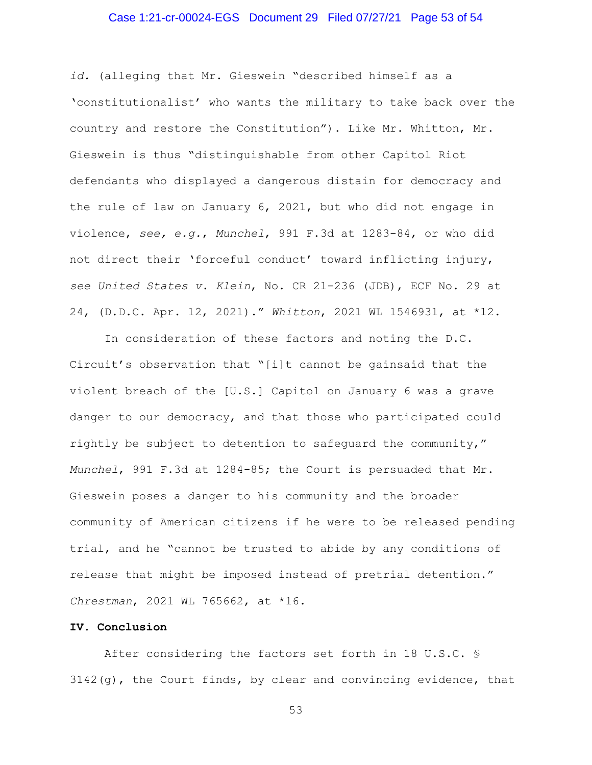*id.* (alleging that Mr. Gieswein "described himself as a 'constitutionalist' who wants the military to take back over the country and restore the Constitution"). Like Mr. Whitton, Mr. Gieswein is thus "distinguishable from other Capitol Riot defendants who displayed a dangerous distain for democracy and the rule of law on January 6, 2021, but who did not engage in violence, *see, e.g.*, *Munchel*, 991 F.3d at 1283-84, or who did not direct their 'forceful conduct' toward inflicting injury, *see United States v. Klein*, No. CR 21-236 (JDB), ECF No. 29 at 24, (D.D.C. Apr. 12, 2021)." *Whitton*, 2021 WL 1546931, at \*12.

In consideration of these factors and noting the D.C. Circuit's observation that "[i]t cannot be gainsaid that the violent breach of the [U.S.] Capitol on January 6 was a grave danger to our democracy, and that those who participated could rightly be subject to detention to safeguard the community," *Munchel*, 991 F.3d at 1284-85; the Court is persuaded that Mr. Gieswein poses a danger to his community and the broader community of American citizens if he were to be released pending trial, and he "cannot be trusted to abide by any conditions of release that might be imposed instead of pretrial detention." *Chrestman*, 2021 WL 765662, at \*16.

**IV. Conclusion**

After considering the factors set forth in 18 U.S.C. § 3142(g), the Court finds, by clear and convincing evidence, that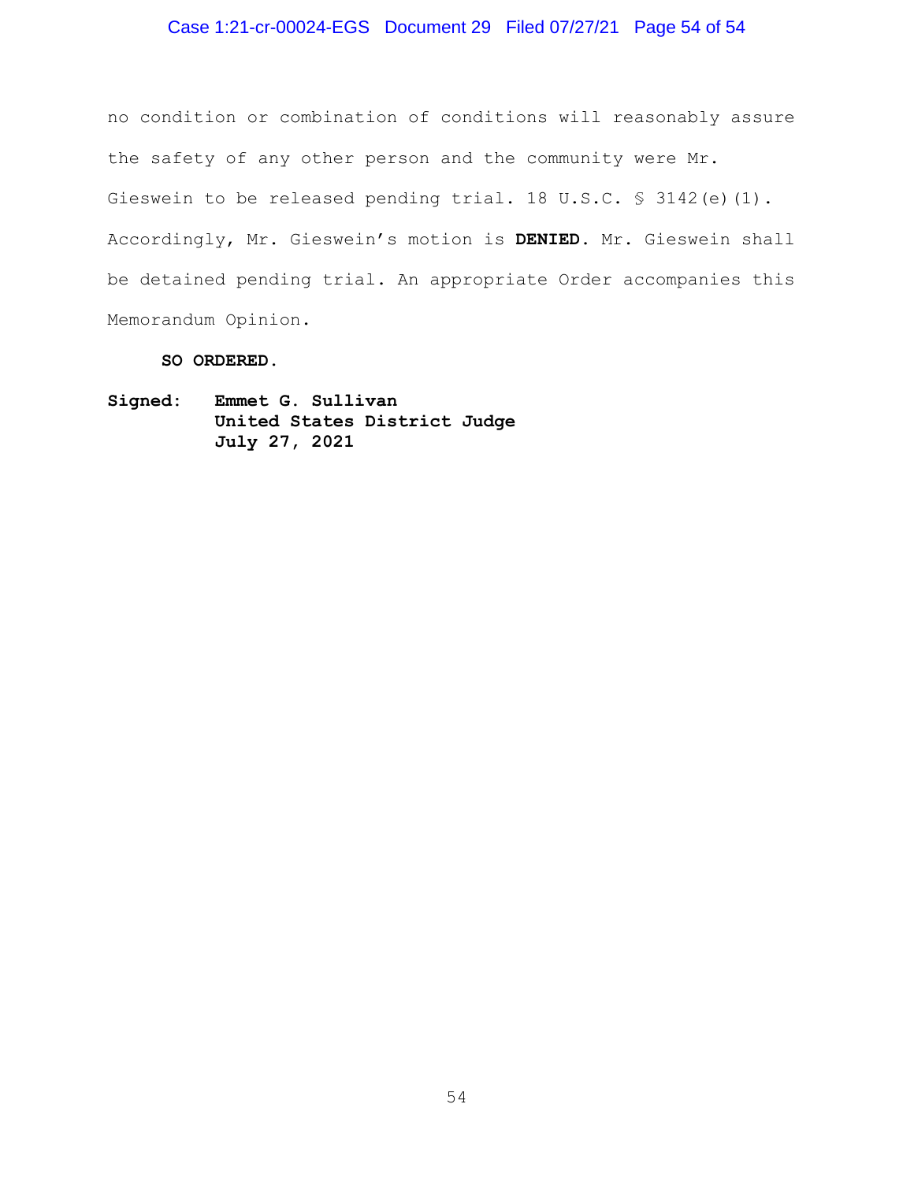no condition or combination of conditions will reasonably assure the safety of any other person and the community were Mr. Gieswein to be released pending trial. 18 U.S.C. § 3142(e)(1). Accordingly, Mr. Gieswein's motion is **DENIED**. Mr. Gieswein shall be detained pending trial. An appropriate Order accompanies this Memorandum Opinion.

**SO ORDERED.**

**Signed: Emmet G. Sullivan**
**United States District Judge**
**July 27, 2021**